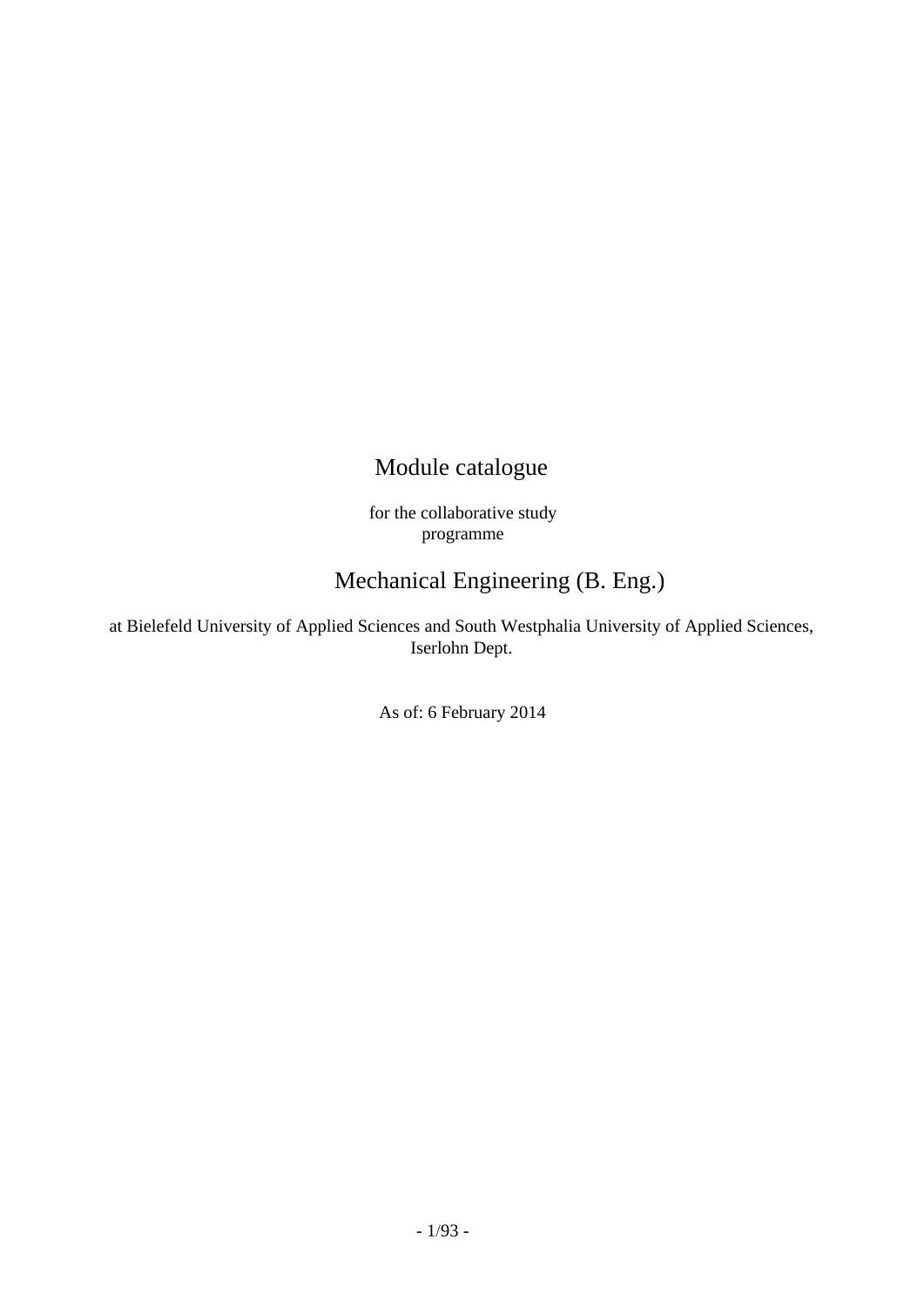# Module catalogue

for the collaborative study programme

# Mechanical Engineering (B. Eng.)

at Bielefeld University of Applied Sciences and South Westphalia University of Applied Sciences, Iserlohn Dept.

As of: 6 February 2014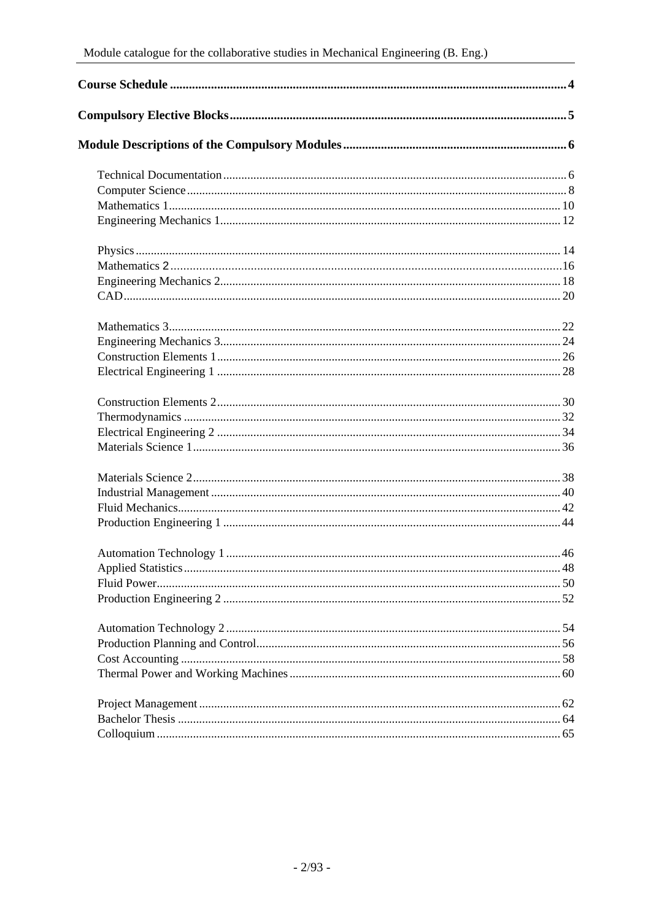**Course Schedule** ..... 4

**Compulsory Elective Blocks** ..... 5

**Module Descriptions of the Compulsory Modules** ..... 6

- Technical Documentation ..... 6
- Computer Science ..... 8
- Mathematics 1 ..... 10
- Engineering Mechanics 1 ..... 12

- Physics ..... 14
- Mathematics 2 ..... 16
- Engineering Mechanics 2 ..... 18
- CAD ..... 20

- Mathematics 3 ..... 22
- Engineering Mechanics 3 ..... 24
- Construction Elements 1 ..... 26
- Electrical Engineering 1 ..... 28

- Construction Elements 2 ..... 30
- Thermodynamics ..... 32
- Electrical Engineering 2 ..... 34
- Materials Science 1 ..... 36

- Materials Science 2 ..... 38
- Industrial Management ..... 40
- Fluid Mechanics ..... 42
- Production Engineering 1 ..... 44

- Automation Technology 1 ..... 46
- Applied Statistics ..... 48
- Fluid Power ..... 50
- Production Engineering 2 ..... 52

- Automation Technology 2 ..... 54
- Production Planning and Control ..... 56
- Cost Accounting ..... 58
- Thermal Power and Working Machines ..... 60

- Project Management ..... 62
- Bachelor Thesis ..... 64
- Colloquium ..... 65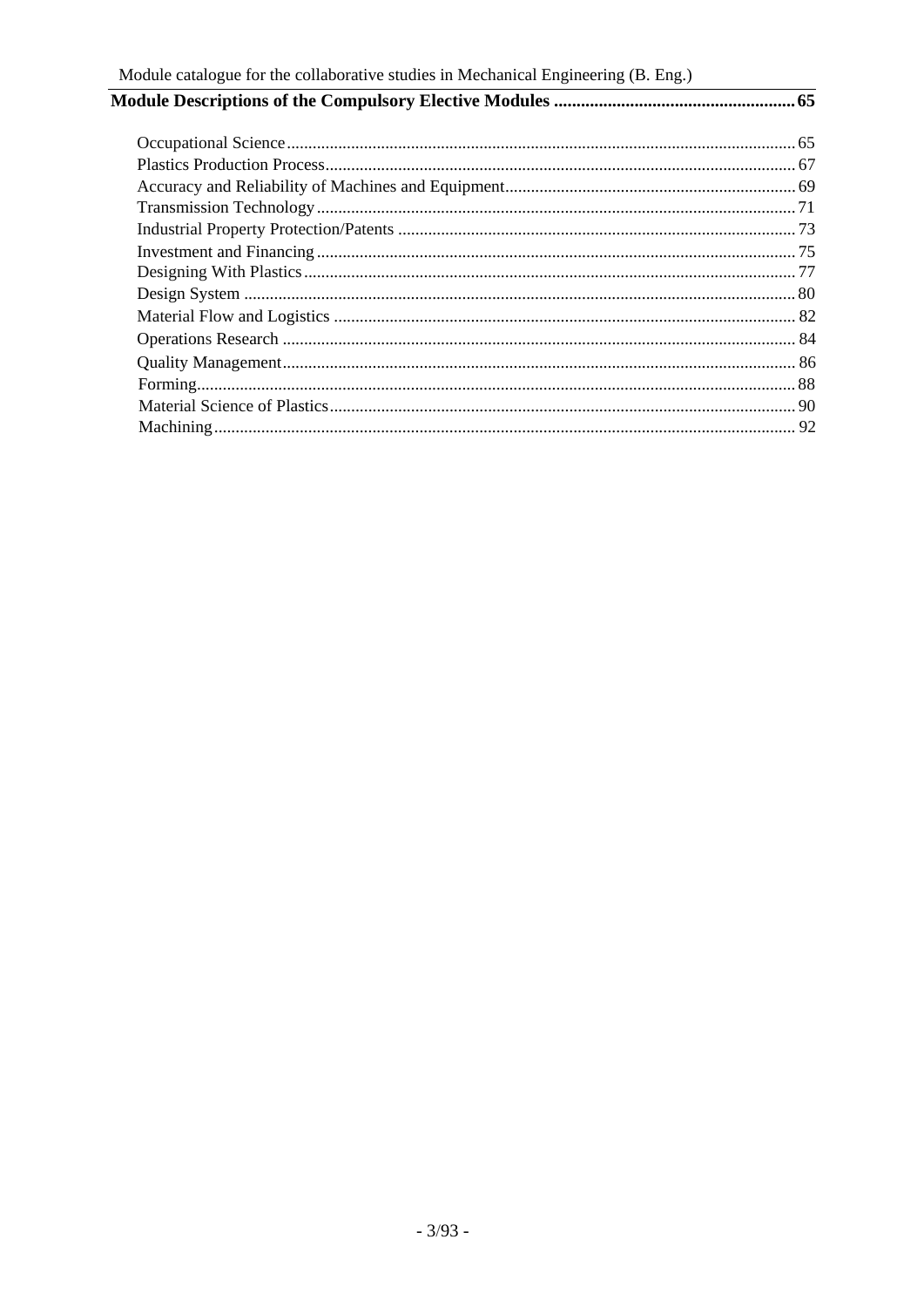**Module Descriptions of the Compulsory Elective Modules ...................................................... 65**

Occupational Science ........................................................................................................ 65
Plastics Production Process................................................................................................ 67
Accuracy and Reliability of Machines and Equipment...................................................... 69
Transmission Technology .................................................................................................. 71
Industrial Property Protection/Patents ............................................................................... 73
Investment and Financing .................................................................................................. 75
Designing With Plastics ..................................................................................................... 77
Design System ................................................................................................................... 80
Material Flow and Logistics .............................................................................................. 82
Operations Research .......................................................................................................... 84
Quality Management.......................................................................................................... 86
Forming.............................................................................................................................. 88
Material Science of Plastics............................................................................................... 90
Machining.......................................................................................................................... 92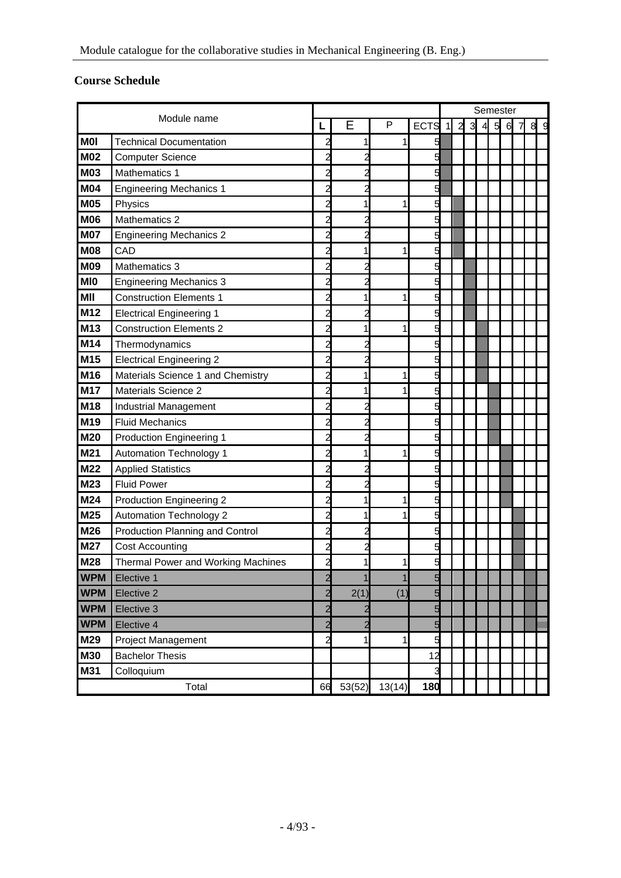## Course Schedule

| Module name | | L | E | P | ECTS | Semester 1 | 2 | 3 | 4 | 5 | 6 | 7 | 8 | 9 |
|---|---|---|---|---|---|---|---|---|---|---|---|---|---|---|
| M0I | Technical Documentation | 2 | 1 | 1 | 5 | X | | | | | | | | |
| M02 | Computer Science | 2 | 2 | | 5 | X | | | | | | | | |
| M03 | Mathematics 1 | 2 | 2 | | 5 | X | | | | | | | | |
| M04 | Engineering Mechanics 1 | 2 | 2 | | 5 | X | | | | | | | | |
| M05 | Physics | 2 | 1 | 1 | 5 | | X | | | | | | | |
| M06 | Mathematics 2 | 2 | 2 | | 5 | | X | | | | | | | |
| M07 | Engineering Mechanics 2 | 2 | 2 | | 5 | | X | | | | | | | |
| M08 | CAD | 2 | 1 | 1 | 5 | | X | | | | | | | |
| M09 | Mathematics 3 | 2 | 2 | | 5 | | | X | | | | | | |
| MI0 | Engineering Mechanics 3 | 2 | 2 | | 5 | | | X | | | | | | |
| MII | Construction Elements 1 | 2 | 1 | 1 | 5 | | | X | | | | | | |
| M12 | Electrical Engineering 1 | 2 | 2 | | 5 | | | X | | | | | | |
| M13 | Construction Elements 2 | 2 | 1 | 1 | 5 | | | | X | | | | | |
| M14 | Thermodynamics | 2 | 2 | | 5 | | | | X | | | | | |
| M15 | Electrical Engineering 2 | 2 | 2 | | 5 | | | | X | | | | | |
| M16 | Materials Science 1 and Chemistry | 2 | 1 | 1 | 5 | | | | X | | | | | |
| M17 | Materials Science 2 | 2 | 1 | 1 | 5 | | | | | X | | | | |
| M18 | Industrial Management | 2 | 2 | | 5 | | | | | X | | | | |
| M19 | Fluid Mechanics | 2 | 2 | | 5 | | | | | X | | | | |
| M20 | Production Engineering 1 | 2 | 2 | | 5 | | | | | X | | | | |
| M21 | Automation Technology 1 | 2 | 1 | 1 | 5 | | | | | | X | | | |
| M22 | Applied Statistics | 2 | 2 | | 5 | | | | | | X | | | |
| M23 | Fluid Power | 2 | 2 | | 5 | | | | | | X | | | |
| M24 | Production Engineering 2 | 2 | 1 | 1 | 5 | | | | | | X | | | |
| M25 | Automation Technology 2 | 2 | 1 | 1 | 5 | | | | | | | X | | |
| M26 | Production Planning and Control | 2 | 2 | | 5 | | | | | | | X | | |
| M27 | Cost Accounting | 2 | 2 | | 5 | | | | | | | X | | |
| M28 | Thermal Power and Working Machines | 2 | 1 | 1 | 5 | | | | | | | X | | |
| WPM | Elective 1 | 2 | 1 | 1 | 5 | | | | | | | | X | |
| WPM | Elective 2 | 2 | 2(1) | (1) | 5 | | | | | | | | X | |
| WPM | Elective 3 | 2 | 2 | | 5 | | | | | | | | X | |
| WPM | Elective 4 | 2 | 2 | | 5 | | | | | | | | X | |
| M29 | Project Management | 2 | 1 | 1 | 5 | | | | | | | | | |
| M30 | Bachelor Thesis | | | | 12 | | | | | | | | | |
| M31 | Colloquium | | | | 3 | | | | | | | | | |
| Total | | 66 | 53(52) | 13(14) | **180** | | | | | | | | | |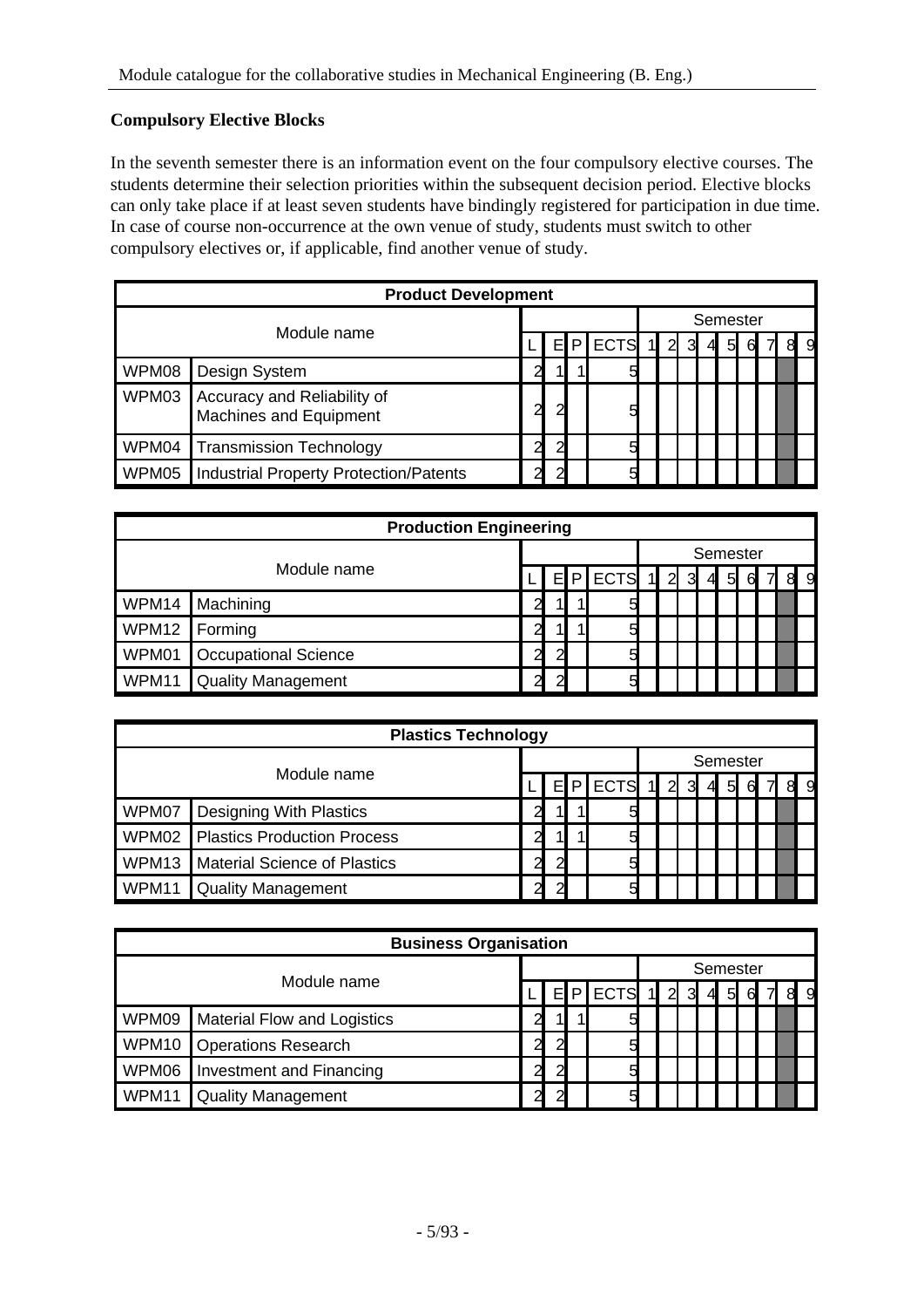## Compulsory Elective Blocks

In the seventh semester there is an information event on the four compulsory elective courses. The students determine their selection priorities within the subsequent decision period. Elective blocks can only take place if at least seven students have bindingly registered for participation in due time. In case of course non-occurrence at the own venue of study, students must switch to other compulsory electives or, if applicable, find another venue of study.

| Product Development | | | | | | | | | | | | | | | |
|---|---|---|---|---|---|---|---|---|---|---|---|---|---|---|---|
| Module name | | | | | | Semester | | | | | | | | | |
| | | L | E | P | ECTS | 1 | 2 | 3 | 4 | 5 | 6 | 7 | 8 | 9 |
| WPM08 | Design System | 2 | 1 | 1 | 5 | | | | | | | | ■ | |
| WPM03 | Accuracy and Reliability of Machines and Equipment | 2 | 2 | | 5 | | | | | | | | ■ | |
| WPM04 | Transmission Technology | 2 | 2 | | 5 | | | | | | | | ■ | |
| WPM05 | Industrial Property Protection/Patents | 2 | 2 | | 5 | | | | | | | | ■ | |

| Production Engineering | | | | | | | | | | | | | | | |
|---|---|---|---|---|---|---|---|---|---|---|---|---|---|---|---|
| Module name | | | | | | Semester | | | | | | | | | |
| | | L | E | P | ECTS | 1 | 2 | 3 | 4 | 5 | 6 | 7 | 8 | 9 |
| WPM14 | Machining | 2 | 1 | 1 | 5 | | | | | | | | ■ | |
| WPM12 | Forming | 2 | 1 | 1 | 5 | | | | | | | | ■ | |
| WPM01 | Occupational Science | 2 | 2 | | 5 | | | | | | | | ■ | |
| WPM11 | Quality Management | 2 | 2 | | 5 | | | | | | | | ■ | |

| Plastics Technology | | | | | | | | | | | | | | | |
|---|---|---|---|---|---|---|---|---|---|---|---|---|---|---|---|
| Module name | | | | | | Semester | | | | | | | | | |
| | | L | E | P | ECTS | 1 | 2 | 3 | 4 | 5 | 6 | 7 | 8 | 9 |
| WPM07 | Designing With Plastics | 2 | 1 | 1 | 5 | | | | | | | | ■ | |
| WPM02 | Plastics Production Process | 2 | 1 | 1 | 5 | | | | | | | | ■ | |
| WPM13 | Material Science of Plastics | 2 | 2 | | 5 | | | | | | | | ■ | |
| WPM11 | Quality Management | 2 | 2 | | 5 | | | | | | | | ■ | |

| Business Organisation | | | | | | | | | | | | | | | |
|---|---|---|---|---|---|---|---|---|---|---|---|---|---|---|---|
| Module name | | | | | | Semester | | | | | | | | | |
| | | L | E | P | ECTS | 1 | 2 | 3 | 4 | 5 | 6 | 7 | 8 | 9 |
| WPM09 | Material Flow and Logistics | 2 | 1 | 1 | 5 | | | | | | | | ■ | |
| WPM10 | Operations Research | 2 | 2 | | 5 | | | | | | | | ■ | |
| WPM06 | Investment and Financing | 2 | 2 | | 5 | | | | | | | | ■ | |
| WPM11 | Quality Management | 2 | 2 | | 5 | | | | | | | | ■ | |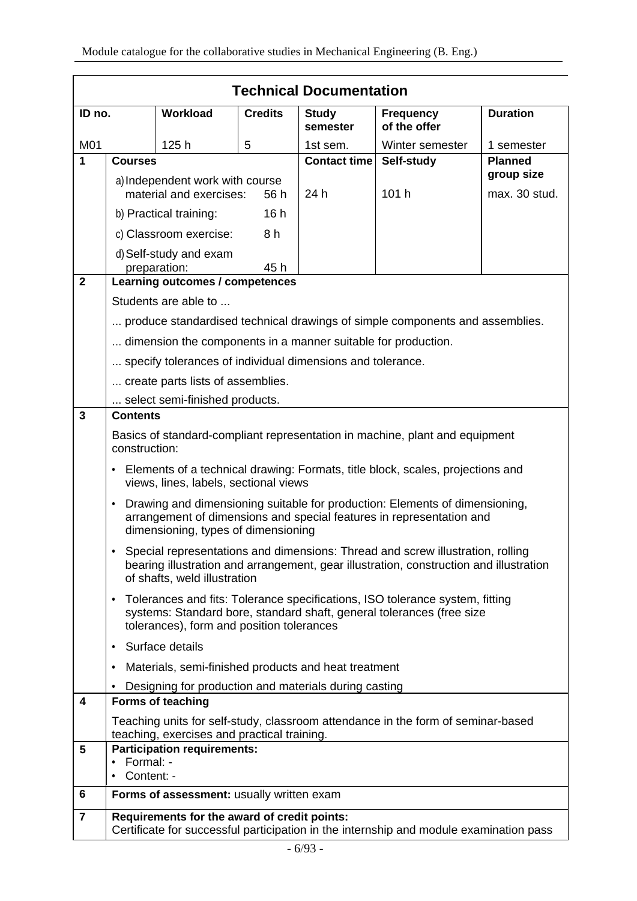## Technical Documentation

| ID no. | Workload | Credits | Study semester | Frequency of the offer | Duration |
|---|---|---|---|---|---|
| M01 | 125 h | 5 | 1st sem. | Winter semester | 1 semester |

| | Courses | Contact time | Self-study | Planned group size |
|---|---|---|---|---|
| 1 | a) Independent work with course material and exercises: 56 h<br>b) Practical training: 16 h<br>c) Classroom exercise: 8 h<br>d) Self-study and exam preparation: 45 h | 24 h | 101 h | max. 30 stud. |

**2 Learning outcomes / competences**

Students are able to ...

... produce standardised technical drawings of simple components and assemblies.

... dimension the components in a manner suitable for production.

... specify tolerances of individual dimensions and tolerance.

... create parts lists of assemblies.

... select semi-finished products.

**3 Contents**

Basics of standard-compliant representation in machine, plant and equipment construction:

- Elements of a technical drawing: Formats, title block, scales, projections and views, lines, labels, sectional views
- Drawing and dimensioning suitable for production: Elements of dimensioning, arrangement of dimensions and special features in representation and dimensioning, types of dimensioning
- Special representations and dimensions: Thread and screw illustration, rolling bearing illustration and arrangement, gear illustration, construction and illustration of shafts, weld illustration
- Tolerances and fits: Tolerance specifications, ISO tolerance system, fitting systems: Standard bore, standard shaft, general tolerances (free size tolerances), form and position tolerances
- Surface details
- Materials, semi-finished products and heat treatment
- Designing for production and materials during casting

**4 Forms of teaching**

Teaching units for self-study, classroom attendance in the form of seminar-based teaching, exercises and practical training.

**5 Participation requirements:**

- Formal: -
- Content: -

**6 Forms of assessment:** usually written exam

**7 Requirements for the award of credit points:**
Certificate for successful participation in the internship and module examination pass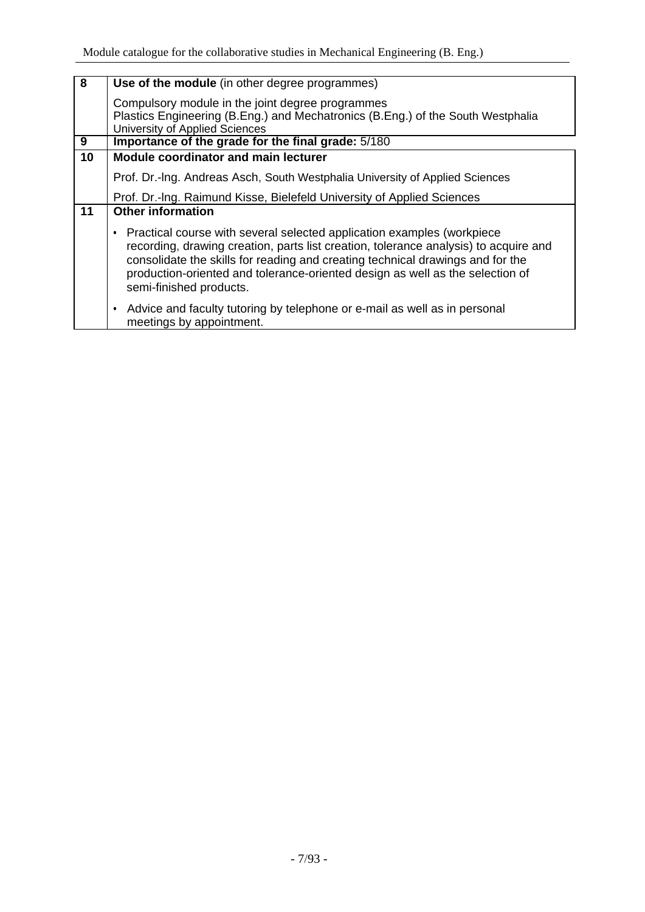| 8 | **Use of the module** (in other degree programmes) |
|---|---|
| | Compulsory module in the joint degree programmes<br>Plastics Engineering (B.Eng.) and Mechatronics (B.Eng.) of the South Westphalia University of Applied Sciences |
| 9 | **Importance of the grade for the final grade:** 5/180 |
| 10 | **Module coordinator and main lecturer** |
| | Prof. Dr.-Ing. Andreas Asch, South Westphalia University of Applied Sciences<br>Prof. Dr.-Ing. Raimund Kisse, Bielefeld University of Applied Sciences |
| 11 | **Other information** |
| | • Practical course with several selected application examples (workpiece recording, drawing creation, parts list creation, tolerance analysis) to acquire and consolidate the skills for reading and creating technical drawings and for the production-oriented and tolerance-oriented design as well as the selection of semi-finished products.<br>• Advice and faculty tutoring by telephone or e-mail as well as in personal meetings by appointment. |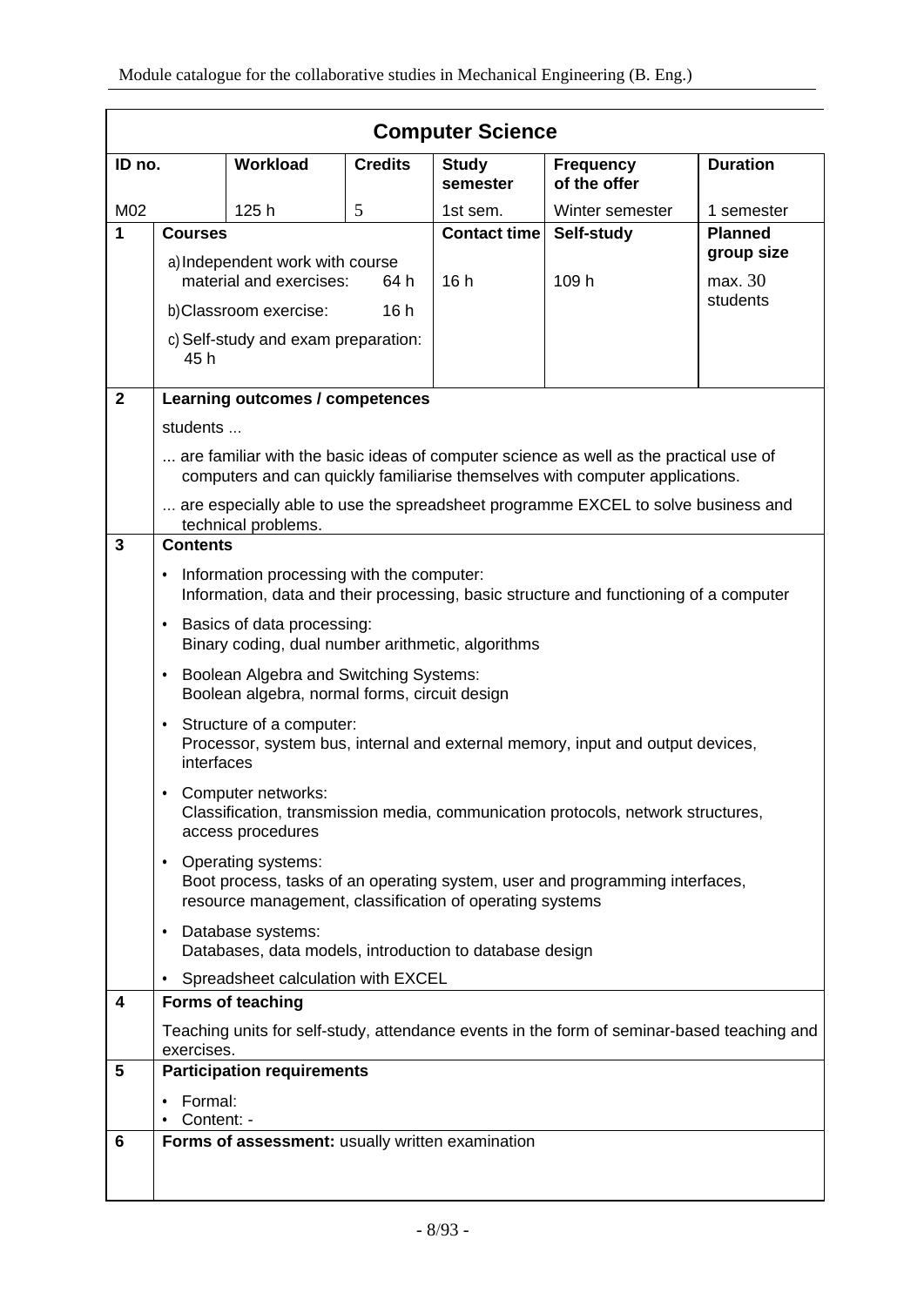## Computer Science

| ID no. | Workload | Credits | Study semester | Frequency of the offer | Duration |
|---|---|---|---|---|---|
| M02 | 125 h | 5 | 1st sem. | Winter semester | 1 semester |

| | Courses | Contact time | Self-study | Planned group size |
|---|---|---|---|---|
| 1 | a) Independent work with course material and exercises: 64 h<br>b) Classroom exercise: 16 h<br>c) Self-study and exam preparation: 45 h | 16 h | 109 h | max. 30 students |

**2 Learning outcomes / competences**

students ...

... are familiar with the basic ideas of computer science as well as the practical use of computers and can quickly familiarise themselves with computer applications.

... are especially able to use the spreadsheet programme EXCEL to solve business and technical problems.

**3 Contents**

- Information processing with the computer:
  Information, data and their processing, basic structure and functioning of a computer
- Basics of data processing:
  Binary coding, dual number arithmetic, algorithms
- Boolean Algebra and Switching Systems:
  Boolean algebra, normal forms, circuit design
- Structure of a computer:
  Processor, system bus, internal and external memory, input and output devices, interfaces
- Computer networks:
  Classification, transmission media, communication protocols, network structures, access procedures
- Operating systems:
  Boot process, tasks of an operating system, user and programming interfaces, resource management, classification of operating systems
- Database systems:
  Databases, data models, introduction to database design
- Spreadsheet calculation with EXCEL

**4 Forms of teaching**

Teaching units for self-study, attendance events in the form of seminar-based teaching and exercises.

**5 Participation requirements**

- Formal:
- Content: -

**6 Forms of assessment:** usually written examination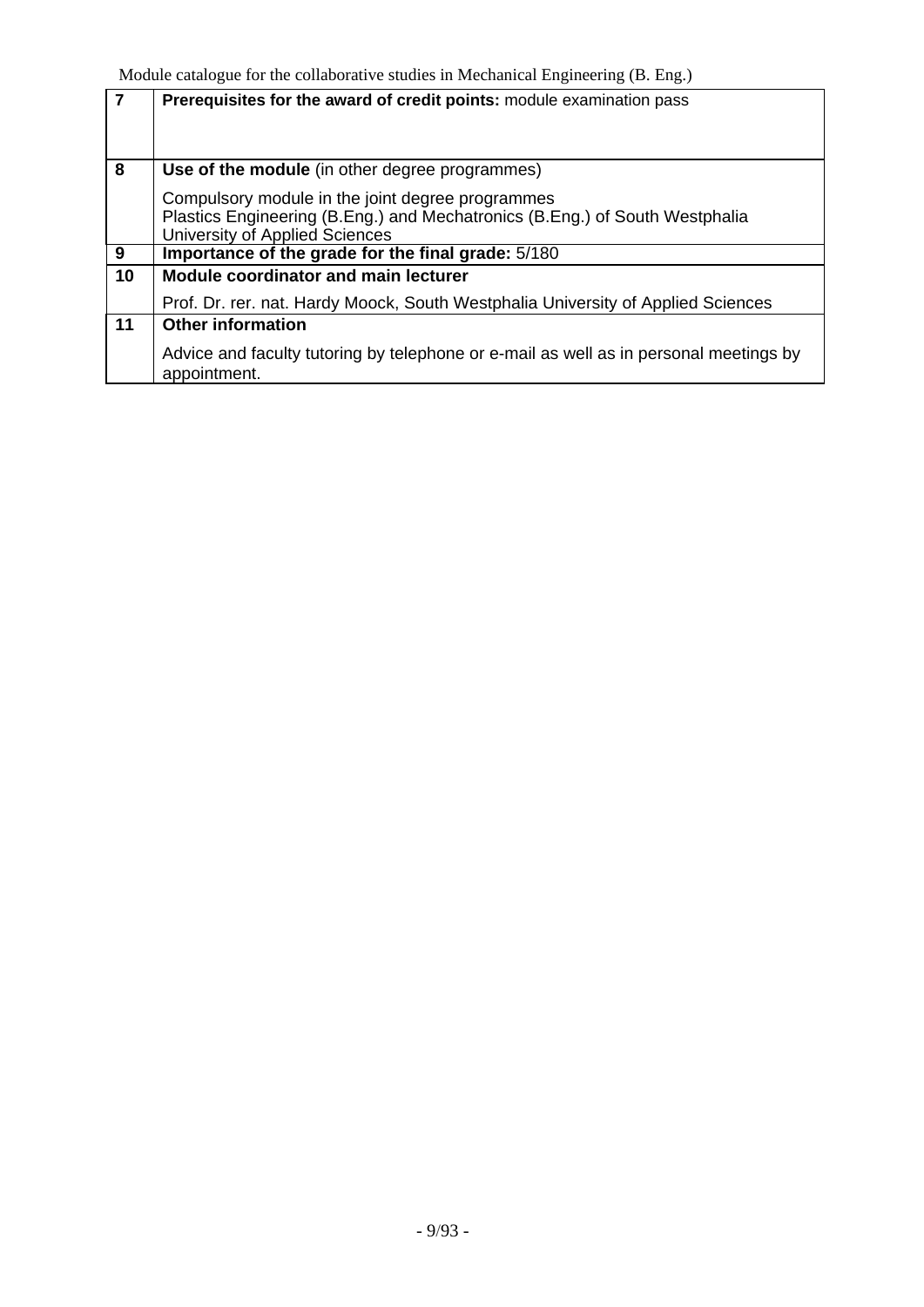| | |
|---|---|
| **7** | **Prerequisites for the award of credit points:** module examination pass |
| **8** | **Use of the module** (in other degree programmes)<br><br>Compulsory module in the joint degree programmes<br>Plastics Engineering (B.Eng.) and Mechatronics (B.Eng.) of South Westphalia University of Applied Sciences |
| **9** | **Importance of the grade for the final grade:** 5/180 |
| **10** | **Module coordinator and main lecturer**<br><br>Prof. Dr. rer. nat. Hardy Moock, South Westphalia University of Applied Sciences |
| **11** | **Other information**<br><br>Advice and faculty tutoring by telephone or e-mail as well as in personal meetings by appointment. |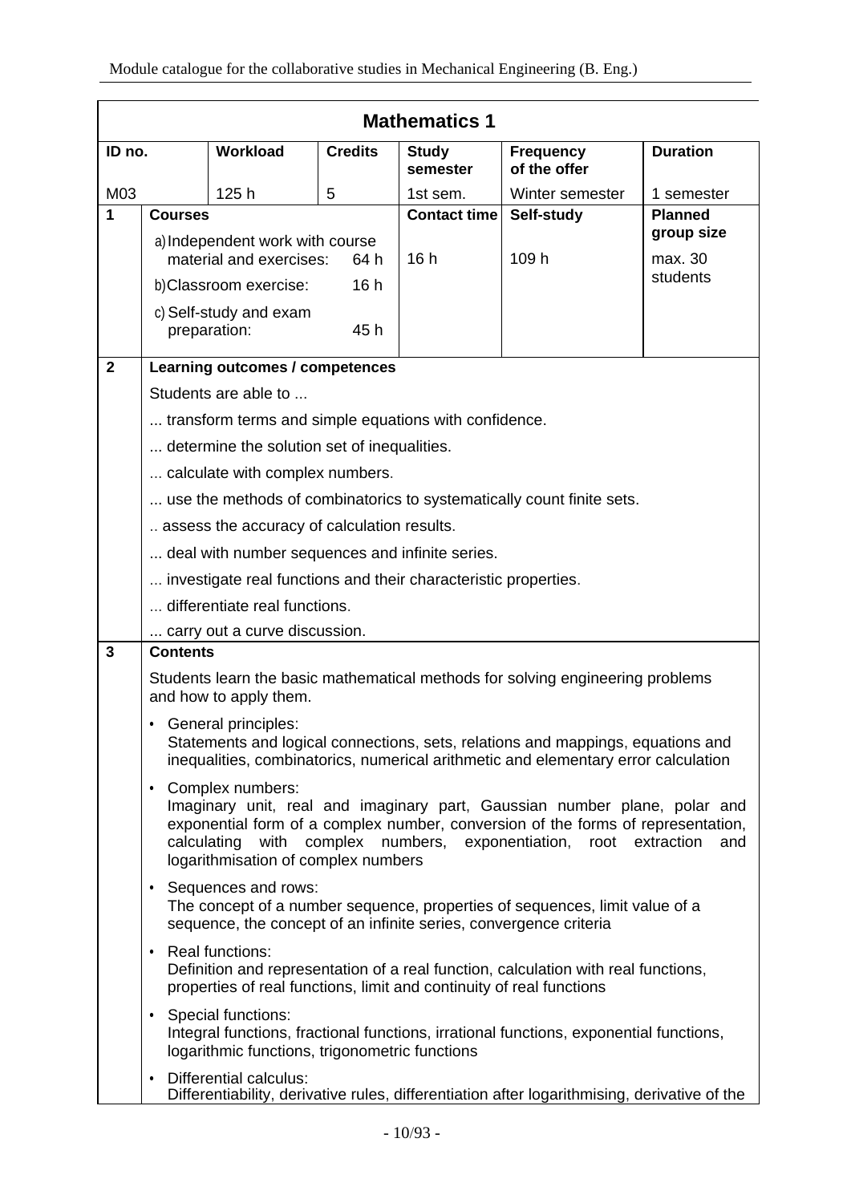## Mathematics 1

| ID no. | Workload | Credits | Study semester | Frequency of the offer | Duration |
|---|---|---|---|---|---|
| M03 | 125 h | 5 | 1st sem. | Winter semester | 1 semester |

| 1 | Courses | Contact time | Self-study | Planned group size |
|---|---|---|---|---|
| | a) Independent work with course material and exercises: 64 h<br>b) Classroom exercise: 16 h<br>c) Self-study and exam preparation: 45 h | 16 h | 109 h | max. 30 students |

**2 Learning outcomes / competences**

Students are able to ...

... transform terms and simple equations with confidence.

... determine the solution set of inequalities.

... calculate with complex numbers.

... use the methods of combinatorics to systematically count finite sets.

.. assess the accuracy of calculation results.

... deal with number sequences and infinite series.

... investigate real functions and their characteristic properties.

... differentiate real functions.

... carry out a curve discussion.

**3 Contents**

Students learn the basic mathematical methods for solving engineering problems and how to apply them.

- General principles:
  Statements and logical connections, sets, relations and mappings, equations and inequalities, combinatorics, numerical arithmetic and elementary error calculation
- Complex numbers:
  Imaginary unit, real and imaginary part, Gaussian number plane, polar and exponential form of a complex number, conversion of the forms of representation, calculating with complex numbers, exponentiation, root extraction and logarithmisation of complex numbers
- Sequences and rows:
  The concept of a number sequence, properties of sequences, limit value of a sequence, the concept of an infinite series, convergence criteria
- Real functions:
  Definition and representation of a real function, calculation with real functions, properties of real functions, limit and continuity of real functions
- Special functions:
  Integral functions, fractional functions, irrational functions, exponential functions, logarithmic functions, trigonometric functions
- Differential calculus:
  Differentiability, derivative rules, differentiation after logarithmising, derivative of the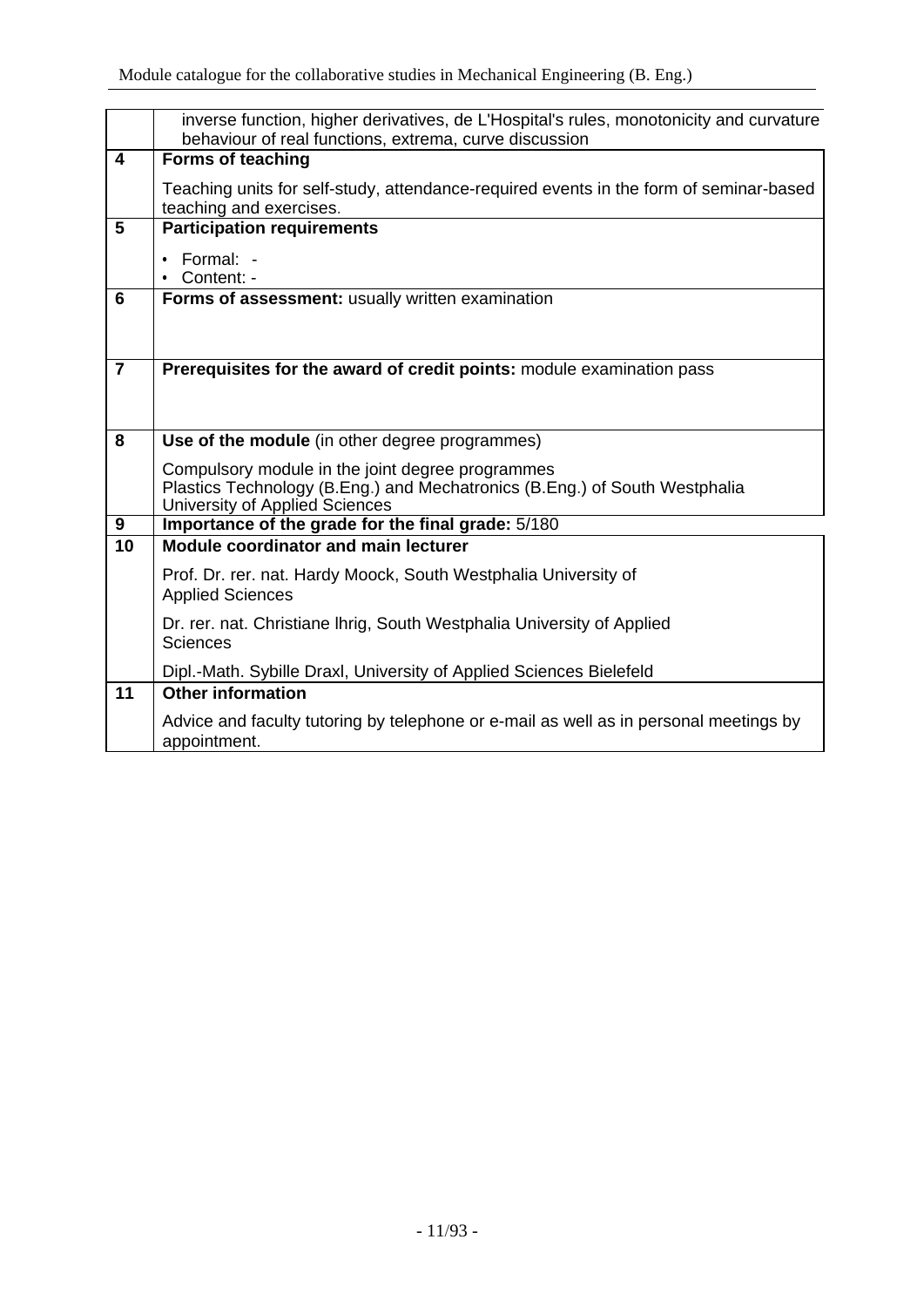| | |
|---|---|
| | inverse function, higher derivatives, de L'Hospital's rules, monotonicity and curvature behaviour of real functions, extrema, curve discussion |
| **4** | **Forms of teaching**<br><br>Teaching units for self-study, attendance-required events in the form of seminar-based teaching and exercises. |
| **5** | **Participation requirements**<br><br>• Formal: -<br>• Content: - |
| **6** | **Forms of assessment:** usually written examination |
| **7** | **Prerequisites for the award of credit points:** module examination pass |
| **8** | **Use of the module** (in other degree programmes)<br><br>Compulsory module in the joint degree programmes<br>Plastics Technology (B.Eng.) and Mechatronics (B.Eng.) of South Westphalia University of Applied Sciences |
| **9** | **Importance of the grade for the final grade:** 5/180 |
| **10** | **Module coordinator and main lecturer**<br><br>Prof. Dr. rer. nat. Hardy Moock, South Westphalia University of Applied Sciences<br><br>Dr. rer. nat. Christiane Ihrig, South Westphalia University of Applied Sciences<br><br>Dipl.-Math. Sybille Draxl, University of Applied Sciences Bielefeld |
| **11** | **Other information**<br><br>Advice and faculty tutoring by telephone or e-mail as well as in personal meetings by appointment. |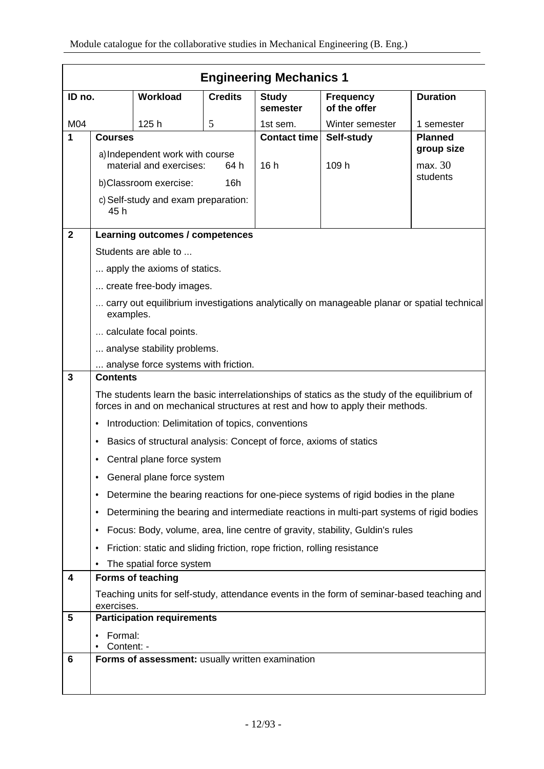## Engineering Mechanics 1

| ID no. | Workload | Credits | Study semester | Frequency of the offer | Duration |
|---|---|---|---|---|---|
| M04 | 125 h | 5 | 1st sem. | Winter semester | 1 semester |

| | Courses | Contact time | Self-study | Planned group size |
|---|---|---|---|---|
| 1 | a) Independent work with course material and exercises: 64 h<br>b) Classroom exercise: 16h<br>c) Self-study and exam preparation: 45 h | 16 h | 109 h | max. 30 students |

**2 Learning outcomes / competences**

Students are able to ...

... apply the axioms of statics.

... create free-body images.

... carry out equilibrium investigations analytically on manageable planar or spatial technical examples.

... calculate focal points.

... analyse stability problems.

... analyse force systems with friction.

**3 Contents**

The students learn the basic interrelationships of statics as the study of the equilibrium of forces in and on mechanical structures at rest and how to apply their methods.

- Introduction: Delimitation of topics, conventions
- Basics of structural analysis: Concept of force, axioms of statics
- Central plane force system
- General plane force system
- Determine the bearing reactions for one-piece systems of rigid bodies in the plane
- Determining the bearing and intermediate reactions in multi-part systems of rigid bodies
- Focus: Body, volume, area, line centre of gravity, stability, Guldin's rules
- Friction: static and sliding friction, rope friction, rolling resistance
- The spatial force system

**4 Forms of teaching**

Teaching units for self-study, attendance events in the form of seminar-based teaching and exercises.

**5 Participation requirements**

- Formal:
- Content: -

**6 Forms of assessment:** usually written examination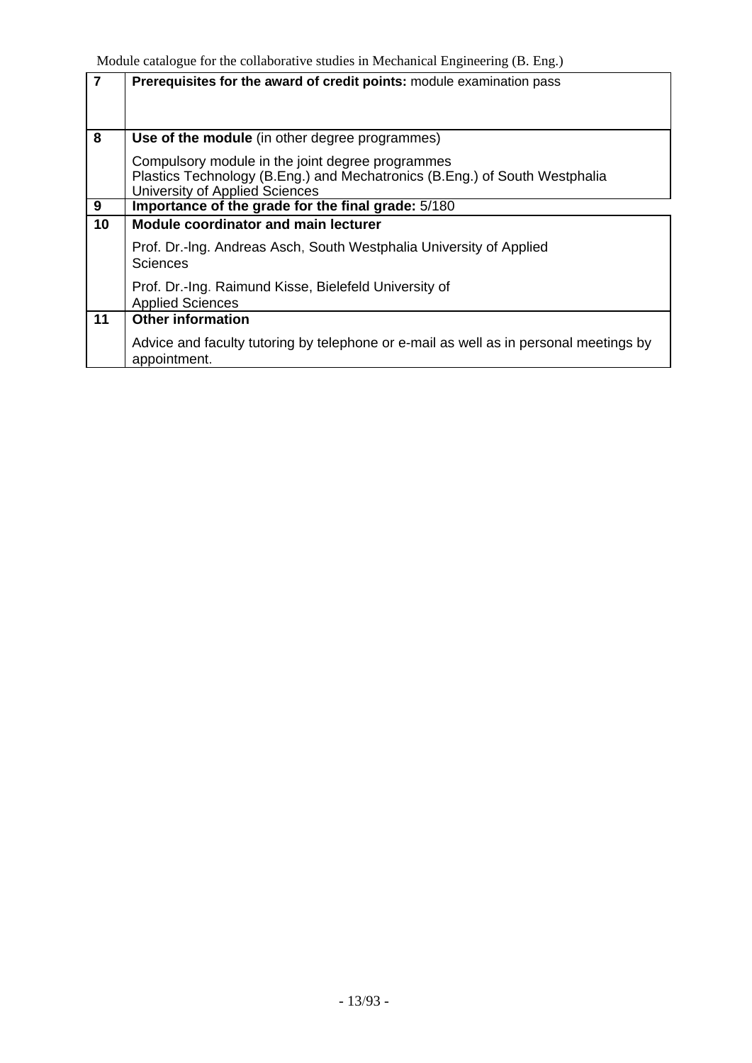| 7 | **Prerequisites for the award of credit points:** module examination pass |
|---|---|
| 8 | **Use of the module** (in other degree programmes)<br><br>Compulsory module in the joint degree programmes<br>Plastics Technology (B.Eng.) and Mechatronics (B.Eng.) of South Westphalia University of Applied Sciences |
| 9 | **Importance of the grade for the final grade:** 5/180 |
| 10 | **Module coordinator and main lecturer**<br><br>Prof. Dr.-lng. Andreas Asch, South Westphalia University of Applied Sciences<br><br>Prof. Dr.-Ing. Raimund Kisse, Bielefeld University of Applied Sciences |
| 11 | **Other information**<br><br>Advice and faculty tutoring by telephone or e-mail as well as in personal meetings by appointment. |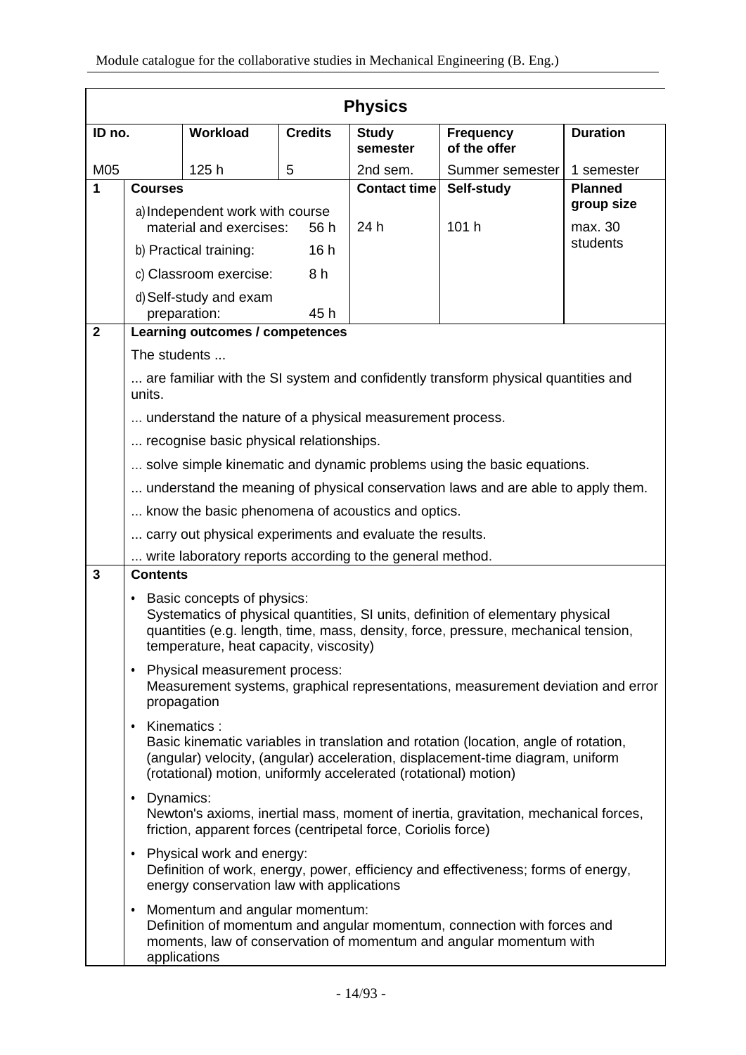## Physics

| ID no. | Workload | Credits | Study semester | Frequency of the offer | Duration |
|---|---|---|---|---|---|
| M05 | 125 h | 5 | 2nd sem. | Summer semester | 1 semester |

| | Courses | Contact time | Self-study | Planned group size |
|---|---|---|---|---|
| **1** | a) Independent work with course material and exercises: 56 h<br>b) Practical training: 16 h<br>c) Classroom exercise: 8 h<br>d) Self-study and exam preparation: 45 h | 24 h | 101 h | max. 30 students |

**2 Learning outcomes / competences**

The students ...

... are familiar with the SI system and confidently transform physical quantities and units.

... understand the nature of a physical measurement process.

... recognise basic physical relationships.

... solve simple kinematic and dynamic problems using the basic equations.

... understand the meaning of physical conservation laws and are able to apply them.

... know the basic phenomena of acoustics and optics.

... carry out physical experiments and evaluate the results.

... write laboratory reports according to the general method.

**3 Contents**

- Basic concepts of physics:
  Systematics of physical quantities, SI units, definition of elementary physical quantities (e.g. length, time, mass, density, force, pressure, mechanical tension, temperature, heat capacity, viscosity)
- Physical measurement process:
  Measurement systems, graphical representations, measurement deviation and error propagation
- Kinematics :
  Basic kinematic variables in translation and rotation (location, angle of rotation, (angular) velocity, (angular) acceleration, displacement-time diagram, uniform (rotational) motion, uniformly accelerated (rotational) motion)
- Dynamics:
  Newton's axioms, inertial mass, moment of inertia, gravitation, mechanical forces, friction, apparent forces (centripetal force, Coriolis force)
- Physical work and energy:
  Definition of work, energy, power, efficiency and effectiveness; forms of energy, energy conservation law with applications
- Momentum and angular momentum:
  Definition of momentum and angular momentum, connection with forces and moments, law of conservation of momentum and angular momentum with applications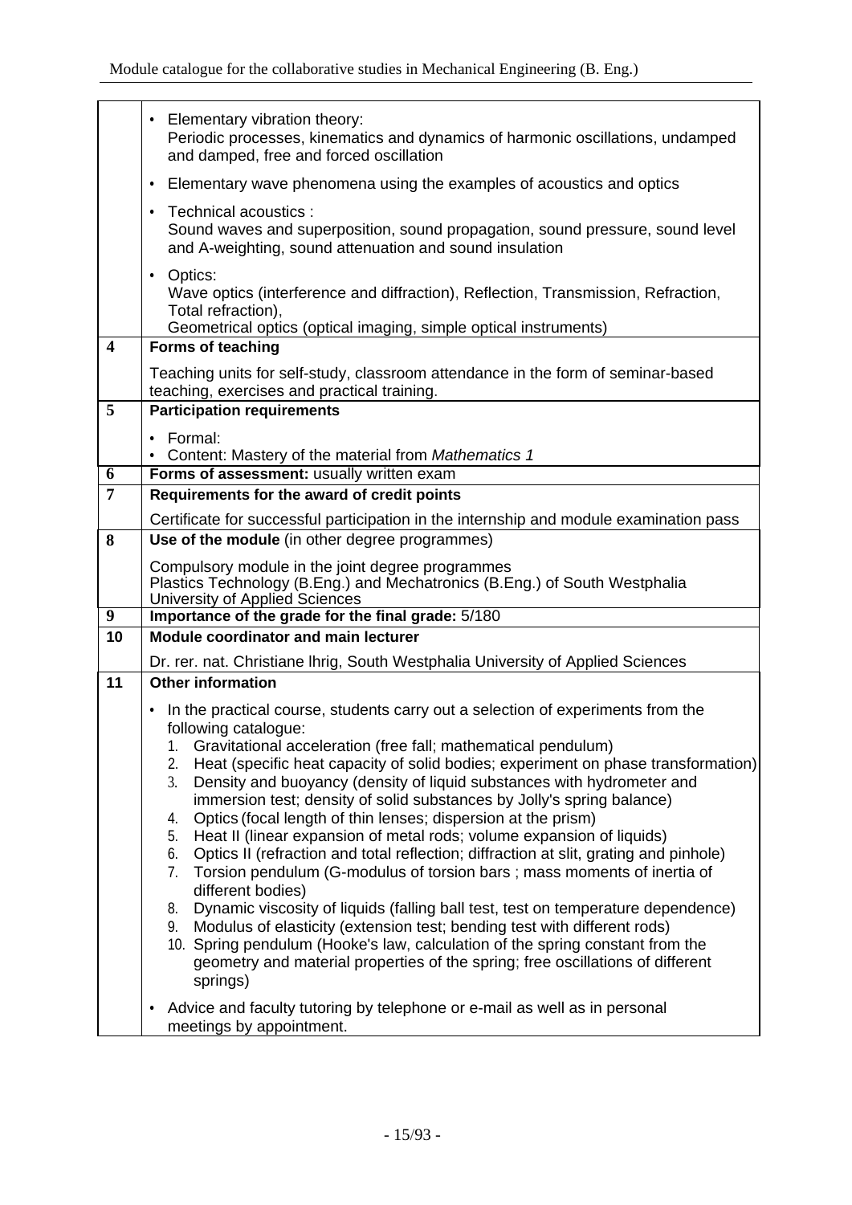| | |
|---|---|
| | • Elementary vibration theory: Periodic processes, kinematics and dynamics of harmonic oscillations, undamped and damped, free and forced oscillation<br>• Elementary wave phenomena using the examples of acoustics and optics<br>• Technical acoustics : Sound waves and superposition, sound propagation, sound pressure, sound level and A-weighting, sound attenuation and sound insulation<br>• Optics: Wave optics (interference and diffraction), Reflection, Transmission, Refraction, Total refraction), Geometrical optics (optical imaging, simple optical instruments) |
| **4** | **Forms of teaching**<br>Teaching units for self-study, classroom attendance in the form of seminar-based teaching, exercises and practical training. |
| **5** | **Participation requirements**<br>• Formal:<br>• Content: Mastery of the material from *Mathematics 1* |
| **6** | **Forms of assessment:** usually written exam |
| **7** | **Requirements for the award of credit points**<br>Certificate for successful participation in the internship and module examination pass |
| **8** | **Use of the module** (in other degree programmes)<br>Compulsory module in the joint degree programmes Plastics Technology (B.Eng.) and Mechatronics (B.Eng.) of South Westphalia University of Applied Sciences |
| **9** | **Importance of the grade for the final grade:** 5/180 |
| **10** | **Module coordinator and main lecturer**<br>Dr. rer. nat. Christiane lhrig, South Westphalia University of Applied Sciences |
| **11** | **Other information**<br>• In the practical course, students carry out a selection of experiments from the following catalogue:<br>1. Gravitational acceleration (free fall; mathematical pendulum)<br>2. Heat (specific heat capacity of solid bodies; experiment on phase transformation)<br>3. Density and buoyancy (density of liquid substances with hydrometer and immersion test; density of solid substances by Jolly's spring balance)<br>4. Optics (focal length of thin lenses; dispersion at the prism)<br>5. Heat II (linear expansion of metal rods; volume expansion of liquids)<br>6. Optics II (refraction and total reflection; diffraction at slit, grating and pinhole)<br>7. Torsion pendulum (G-modulus of torsion bars ; mass moments of inertia of different bodies)<br>8. Dynamic viscosity of liquids (falling ball test, test on temperature dependence)<br>9. Modulus of elasticity (extension test; bending test with different rods)<br>10. Spring pendulum (Hooke's law, calculation of the spring constant from the geometry and material properties of the spring; free oscillations of different springs)<br>• Advice and faculty tutoring by telephone or e-mail as well as in personal meetings by appointment. |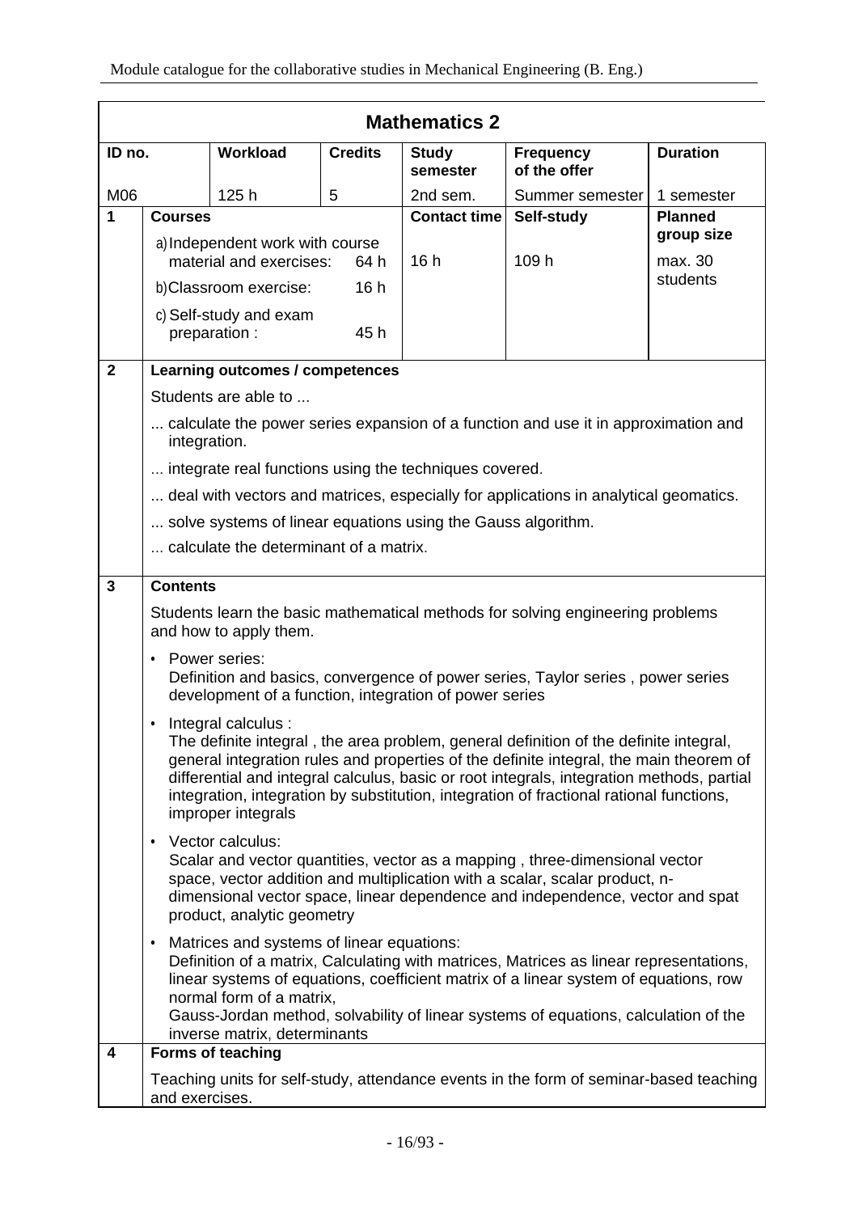## Mathematics 2

| ID no. | Workload | Credits | Study semester | Frequency of the offer | Duration |
|---|---|---|---|---|---|
| M06 | 125 h | 5 | 2nd sem. | Summer semester | 1 semester |

| | Courses | Contact time | Self-study | Planned group size |
|---|---|---|---|---|
| 1 | a) Independent work with course material and exercises: 64 h<br>b) Classroom exercise: 16 h<br>c) Self-study and exam preparation : 45 h | 16 h | 109 h | max. 30 students |

**2 Learning outcomes / competences**

Students are able to ...

... calculate the power series expansion of a function and use it in approximation and integration.

... integrate real functions using the techniques covered.

... deal with vectors and matrices, especially for applications in analytical geomatics.

... solve systems of linear equations using the Gauss algorithm.

... calculate the determinant of a matrix.

**3 Contents**

Students learn the basic mathematical methods for solving engineering problems and how to apply them.

- Power series:
  Definition and basics, convergence of power series, Taylor series , power series development of a function, integration of power series
- Integral calculus :
  The definite integral , the area problem, general definition of the definite integral, general integration rules and properties of the definite integral, the main theorem of differential and integral calculus, basic or root integrals, integration methods, partial integration, integration by substitution, integration of fractional rational functions, improper integrals
- Vector calculus:
  Scalar and vector quantities, vector as a mapping , three-dimensional vector space, vector addition and multiplication with a scalar, scalar product, n-dimensional vector space, linear dependence and independence, vector and spat product, analytic geometry
- Matrices and systems of linear equations:
  Definition of a matrix, Calculating with matrices, Matrices as linear representations, linear systems of equations, coefficient matrix of a linear system of equations, row normal form of a matrix,
  Gauss-Jordan method, solvability of linear systems of equations, calculation of the inverse matrix, determinants

**4 Forms of teaching**

Teaching units for self-study, attendance events in the form of seminar-based teaching and exercises.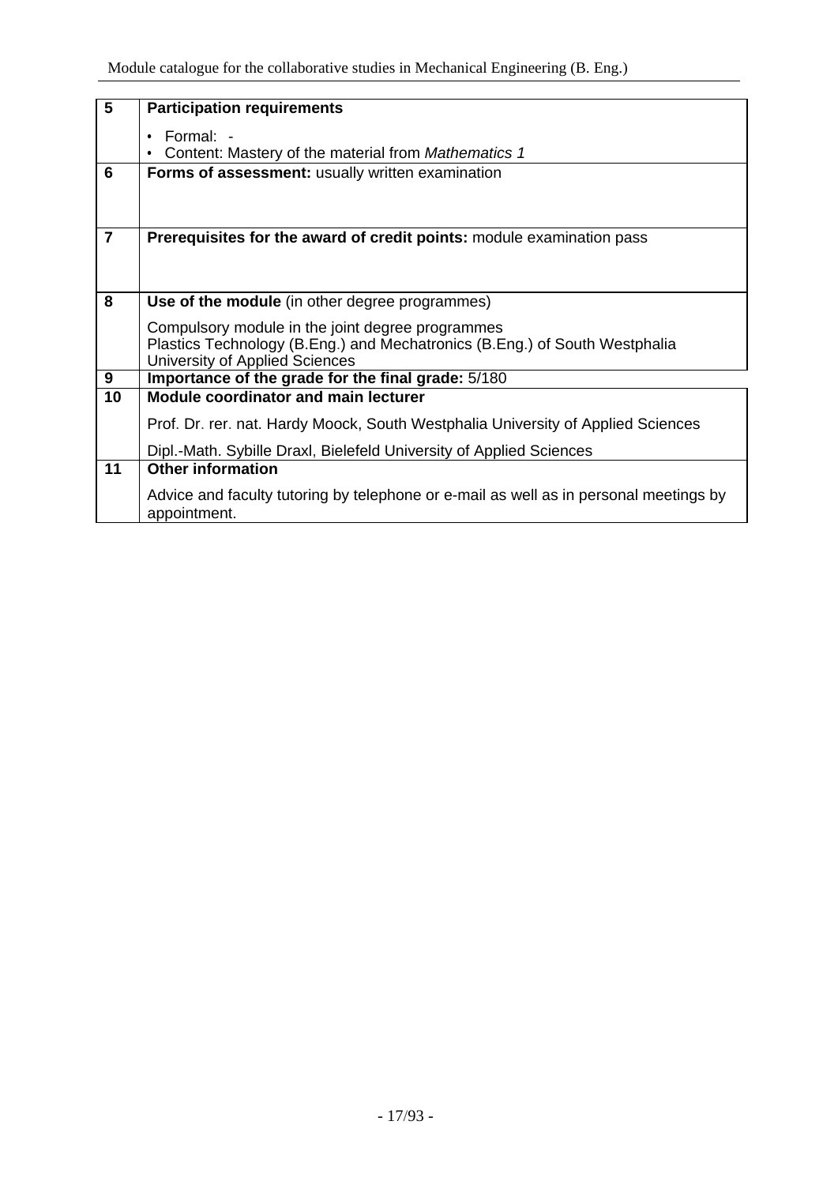| 5 | **Participation requirements**<br><br>• Formal: -<br>• Content: Mastery of the material from *Mathematics 1* |
|---|---|
| 6 | **Forms of assessment:** usually written examination |
| 7 | **Prerequisites for the award of credit points:** module examination pass |
| 8 | **Use of the module** (in other degree programmes)<br><br>Compulsory module in the joint degree programmes Plastics Technology (B.Eng.) and Mechatronics (B.Eng.) of South Westphalia University of Applied Sciences |
| 9 | **Importance of the grade for the final grade:** 5/180 |
| 10 | **Module coordinator and main lecturer**<br><br>Prof. Dr. rer. nat. Hardy Moock, South Westphalia University of Applied Sciences<br><br>Dipl.-Math. Sybille Draxl, Bielefeld University of Applied Sciences |
| 11 | **Other information**<br><br>Advice and faculty tutoring by telephone or e-mail as well as in personal meetings by appointment. |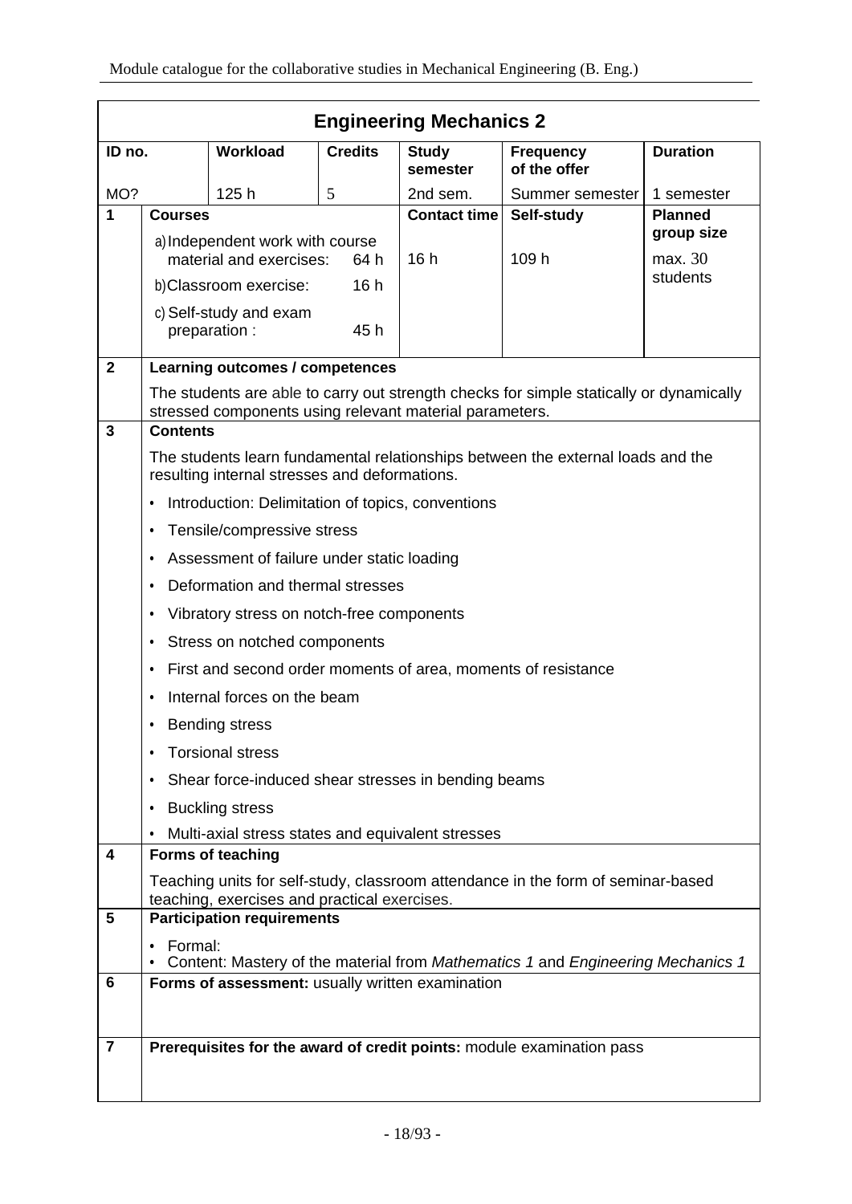## Engineering Mechanics 2

| ID no. | Workload | Credits | Study semester | Frequency of the offer | Duration |
|---|---|---|---|---|---|
| MO? | 125 h | 5 | 2nd sem. | Summer semester | 1 semester |

| | Courses | Contact time | Self-study | Planned group size |
|---|---|---|---|---|
| 1 | a) Independent work with course material and exercises: 64 h<br>b) Classroom exercise: 16 h<br>c) Self-study and exam preparation : 45 h | 16 h | 109 h | max. 30 students |

**2 Learning outcomes / competences**

The students are able to carry out strength checks for simple statically or dynamically stressed components using relevant material parameters.

**3 Contents**

The students learn fundamental relationships between the external loads and the resulting internal stresses and deformations.

- Introduction: Delimitation of topics, conventions
- Tensile/compressive stress
- Assessment of failure under static loading
- Deformation and thermal stresses
- Vibratory stress on notch-free components
- Stress on notched components
- First and second order moments of area, moments of resistance
- Internal forces on the beam
- Bending stress
- Torsional stress
- Shear force-induced shear stresses in bending beams
- Buckling stress
- Multi-axial stress states and equivalent stresses

**4 Forms of teaching**

Teaching units for self-study, classroom attendance in the form of seminar-based teaching, exercises and practical exercises.

**5 Participation requirements**

- Formal:
- Content: Mastery of the material from *Mathematics 1* and *Engineering Mechanics 1*

**6 Forms of assessment:** usually written examination

**7 Prerequisites for the award of credit points:** module examination pass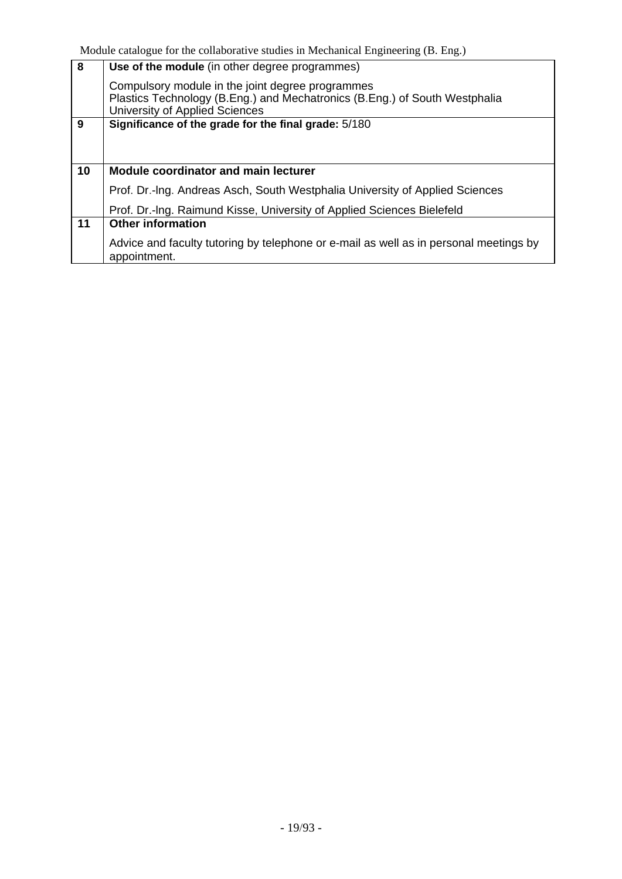| | |
|---|---|
| **8** | **Use of the module** (in other degree programmes) |
| | Compulsory module in the joint degree programmes<br>Plastics Technology (B.Eng.) and Mechatronics (B.Eng.) of South Westphalia University of Applied Sciences |
| **9** | **Significance of the grade for the final grade:** 5/180 |
| **10** | **Module coordinator and main lecturer** |
| | Prof. Dr.-Ing. Andreas Asch, South Westphalia University of Applied Sciences<br>Prof. Dr.-Ing. Raimund Kisse, University of Applied Sciences Bielefeld |
| **11** | **Other information** |
| | Advice and faculty tutoring by telephone or e-mail as well as in personal meetings by appointment. |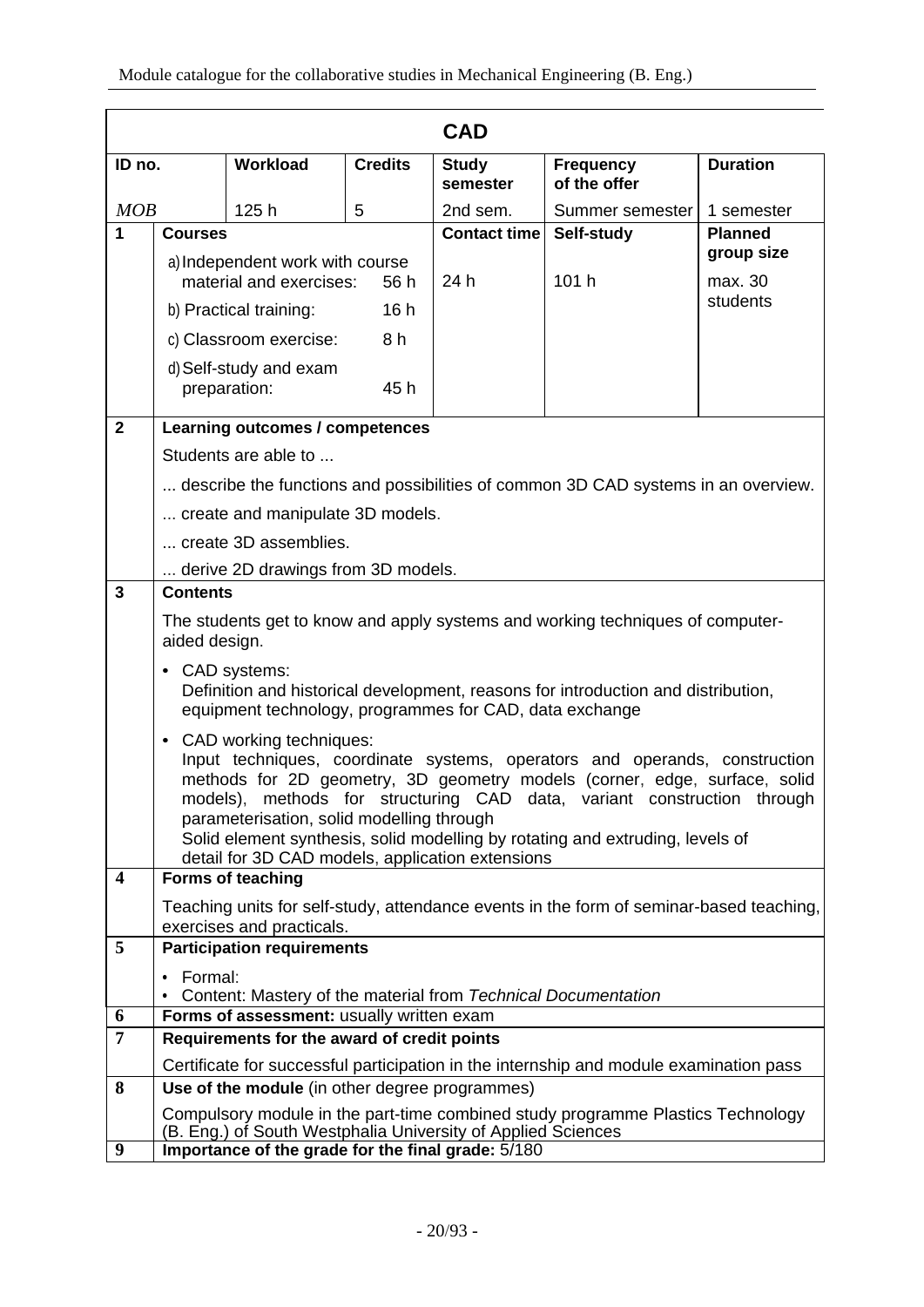## CAD

| ID no. | Workload | Credits | Study semester | Frequency of the offer | Duration |
|---|---|---|---|---|---|
| *MOB* | 125 h | 5 | 2nd sem. | Summer semester | 1 semester |

| | | | | |
|---|---|---|---|---|
| **1** | **Courses**<br>a) Independent work with course material and exercises: 56 h<br>b) Practical training: 16 h<br>c) Classroom exercise: 8 h<br>d) Self-study and exam preparation: 45 h | **Contact time**<br>24 h | **Self-study**<br>101 h | **Planned group size**<br>max. 30 students |

**2 Learning outcomes / competences**

Students are able to ...

... describe the functions and possibilities of common 3D CAD systems in an overview.

... create and manipulate 3D models.

... create 3D assemblies.

... derive 2D drawings from 3D models.

**3 Contents**

The students get to know and apply systems and working techniques of computer-aided design.

- CAD systems:
  Definition and historical development, reasons for introduction and distribution, equipment technology, programmes for CAD, data exchange
- CAD working techniques:
  Input techniques, coordinate systems, operators and operands, construction methods for 2D geometry, 3D geometry models (corner, edge, surface, solid models), methods for structuring CAD data, variant construction through parameterisation, solid modelling through
  Solid element synthesis, solid modelling by rotating and extruding, levels of detail for 3D CAD models, application extensions

**4 Forms of teaching**

Teaching units for self-study, attendance events in the form of seminar-based teaching, exercises and practicals.

**5 Participation requirements**

- Formal:
- Content: Mastery of the material from *Technical Documentation*

**6 Forms of assessment:** usually written exam

**7 Requirements for the award of credit points**

Certificate for successful participation in the internship and module examination pass

**8 Use of the module** (in other degree programmes)

Compulsory module in the part-time combined study programme Plastics Technology (B. Eng.) of South Westphalia University of Applied Sciences

**9 Importance of the grade for the final grade:** 5/180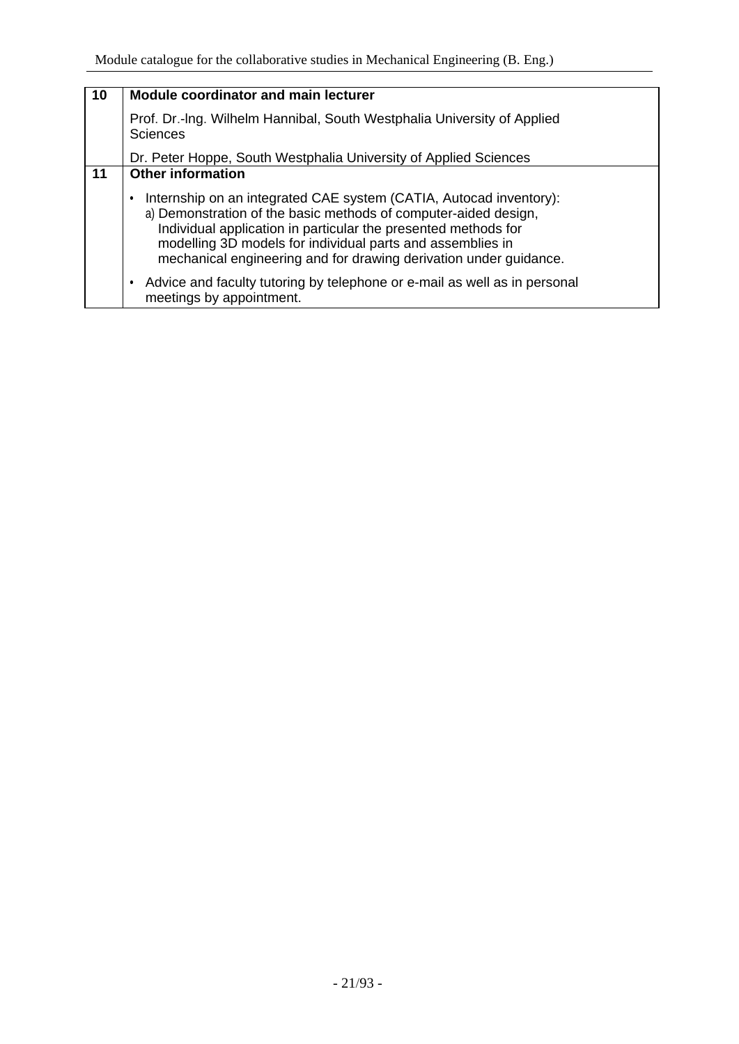| | |
|---|---|
| **10** | **Module coordinator and main lecturer** |
| | Prof. Dr.-Ing. Wilhelm Hannibal, South Westphalia University of Applied Sciences<br><br>Dr. Peter Hoppe, South Westphalia University of Applied Sciences |
| **11** | **Other information** |
| | • Internship on an integrated CAE system (CATIA, Autocad inventory):<br>a) Demonstration of the basic methods of computer-aided design, Individual application in particular the presented methods for modelling 3D models for individual parts and assemblies in mechanical engineering and for drawing derivation under guidance.<br><br>• Advice and faculty tutoring by telephone or e-mail as well as in personal meetings by appointment. |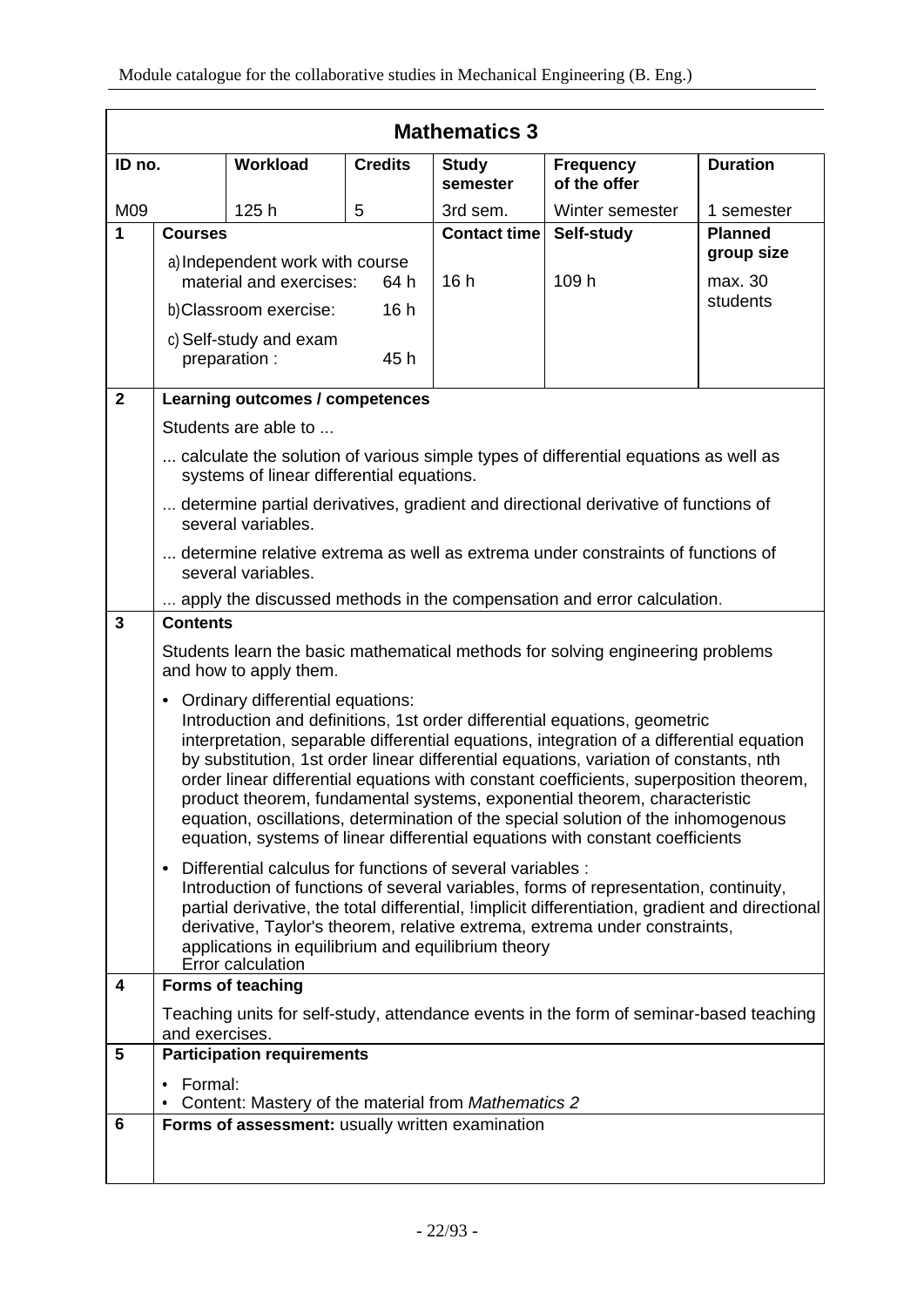## Mathematics 3

| ID no. | Workload | Credits | Study semester | Frequency of the offer | Duration |
|---|---|---|---|---|---|
| M09 | 125 h | 5 | 3rd sem. | Winter semester | 1 semester |

| | Courses | Contact time | Self-study | Planned group size |
|---|---|---|---|---|
| 1 | a) Independent work with course material and exercises: 64 h<br>b) Classroom exercise: 16 h<br>c) Self-study and exam preparation : 45 h | 16 h | 109 h | max. 30 students |

**2 Learning outcomes / competences**

Students are able to ...

... calculate the solution of various simple types of differential equations as well as systems of linear differential equations.

... determine partial derivatives, gradient and directional derivative of functions of several variables.

... determine relative extrema as well as extrema under constraints of functions of several variables.

... apply the discussed methods in the compensation and error calculation.

**3 Contents**

Students learn the basic mathematical methods for solving engineering problems and how to apply them.

- Ordinary differential equations:
  Introduction and definitions, 1st order differential equations, geometric interpretation, separable differential equations, integration of a differential equation by substitution, 1st order linear differential equations, variation of constants, nth order linear differential equations with constant coefficients, superposition theorem, product theorem, fundamental systems, exponential theorem, characteristic equation, oscillations, determination of the special solution of the inhomogenous equation, systems of linear differential equations with constant coefficients
- Differential calculus for functions of several variables :
  Introduction of functions of several variables, forms of representation, continuity, partial derivative, the total differential, !implicit differentiation, gradient and directional derivative, Taylor's theorem, relative extrema, extrema under constraints, applications in equilibrium and equilibrium theory
  Error calculation

**4 Forms of teaching**

Teaching units for self-study, attendance events in the form of seminar-based teaching and exercises.

**5 Participation requirements**

- Formal:
- Content: Mastery of the material from *Mathematics 2*

**6 Forms of assessment:** usually written examination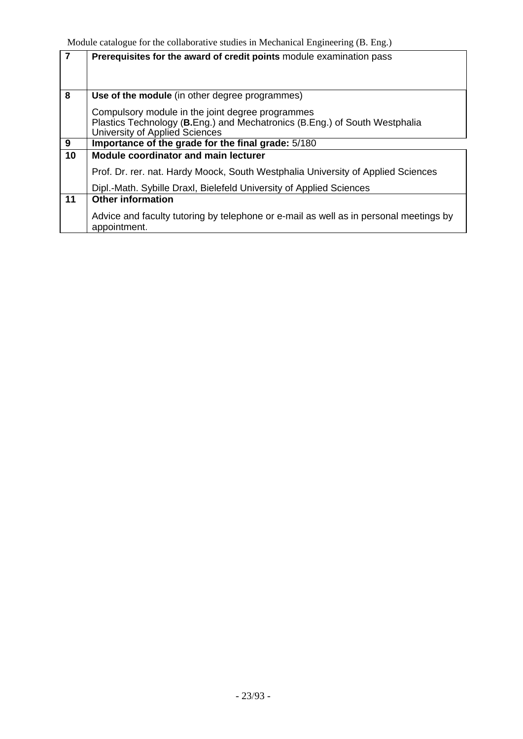| | |
|---|---|
| 7 | **Prerequisites for the award of credit points** module examination pass |
| 8 | **Use of the module** (in other degree programmes)<br><br>Compulsory module in the joint degree programmes<br>Plastics Technology (**B.**Eng.) and Mechatronics (B.Eng.) of South Westphalia University of Applied Sciences |
| 9 | **Importance of the grade for the final grade:** 5/180 |
| 10 | **Module coordinator and main lecturer**<br><br>Prof. Dr. rer. nat. Hardy Moock, South Westphalia University of Applied Sciences<br><br>Dipl.-Math. Sybille Draxl, Bielefeld University of Applied Sciences |
| 11 | **Other information**<br><br>Advice and faculty tutoring by telephone or e-mail as well as in personal meetings by appointment. |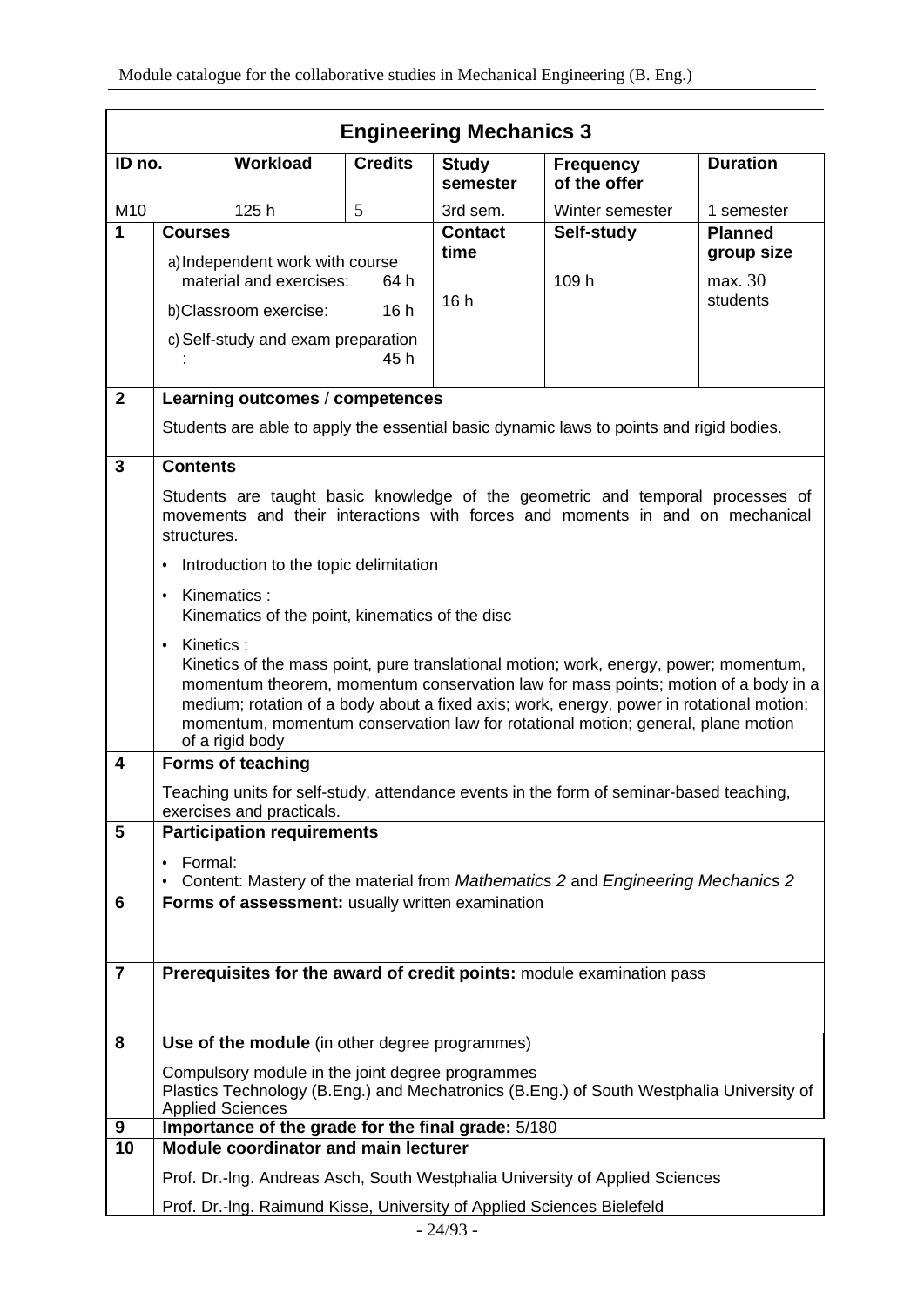## Engineering Mechanics 3

| ID no. | Workload | Credits | Study semester | Frequency of the offer | Duration |
|---|---|---|---|---|---|
| M10 | 125 h | 5 | 3rd sem. | Winter semester | 1 semester |

| | Courses | Contact time | Self-study | Planned group size |
|---|---|---|---|---|
| **1** | a) Independent work with course material and exercises: 64 h<br>b) Classroom exercise: 16 h<br>c) Self-study and exam preparation : 45 h | 16 h | 109 h | max. 30 students |

**2 Learning outcomes / competences**

Students are able to apply the essential basic dynamic laws to points and rigid bodies.

**3 Contents**

Students are taught basic knowledge of the geometric and temporal processes of movements and their interactions with forces and moments in and on mechanical structures.

- Introduction to the topic delimitation
- Kinematics :
  Kinematics of the point, kinematics of the disc
- Kinetics :
  Kinetics of the mass point, pure translational motion; work, energy, power; momentum, momentum theorem, momentum conservation law for mass points; motion of a body in a medium; rotation of a body about a fixed axis; work, energy, power in rotational motion; momentum, momentum conservation law for rotational motion; general, plane motion of a rigid body

**4 Forms of teaching**

Teaching units for self-study, attendance events in the form of seminar-based teaching, exercises and practicals.

**5 Participation requirements**

- Formal:
- Content: Mastery of the material from *Mathematics 2* and *Engineering Mechanics 2*

**6 Forms of assessment:** usually written examination

**7 Prerequisites for the award of credit points:** module examination pass

**8 Use of the module** (in other degree programmes)

Compulsory module in the joint degree programmes
Plastics Technology (B.Eng.) and Mechatronics (B.Eng.) of South Westphalia University of Applied Sciences

**9 Importance of the grade for the final grade:** 5/180

**10 Module coordinator and main lecturer**

Prof. Dr.-Ing. Andreas Asch, South Westphalia University of Applied Sciences

Prof. Dr.-Ing. Raimund Kisse, University of Applied Sciences Bielefeld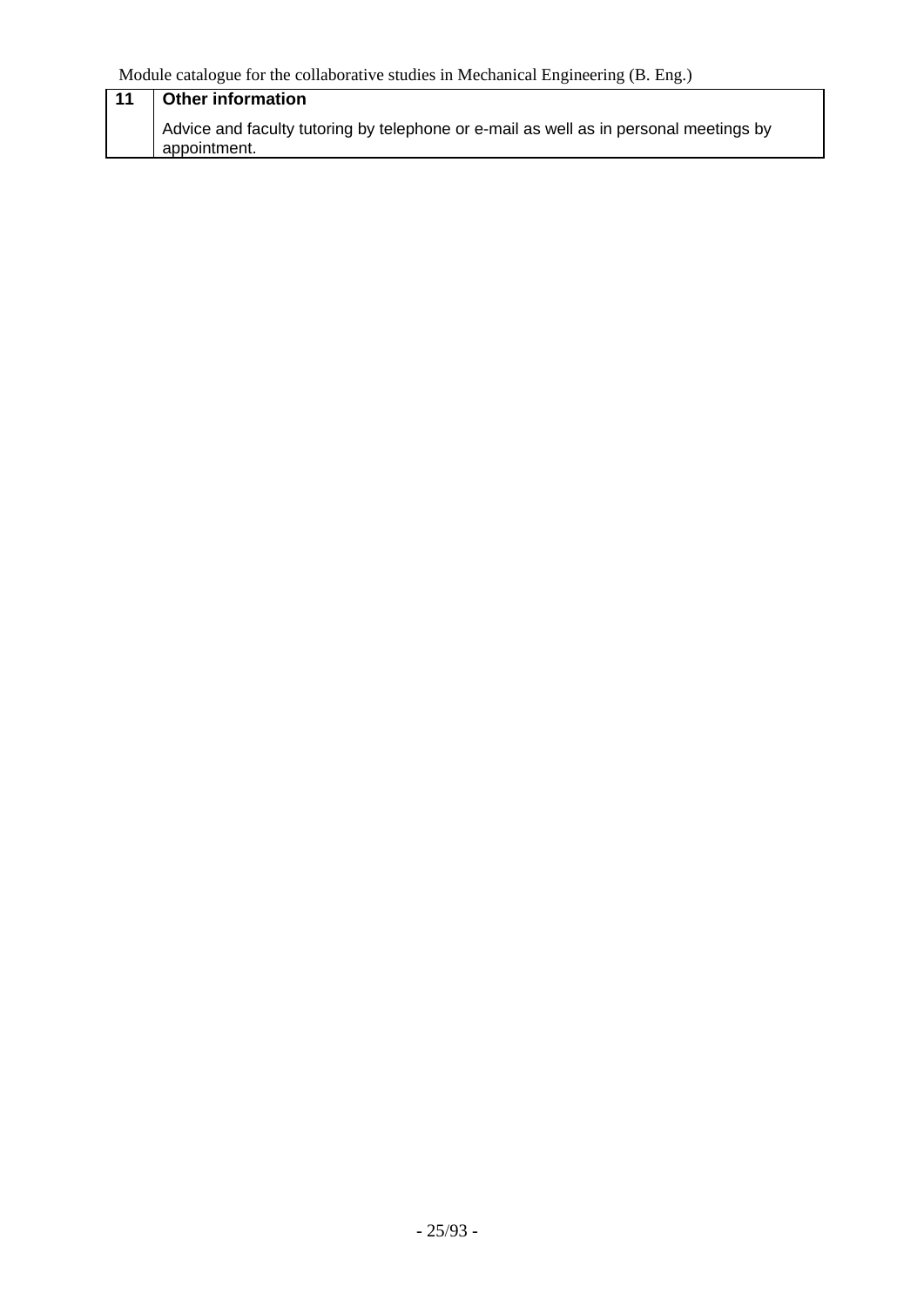| 11 | **Other information** |
|---|---|
| | Advice and faculty tutoring by telephone or e-mail as well as in personal meetings by appointment. |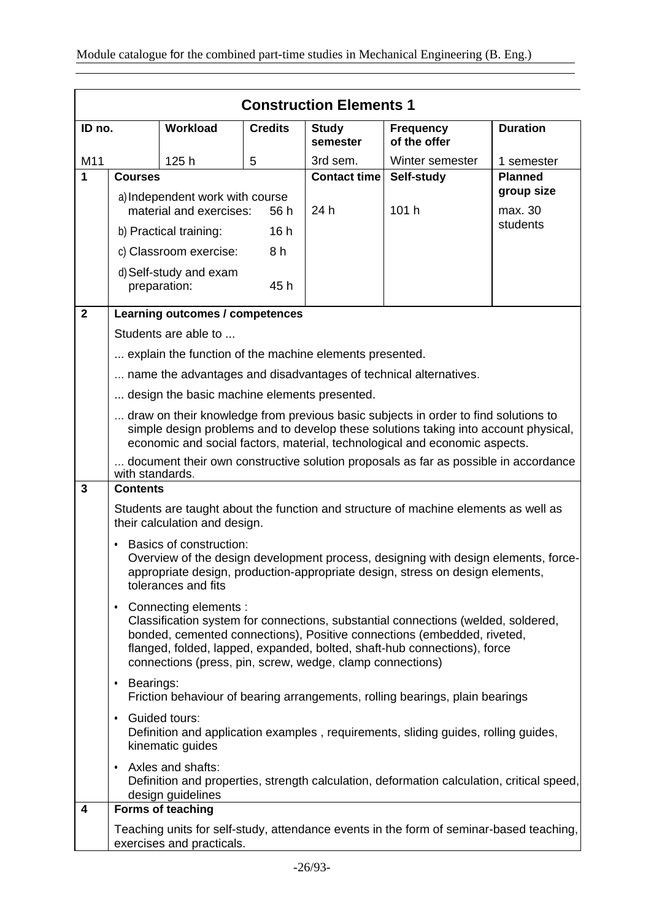## Construction Elements 1

| ID no. | Workload | Credits | Study semester | Frequency of the offer | Duration |
|---|---|---|---|---|---|
| M11 | 125 h | 5 | 3rd sem. | Winter semester | 1 semester |

| 1 | Courses | Contact time | Self-study | Planned group size |
|---|---|---|---|---|
| | a) Independent work with course material and exercises: 56 h<br>b) Practical training: 16 h<br>c) Classroom exercise: 8 h<br>d) Self-study and exam preparation: 45 h | 24 h | 101 h | max. 30 students |

**2 Learning outcomes / competences**

Students are able to ...

... explain the function of the machine elements presented.

... name the advantages and disadvantages of technical alternatives.

... design the basic machine elements presented.

... draw on their knowledge from previous basic subjects in order to find solutions to simple design problems and to develop these solutions taking into account physical, economic and social factors, material, technological and economic aspects.

... document their own constructive solution proposals as far as possible in accordance with standards.

**3 Contents**

Students are taught about the function and structure of machine elements as well as their calculation and design.

- Basics of construction:
  Overview of the design development process, designing with design elements, force-appropriate design, production-appropriate design, stress on design elements, tolerances and fits
- Connecting elements :
  Classification system for connections, substantial connections (welded, soldered, bonded, cemented connections), Positive connections (embedded, riveted, flanged, folded, lapped, expanded, bolted, shaft-hub connections), force connections (press, pin, screw, wedge, clamp connections)
- Bearings:
  Friction behaviour of bearing arrangements, rolling bearings, plain bearings
- Guided tours:
  Definition and application examples , requirements, sliding guides, rolling guides, kinematic guides
- Axles and shafts:
  Definition and properties, strength calculation, deformation calculation, critical speed, design guidelines

**4 Forms of teaching**

Teaching units for self-study, attendance events in the form of seminar-based teaching, exercises and practicals.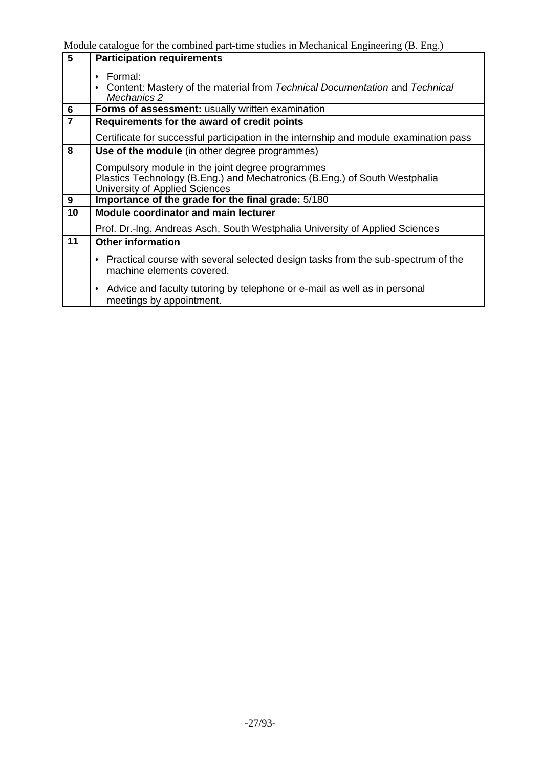| | |
|---|---|
| **5** | **Participation requirements**<br><br>• Formal:<br>• Content: Mastery of the material from *Technical Documentation* and *Technical Mechanics 2* |
| **6** | **Forms of assessment:** usually written examination |
| **7** | **Requirements for the award of credit points**<br><br>Certificate for successful participation in the internship and module examination pass |
| **8** | **Use of the module** (in other degree programmes)<br><br>Compulsory module in the joint degree programmes Plastics Technology (B.Eng.) and Mechatronics (B.Eng.) of South Westphalia University of Applied Sciences |
| **9** | **Importance of the grade for the final grade:** 5/180 |
| **10** | **Module coordinator and main lecturer**<br><br>Prof. Dr.-Ing. Andreas Asch, South Westphalia University of Applied Sciences |
| **11** | **Other information**<br><br>• Practical course with several selected design tasks from the sub-spectrum of the machine elements covered.<br><br>• Advice and faculty tutoring by telephone or e-mail as well as in personal meetings by appointment. |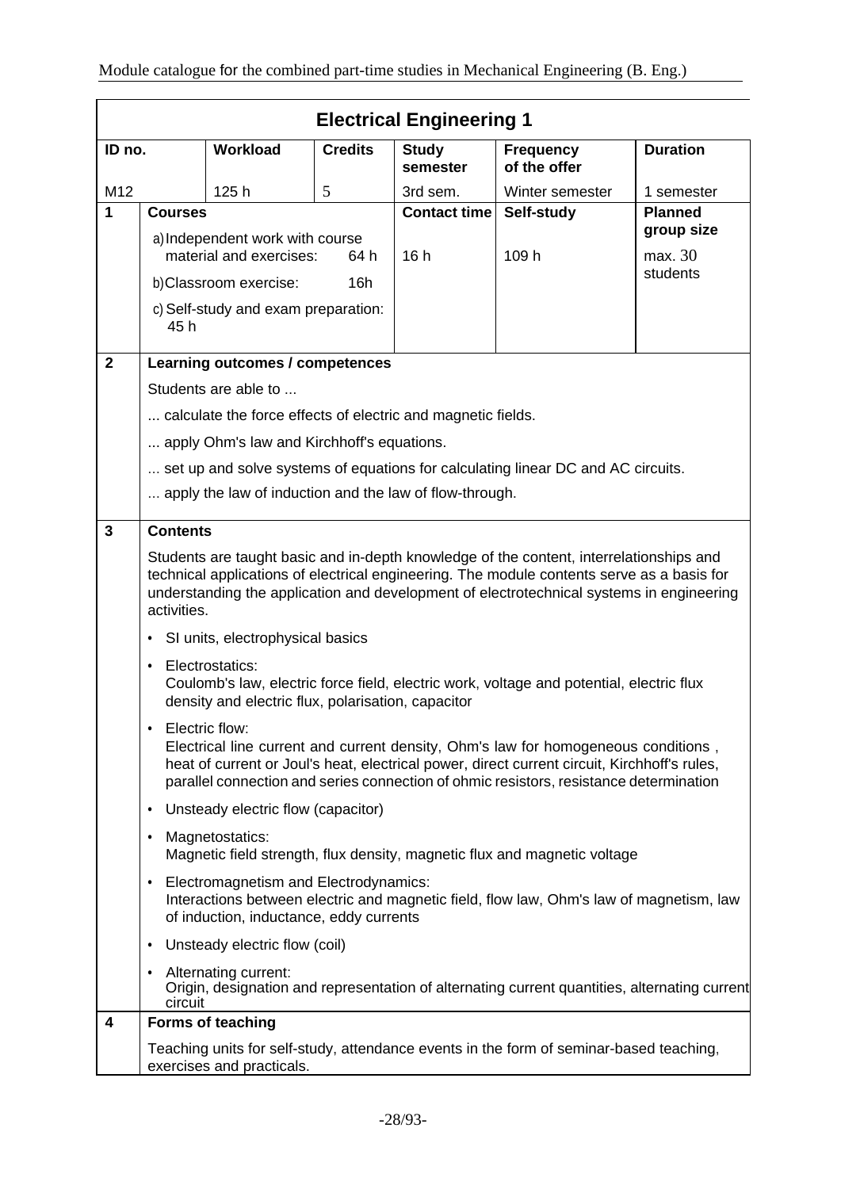## Electrical Engineering 1

| ID no. | Workload | Credits | Study semester | Frequency of the offer | Duration |
|---|---|---|---|---|---|
| M12 | 125 h | 5 | 3rd sem. | Winter semester | 1 semester |

| | Courses | Contact time | Self-study | Planned group size |
|---|---|---|---|---|
| 1 | a) Independent work with course material and exercises: 64 h<br>b) Classroom exercise: 16h<br>c) Self-study and exam preparation: 45 h | 16 h | 109 h | max. 30 students |

**2 Learning outcomes / competences**

Students are able to ...

... calculate the force effects of electric and magnetic fields.

... apply Ohm's law and Kirchhoff's equations.

... set up and solve systems of equations for calculating linear DC and AC circuits.

... apply the law of induction and the law of flow-through.

**3 Contents**

Students are taught basic and in-depth knowledge of the content, interrelationships and technical applications of electrical engineering. The module contents serve as a basis for understanding the application and development of electrotechnical systems in engineering activities.

- SI units, electrophysical basics
- Electrostatics:
  Coulomb's law, electric force field, electric work, voltage and potential, electric flux density and electric flux, polarisation, capacitor
- Electric flow:
  Electrical line current and current density, Ohm's law for homogeneous conditions , heat of current or Joul's heat, electrical power, direct current circuit, Kirchhoff's rules, parallel connection and series connection of ohmic resistors, resistance determination
- Unsteady electric flow (capacitor)
- Magnetostatics:
  Magnetic field strength, flux density, magnetic flux and magnetic voltage
- Electromagnetism and Electrodynamics:
  Interactions between electric and magnetic field, flow law, Ohm's law of magnetism, law of induction, inductance, eddy currents
- Unsteady electric flow (coil)
- Alternating current:
  Origin, designation and representation of alternating current quantities, alternating current circuit

**4 Forms of teaching**

Teaching units for self-study, attendance events in the form of seminar-based teaching, exercises and practicals.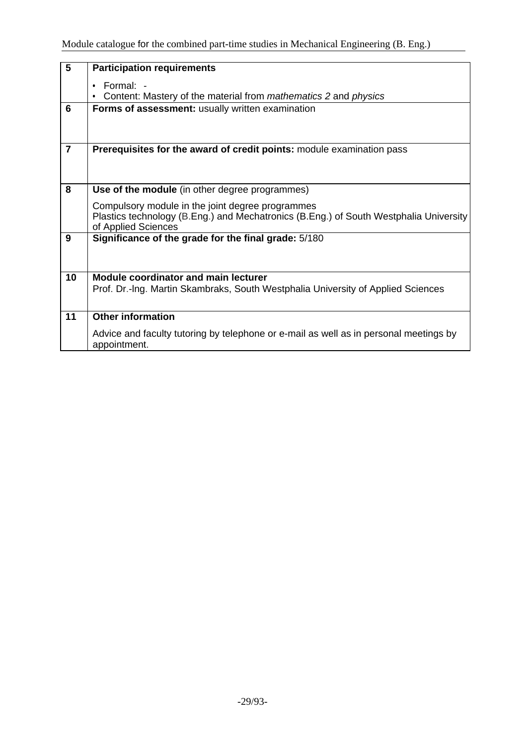| | |
|---|---|
| 5 | **Participation requirements**<br>• Formal: -<br>• Content: Mastery of the material from *mathematics 2* and *physics* |
| 6 | **Forms of assessment:** usually written examination |
| 7 | **Prerequisites for the award of credit points:** module examination pass |
| 8 | **Use of the module** (in other degree programmes)<br>Compulsory module in the joint degree programmes<br>Plastics technology (B.Eng.) and Mechatronics (B.Eng.) of South Westphalia University of Applied Sciences |
| 9 | **Significance of the grade for the final grade:** 5/180 |
| 10 | **Module coordinator and main lecturer**<br>Prof. Dr.-Ing. Martin Skambraks, South Westphalia University of Applied Sciences |
| 11 | **Other information**<br>Advice and faculty tutoring by telephone or e-mail as well as in personal meetings by appointment. |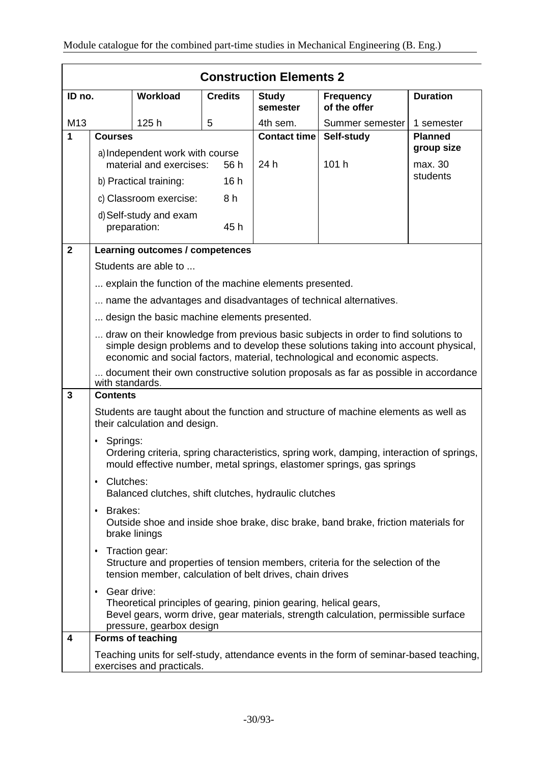## Construction Elements 2

| ID no. | Workload | Credits | Study semester | Frequency of the offer | Duration |
|---|---|---|---|---|---|
| M13 | 125 h | 5 | 4th sem. | Summer semester | 1 semester |

| 1 | Courses | Contact time | Self-study | Planned group size |
|---|---|---|---|---|
| | a) Independent work with course material and exercises: 56 h<br>b) Practical training: 16 h<br>c) Classroom exercise: 8 h<br>d) Self-study and exam preparation: 45 h | 24 h | 101 h | max. 30 students |

**2 Learning outcomes / competences**

Students are able to ...

... explain the function of the machine elements presented.

... name the advantages and disadvantages of technical alternatives.

... design the basic machine elements presented.

... draw on their knowledge from previous basic subjects in order to find solutions to simple design problems and to develop these solutions taking into account physical, economic and social factors, material, technological and economic aspects.

... document their own constructive solution proposals as far as possible in accordance with standards.

**3 Contents**

Students are taught about the function and structure of machine elements as well as their calculation and design.

- Springs:
  Ordering criteria, spring characteristics, spring work, damping, interaction of springs, mould effective number, metal springs, elastomer springs, gas springs
- Clutches:
  Balanced clutches, shift clutches, hydraulic clutches
- Brakes:
  Outside shoe and inside shoe brake, disc brake, band brake, friction materials for brake linings
- Traction gear:
  Structure and properties of tension members, criteria for the selection of the tension member, calculation of belt drives, chain drives
- Gear drive:
  Theoretical principles of gearing, pinion gearing, helical gears,
  Bevel gears, worm drive, gear materials, strength calculation, permissible surface pressure, gearbox design

**4 Forms of teaching**

Teaching units for self-study, attendance events in the form of seminar-based teaching, exercises and practicals.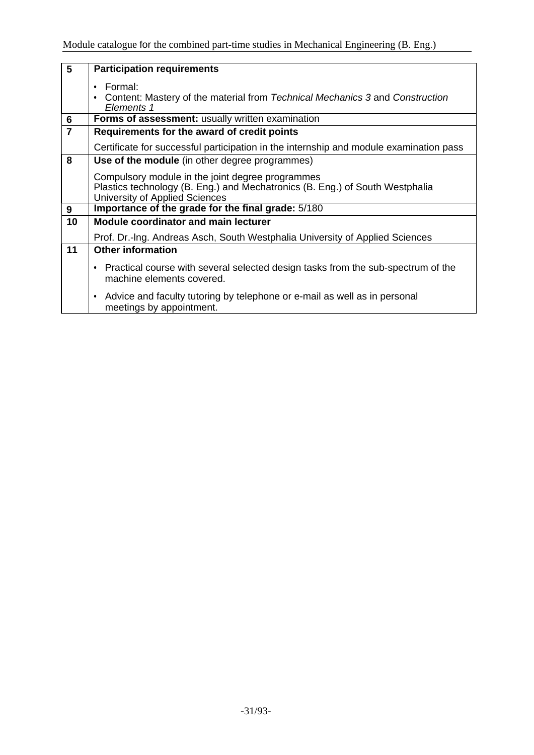| 5 | **Participation requirements** |
|---|---|
| | • Formal:<br>• Content: Mastery of the material from *Technical Mechanics 3* and *Construction Elements 1* |
| 6 | **Forms of assessment:** usually written examination |
| 7 | **Requirements for the award of credit points** |
| | Certificate for successful participation in the internship and module examination pass |
| 8 | **Use of the module** (in other degree programmes) |
| | Compulsory module in the joint degree programmes<br>Plastics technology (B. Eng.) and Mechatronics (B. Eng.) of South Westphalia University of Applied Sciences |
| 9 | **Importance of the grade for the final grade:** 5/180 |
| 10 | **Module coordinator and main lecturer** |
| | Prof. Dr.-lng. Andreas Asch, South Westphalia University of Applied Sciences |
| 11 | **Other information** |
| | • Practical course with several selected design tasks from the sub-spectrum of the machine elements covered.<br>• Advice and faculty tutoring by telephone or e-mail as well as in personal meetings by appointment. |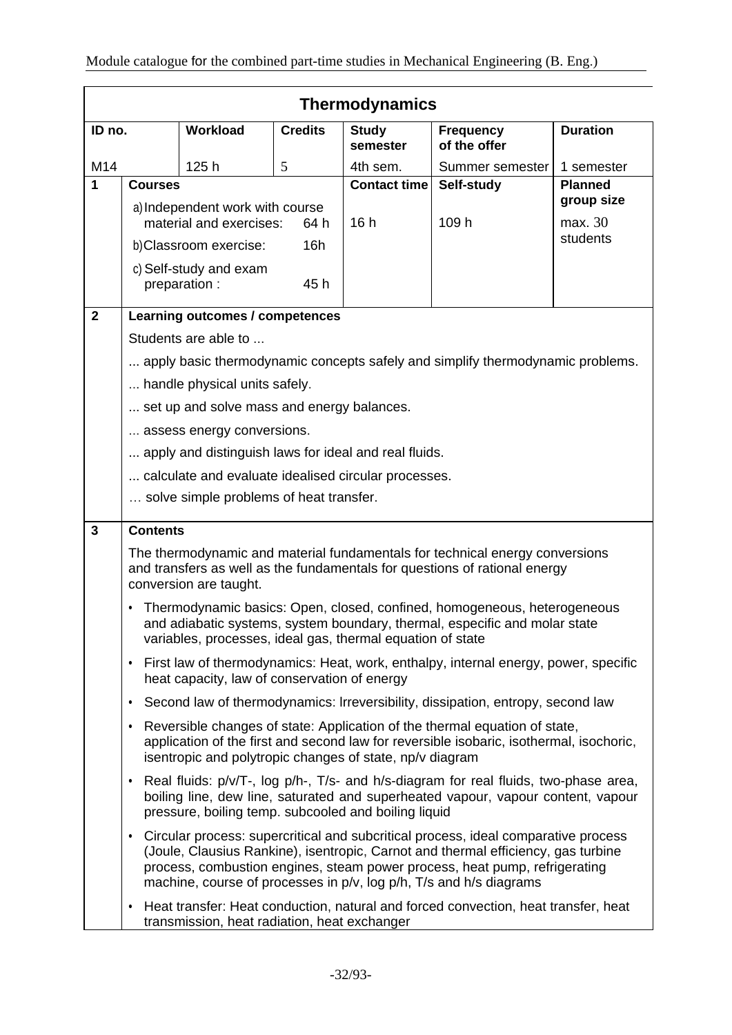## Thermodynamics

| ID no. | Workload | Credits | Study semester | Frequency of the offer | Duration |
|---|---|---|---|---|---|
| M14 | 125 h | 5 | 4th sem. | Summer semester | 1 semester |

| | Courses | Contact time | Self-study | Planned group size |
|---|---|---|---|---|
| 1 | a) Independent work with course material and exercises: 64 h<br>b) Classroom exercise: 16h<br>c) Self-study and exam preparation : 45 h | 16 h | 109 h | max. 30 students |

**2 Learning outcomes / competences**

Students are able to ...

... apply basic thermodynamic concepts safely and simplify thermodynamic problems.

... handle physical units safely.

... set up and solve mass and energy balances.

... assess energy conversions.

... apply and distinguish laws for ideal and real fluids.

... calculate and evaluate idealised circular processes.

… solve simple problems of heat transfer.

**3 Contents**

The thermodynamic and material fundamentals for technical energy conversions and transfers as well as the fundamentals for questions of rational energy conversion are taught.

- Thermodynamic basics: Open, closed, confined, homogeneous, heterogeneous and adiabatic systems, system boundary, thermal, especific and molar state variables, processes, ideal gas, thermal equation of state
- First law of thermodynamics: Heat, work, enthalpy, internal energy, power, specific heat capacity, law of conservation of energy
- Second law of thermodynamics: Irreversibility, dissipation, entropy, second law
- Reversible changes of state: Application of the thermal equation of state, application of the first and second law for reversible isobaric, isothermal, isochoric, isentropic and polytropic changes of state, np/v diagram
- Real fluids: p/v/T-, log p/h-, T/s- and h/s-diagram for real fluids, two-phase area, boiling line, dew line, saturated and superheated vapour, vapour content, vapour pressure, boiling temp. subcooled and boiling liquid
- Circular process: supercritical and subcritical process, ideal comparative process (Joule, Clausius Rankine), isentropic, Carnot and thermal efficiency, gas turbine process, combustion engines, steam power process, heat pump, refrigerating machine, course of processes in p/v, log p/h, T/s and h/s diagrams
- Heat transfer: Heat conduction, natural and forced convection, heat transfer, heat transmission, heat radiation, heat exchanger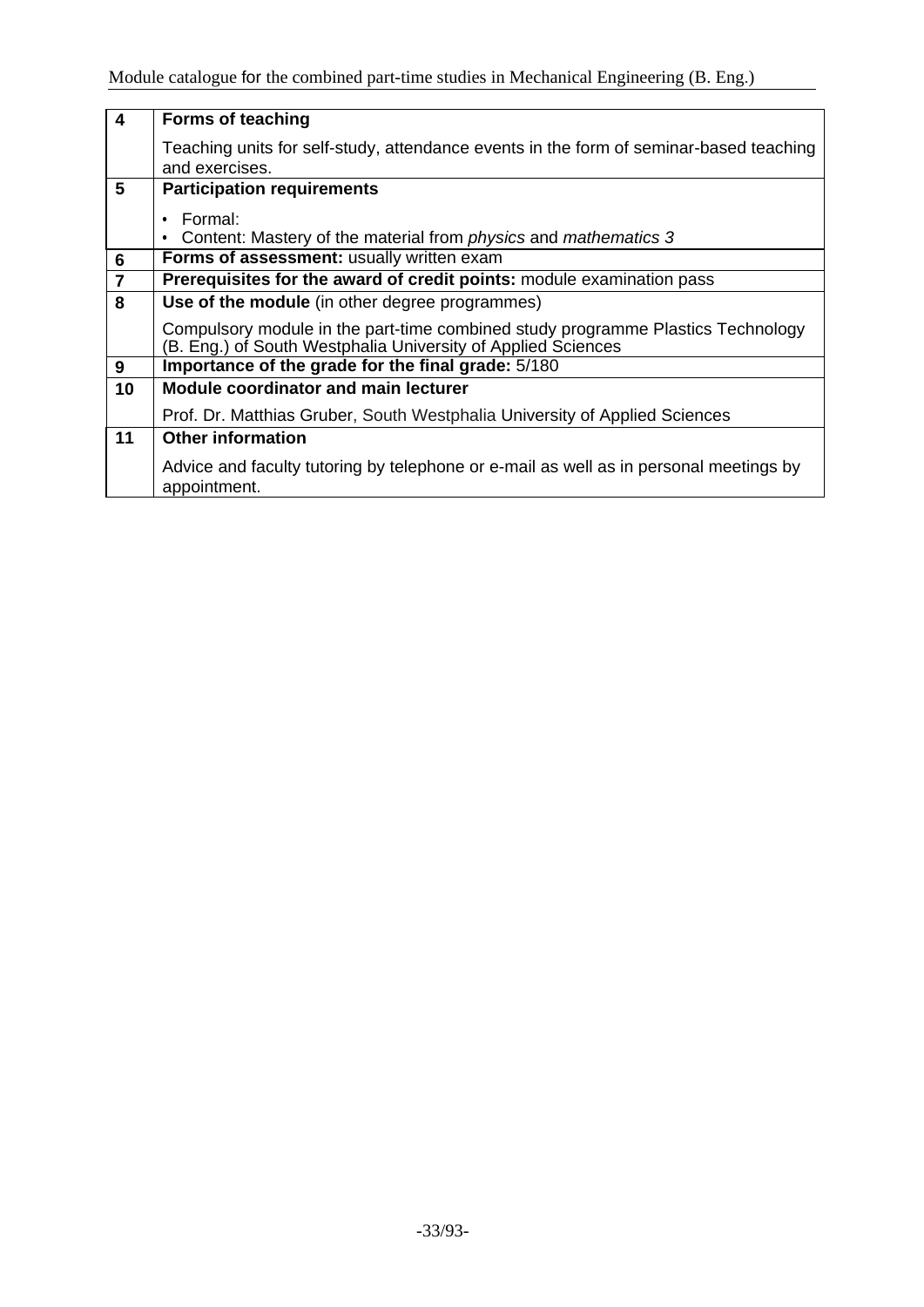| | |
|---|---|
| **4** | **Forms of teaching**<br><br>Teaching units for self-study, attendance events in the form of seminar-based teaching and exercises. |
| **5** | **Participation requirements**<br><br>• Formal:<br>• Content: Mastery of the material from *physics* and *mathematics 3* |
| **6** | **Forms of assessment:** usually written exam |
| **7** | **Prerequisites for the award of credit points:** module examination pass |
| **8** | **Use of the module** (in other degree programmes)<br><br>Compulsory module in the part-time combined study programme Plastics Technology (B. Eng.) of South Westphalia University of Applied Sciences |
| **9** | **Importance of the grade for the final grade:** 5/180 |
| **10** | **Module coordinator and main lecturer**<br><br>Prof. Dr. Matthias Gruber, South Westphalia University of Applied Sciences |
| **11** | **Other information**<br><br>Advice and faculty tutoring by telephone or e-mail as well as in personal meetings by appointment. |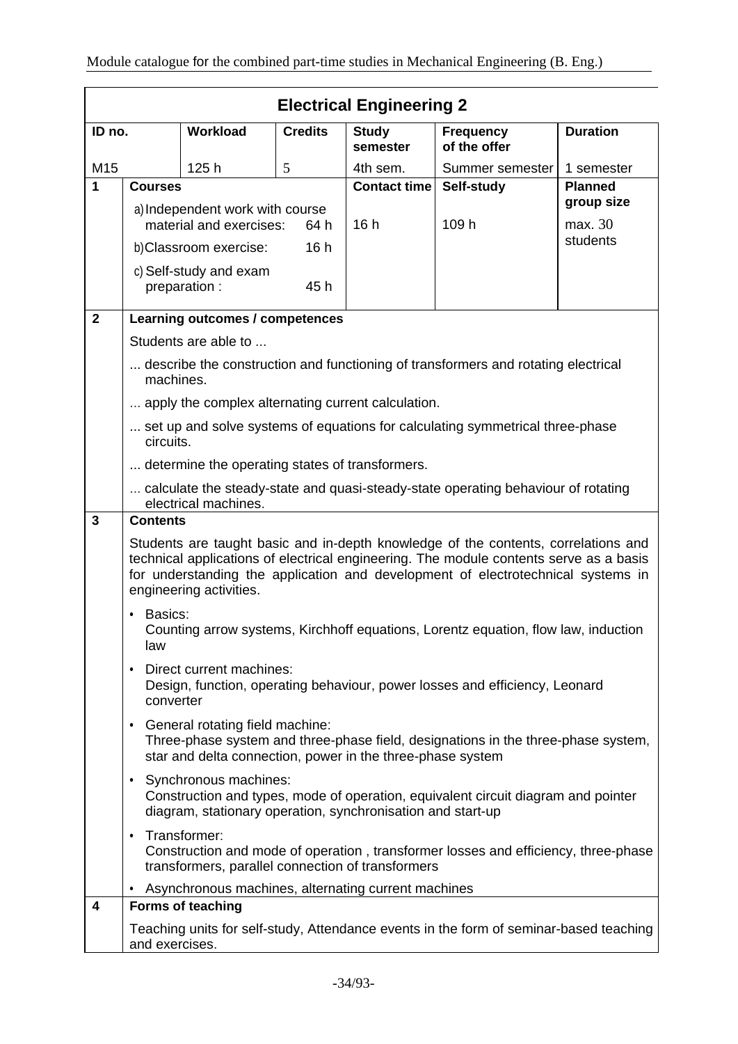## Electrical Engineering 2

| ID no. | Workload | Credits | Study semester | Frequency of the offer | Duration |
|---|---|---|---|---|---|
| M15 | 125 h | 5 | 4th sem. | Summer semester | 1 semester |

**1 Courses**

| Courses | Contact time | Self-study | Planned group size |
|---|---|---|---|
| a) Independent work with course material and exercises: 64 h<br>b) Classroom exercise: 16 h<br>c) Self-study and exam preparation : 45 h | 16 h | 109 h | max. 30 students |

**2 Learning outcomes / competences**

Students are able to ...

... describe the construction and functioning of transformers and rotating electrical machines.

... apply the complex alternating current calculation.

... set up and solve systems of equations for calculating symmetrical three-phase circuits.

... determine the operating states of transformers.

... calculate the steady-state and quasi-steady-state operating behaviour of rotating electrical machines.

**3 Contents**

Students are taught basic and in-depth knowledge of the contents, correlations and technical applications of electrical engineering. The module contents serve as a basis for understanding the application and development of electrotechnical systems in engineering activities.

- Basics:
  Counting arrow systems, Kirchhoff equations, Lorentz equation, flow law, induction law
- Direct current machines:
  Design, function, operating behaviour, power losses and efficiency, Leonard converter
- General rotating field machine:
  Three-phase system and three-phase field, designations in the three-phase system, star and delta connection, power in the three-phase system
- Synchronous machines:
  Construction and types, mode of operation, equivalent circuit diagram and pointer diagram, stationary operation, synchronisation and start-up
- Transformer:
  Construction and mode of operation , transformer losses and efficiency, three-phase transformers, parallel connection of transformers
- Asynchronous machines, alternating current machines

**4 Forms of teaching**

Teaching units for self-study, Attendance events in the form of seminar-based teaching and exercises.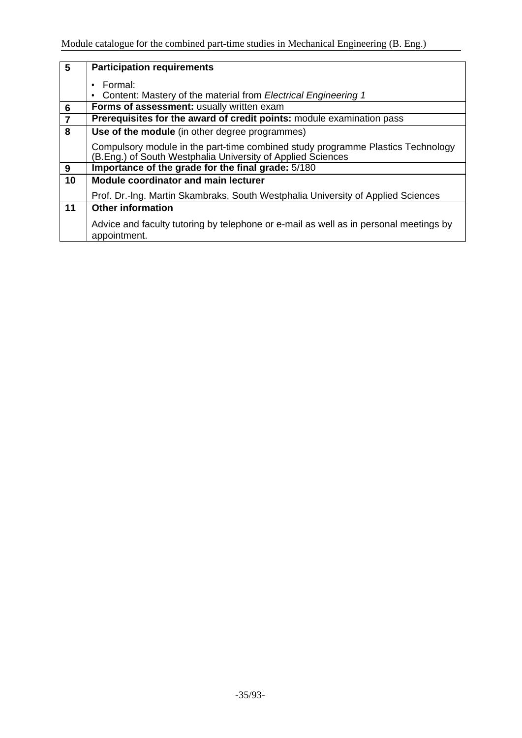| 5 | **Participation requirements**<br><br>• Formal:<br>• Content: Mastery of the material from *Electrical Engineering 1* |
|---|---|
| 6 | **Forms of assessment:** usually written exam |
| 7 | **Prerequisites for the award of credit points:** module examination pass |
| 8 | **Use of the module** (in other degree programmes)<br><br>Compulsory module in the part-time combined study programme Plastics Technology (B.Eng.) of South Westphalia University of Applied Sciences |
| 9 | **Importance of the grade for the final grade:** 5/180 |
| 10 | **Module coordinator and main lecturer**<br><br>Prof. Dr.-lng. Martin Skambraks, South Westphalia University of Applied Sciences |
| 11 | **Other information**<br><br>Advice and faculty tutoring by telephone or e-mail as well as in personal meetings by appointment. |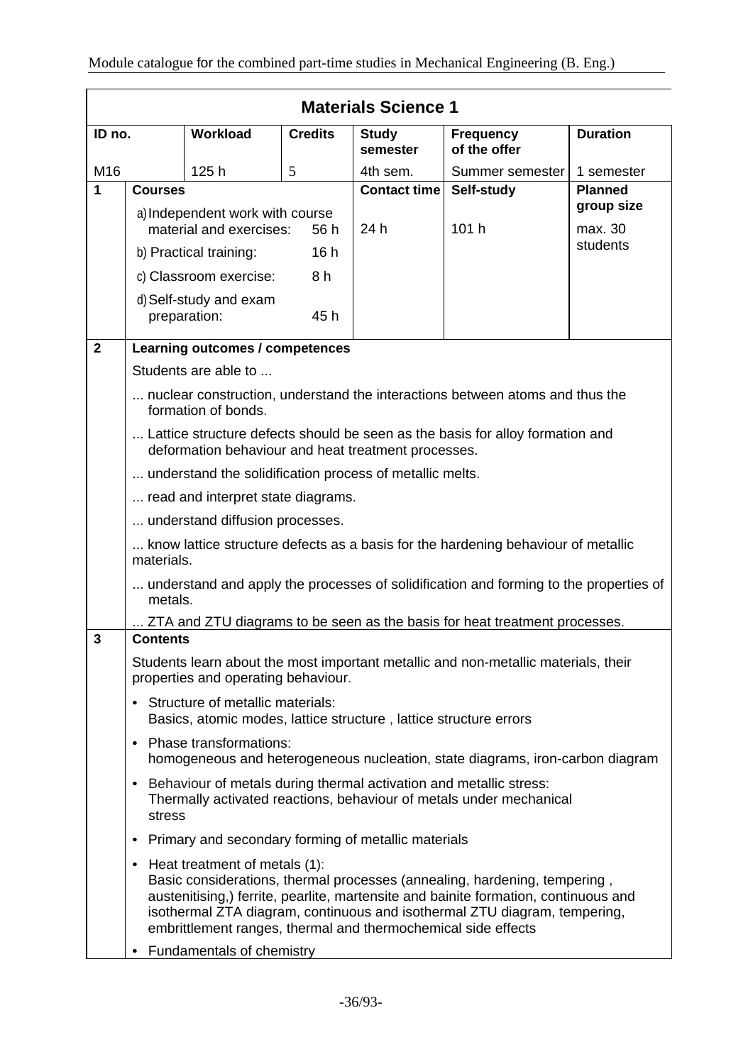## Materials Science 1

| ID no. | Workload | Credits | Study semester | Frequency of the offer | Duration |
|---|---|---|---|---|---|
| M16 | 125 h | 5 | 4th sem. | Summer semester | 1 semester |

| 1 | Courses | Contact time | Self-study | Planned group size |
|---|---|---|---|---|
| | a) Independent work with course material and exercises: 56 h | 24 h | 101 h | max. 30 students |
| | b) Practical training: 16 h | | | |
| | c) Classroom exercise: 8 h | | | |
| | d) Self-study and exam preparation: 45 h | | | |

**2 Learning outcomes / competences**

Students are able to ...

... nuclear construction, understand the interactions between atoms and thus the formation of bonds.

... Lattice structure defects should be seen as the basis for alloy formation and deformation behaviour and heat treatment processes.

... understand the solidification process of metallic melts.

... read and interpret state diagrams.

... understand diffusion processes.

... know lattice structure defects as a basis for the hardening behaviour of metallic materials.

... understand and apply the processes of solidification and forming to the properties of metals.

... ZTA and ZTU diagrams to be seen as the basis for heat treatment processes.

**3 Contents**

Students learn about the most important metallic and non-metallic materials, their properties and operating behaviour.

- Structure of metallic materials:
  Basics, atomic modes, lattice structure , lattice structure errors
- Phase transformations:
  homogeneous and heterogeneous nucleation, state diagrams, iron-carbon diagram
- Behaviour of metals during thermal activation and metallic stress:
  Thermally activated reactions, behaviour of metals under mechanical stress
- Primary and secondary forming of metallic materials
- Heat treatment of metals (1):
  Basic considerations, thermal processes (annealing, hardening, tempering , austenitising,) ferrite, pearlite, martensite and bainite formation, continuous and isothermal ZTA diagram, continuous and isothermal ZTU diagram, tempering, embrittlement ranges, thermal and thermochemical side effects
- Fundamentals of chemistry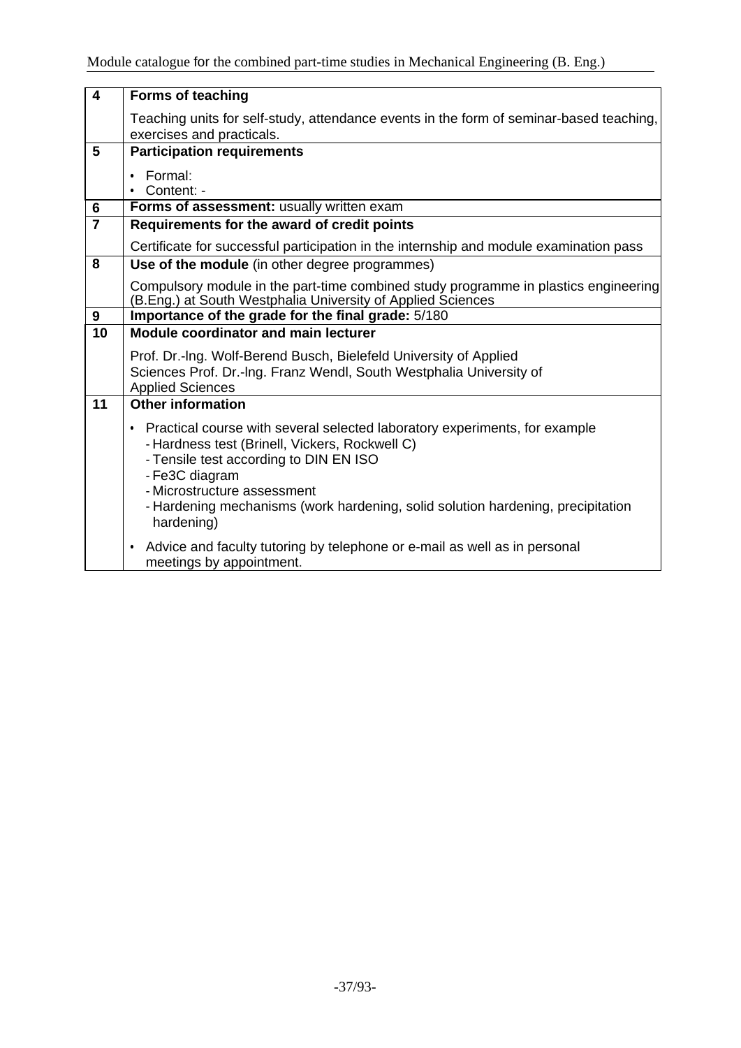| | |
|---|---|
| **4** | **Forms of teaching**<br><br>Teaching units for self-study, attendance events in the form of seminar-based teaching, exercises and practicals. |
| **5** | **Participation requirements**<br><br>• Formal:<br>• Content: - |
| **6** | **Forms of assessment:** usually written exam |
| **7** | **Requirements for the award of credit points**<br><br>Certificate for successful participation in the internship and module examination pass |
| **8** | **Use of the module** (in other degree programmes)<br><br>Compulsory module in the part-time combined study programme in plastics engineering (B.Eng.) at South Westphalia University of Applied Sciences |
| **9** | **Importance of the grade for the final grade:** 5/180 |
| **10** | **Module coordinator and main lecturer**<br><br>Prof. Dr.-Ing. Wolf-Berend Busch, Bielefeld University of Applied Sciences Prof. Dr.-Ing. Franz Wendl, South Westphalia University of Applied Sciences |
| **11** | **Other information**<br><br>• Practical course with several selected laboratory experiments, for example<br>- Hardness test (Brinell, Vickers, Rockwell C)<br>- Tensile test according to DIN EN ISO<br>- Fe3C diagram<br>- Microstructure assessment<br>- Hardening mechanisms (work hardening, solid solution hardening, precipitation hardening)<br><br>• Advice and faculty tutoring by telephone or e-mail as well as in personal meetings by appointment. |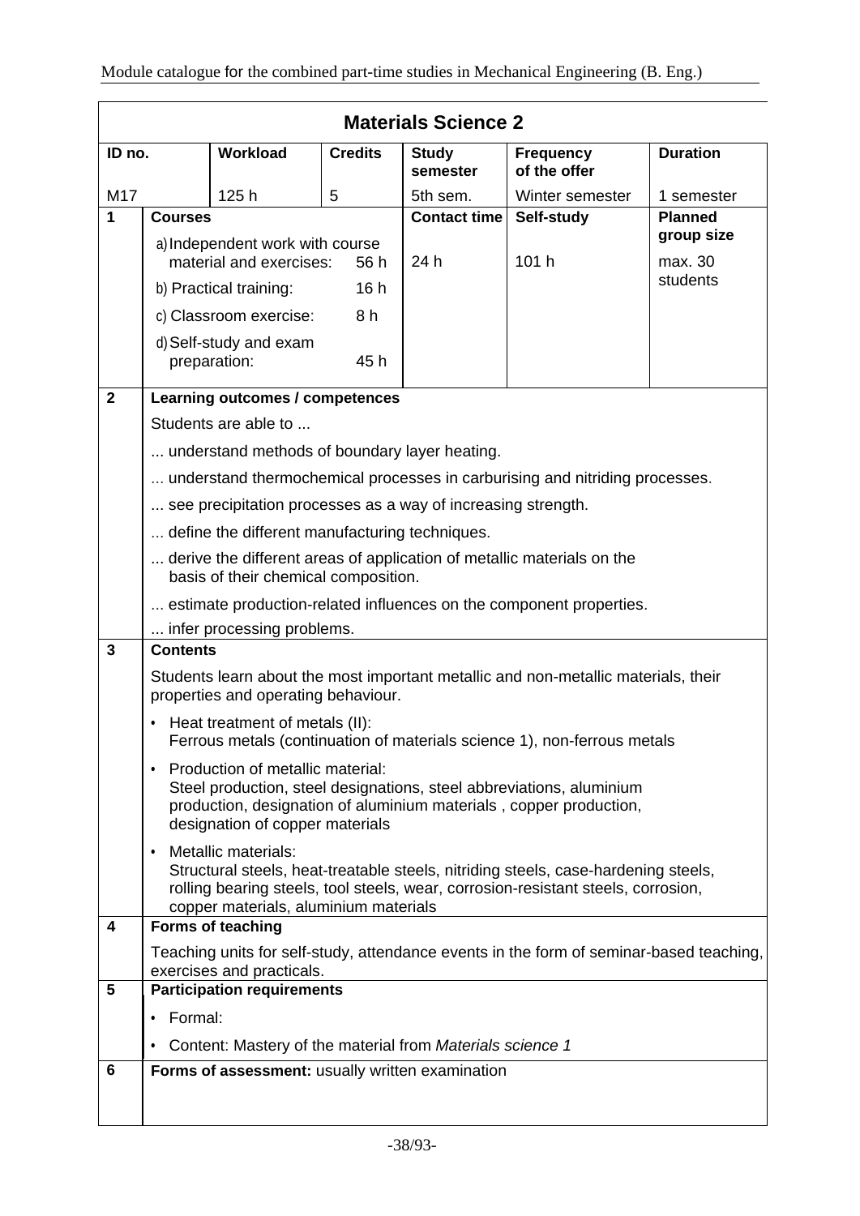## Materials Science 2

| ID no. | Workload | Credits | Study semester | Frequency of the offer | Duration |
|---|---|---|---|---|---|
| M17 | 125 h | 5 | 5th sem. | Winter semester | 1 semester |

| 1 | Courses | Contact time | Self-study | Planned group size |
|---|---|---|---|---|
| | a) Independent work with course material and exercises: 56 h<br>b) Practical training: 16 h<br>c) Classroom exercise: 8 h<br>d) Self-study and exam preparation: 45 h | 24 h | 101 h | max. 30 students |

**2 Learning outcomes / competences**

Students are able to ...

... understand methods of boundary layer heating.

... understand thermochemical processes in carburising and nitriding processes.

... see precipitation processes as a way of increasing strength.

... define the different manufacturing techniques.

... derive the different areas of application of metallic materials on the basis of their chemical composition.

... estimate production-related influences on the component properties.

... infer processing problems.

**3 Contents**

Students learn about the most important metallic and non-metallic materials, their properties and operating behaviour.

- Heat treatment of metals (II):
  Ferrous metals (continuation of materials science 1), non-ferrous metals
- Production of metallic material:
  Steel production, steel designations, steel abbreviations, aluminium production, designation of aluminium materials , copper production, designation of copper materials
- Metallic materials:
  Structural steels, heat-treatable steels, nitriding steels, case-hardening steels, rolling bearing steels, tool steels, wear, corrosion-resistant steels, corrosion, copper materials, aluminium materials

**4 Forms of teaching**

Teaching units for self-study, attendance events in the form of seminar-based teaching, exercises and practicals.

**5 Participation requirements**

- Formal:
- Content: Mastery of the material from *Materials science 1*

**6 Forms of assessment:** usually written examination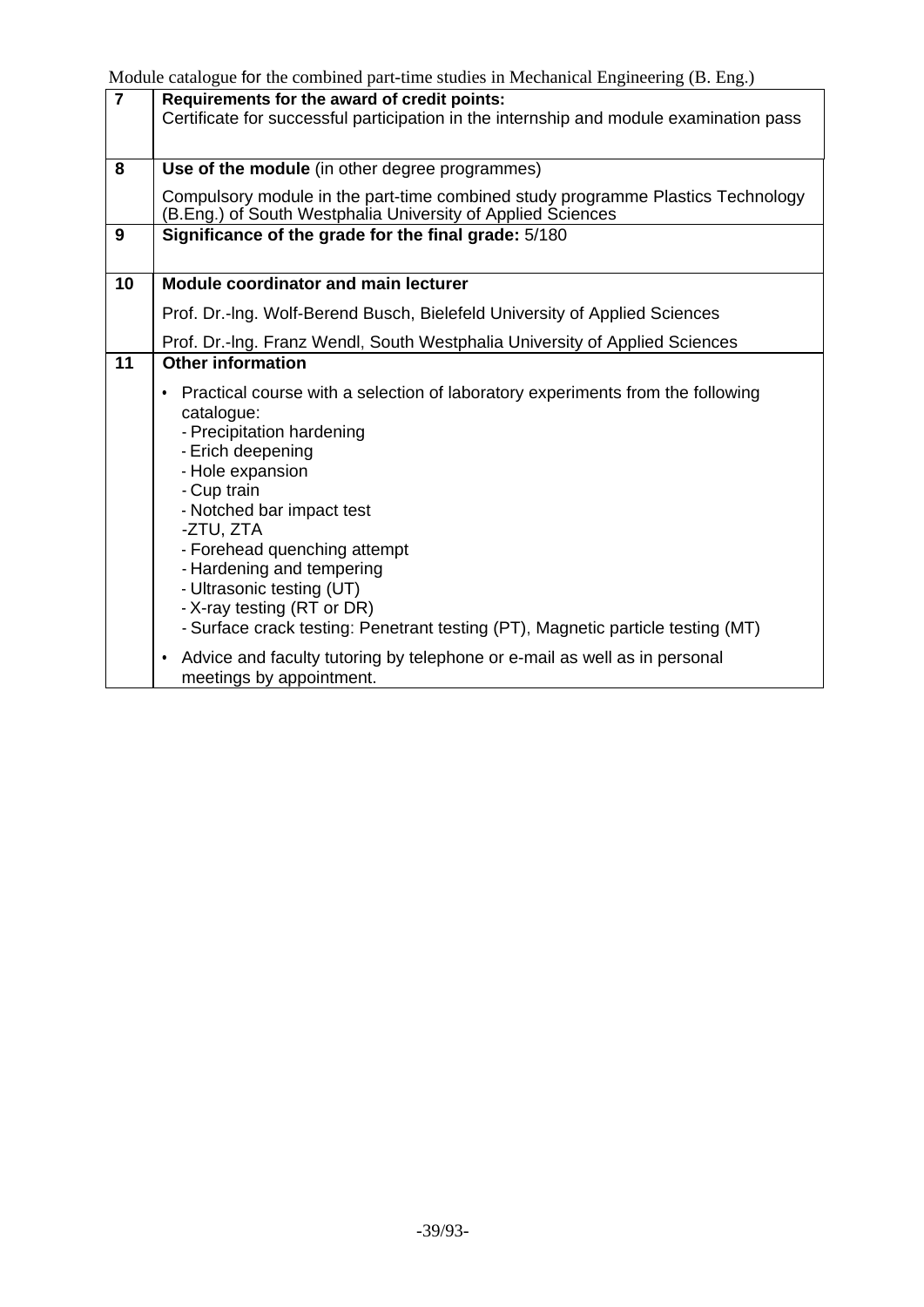| | |
|---|---|
| **7** | **Requirements for the award of credit points:**<br>Certificate for successful participation in the internship and module examination pass |
| **8** | **Use of the module** (in other degree programmes)<br>Compulsory module in the part-time combined study programme Plastics Technology (B.Eng.) of South Westphalia University of Applied Sciences |
| **9** | **Significance of the grade for the final grade:** 5/180 |
| **10** | **Module coordinator and main lecturer**<br>Prof. Dr.-lng. Wolf-Berend Busch, Bielefeld University of Applied Sciences<br>Prof. Dr.-lng. Franz Wendl, South Westphalia University of Applied Sciences |
| **11** | **Other information**<br>• Practical course with a selection of laboratory experiments from the following catalogue:<br>- Precipitation hardening<br>- Erich deepening<br>- Hole expansion<br>- Cup train<br>- Notched bar impact test<br>-ZTU, ZTA<br>- Forehead quenching attempt<br>- Hardening and tempering<br>- Ultrasonic testing (UT)<br>- X-ray testing (RT or DR)<br>- Surface crack testing: Penetrant testing (PT), Magnetic particle testing (MT)<br>• Advice and faculty tutoring by telephone or e-mail as well as in personal meetings by appointment. |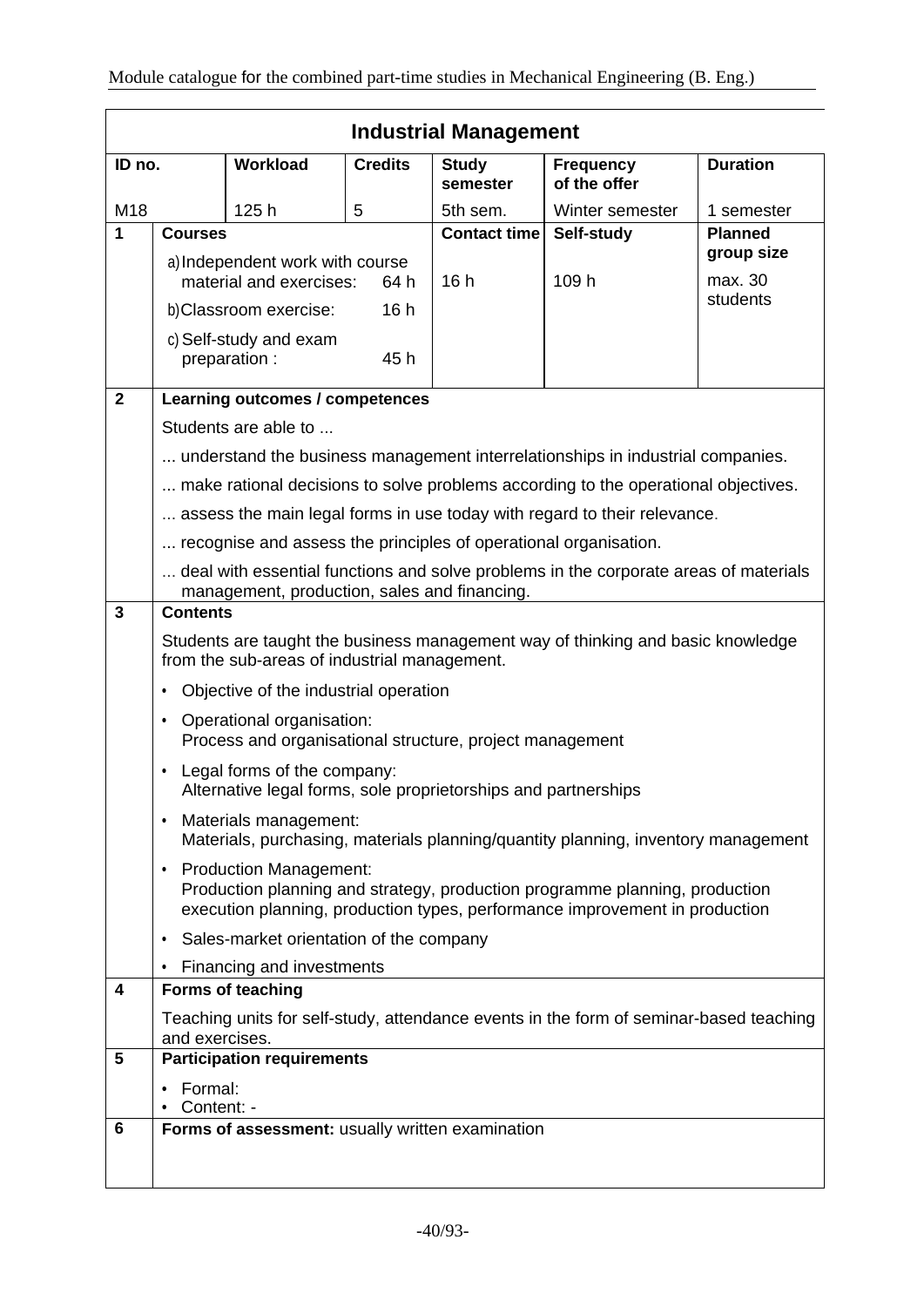## Industrial Management

| ID no. | Workload | Credits | Study semester | Frequency of the offer | Duration |
|---|---|---|---|---|---|
| M18 | 125 h | 5 | 5th sem. | Winter semester | 1 semester |

| | Courses | Contact time | Self-study | Planned group size |
|---|---|---|---|---|
| 1 | a) Independent work with course material and exercises: 64 h<br>b) Classroom exercise: 16 h<br>c) Self-study and exam preparation : 45 h | 16 h | 109 h | max. 30 students |

**2 Learning outcomes / competences**

Students are able to ...

... understand the business management interrelationships in industrial companies.

... make rational decisions to solve problems according to the operational objectives.

... assess the main legal forms in use today with regard to their relevance.

... recognise and assess the principles of operational organisation.

... deal with essential functions and solve problems in the corporate areas of materials management, production, sales and financing.

**3 Contents**

Students are taught the business management way of thinking and basic knowledge from the sub-areas of industrial management.

- Objective of the industrial operation
- Operational organisation:
  Process and organisational structure, project management
- Legal forms of the company:
  Alternative legal forms, sole proprietorships and partnerships
- Materials management:
  Materials, purchasing, materials planning/quantity planning, inventory management
- Production Management:
  Production planning and strategy, production programme planning, production execution planning, production types, performance improvement in production
- Sales-market orientation of the company
- Financing and investments

**4 Forms of teaching**

Teaching units for self-study, attendance events in the form of seminar-based teaching and exercises.

**5 Participation requirements**

- Formal:
- Content: -

**6 Forms of assessment:** usually written examination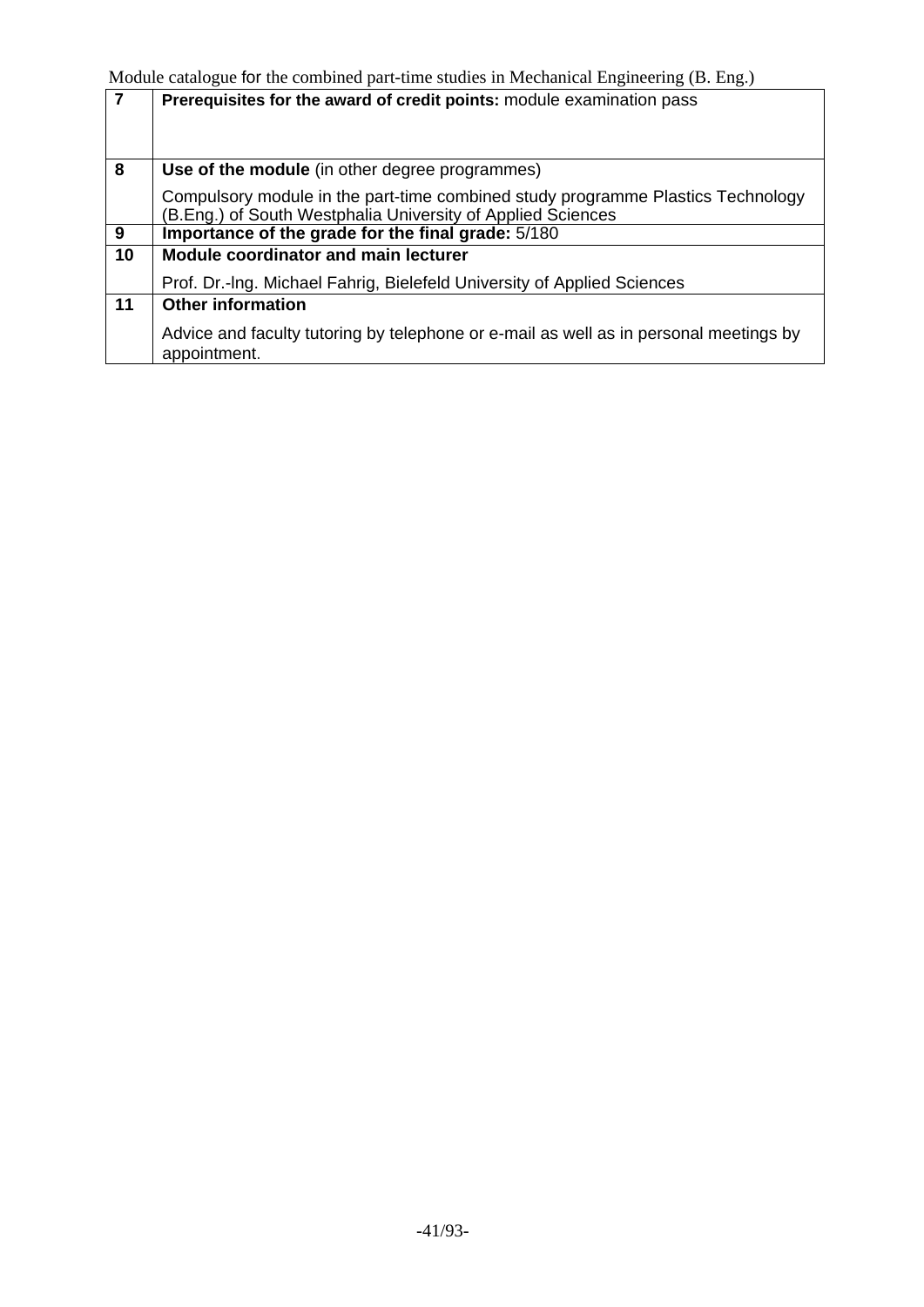| | |
|---|---|
| 7 | **Prerequisites for the award of credit points:** module examination pass |
| 8 | **Use of the module** (in other degree programmes)<br><br>Compulsory module in the part-time combined study programme Plastics Technology (B.Eng.) of South Westphalia University of Applied Sciences |
| 9 | **Importance of the grade for the final grade:** 5/180 |
| 10 | **Module coordinator and main lecturer**<br><br>Prof. Dr.-Ing. Michael Fahrig, Bielefeld University of Applied Sciences |
| 11 | **Other information**<br><br>Advice and faculty tutoring by telephone or e-mail as well as in personal meetings by appointment. |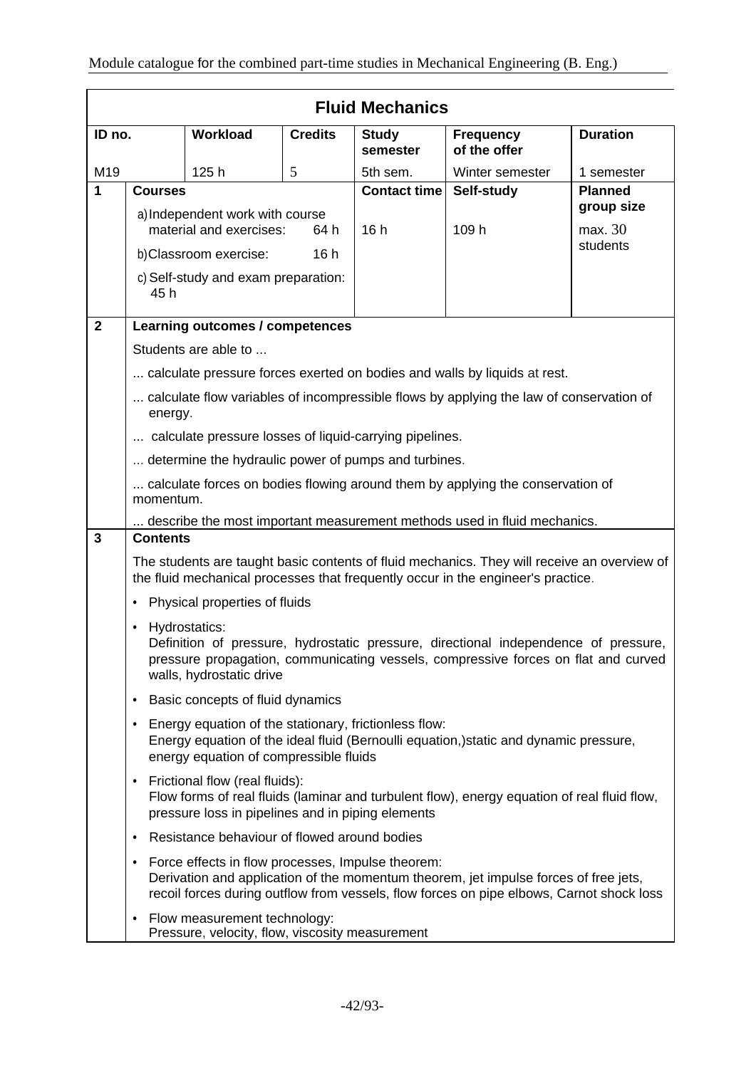## Fluid Mechanics

| ID no. | Workload | Credits | Study semester | Frequency of the offer | Duration |
|---|---|---|---|---|---|
| M19 | 125 h | 5 | 5th sem. | Winter semester | 1 semester |

| 1 | Courses | Contact time | Self-study | Planned group size |
|---|---|---|---|---|
| | a) Independent work with course material and exercises: 64 h<br>b) Classroom exercise: 16 h<br>c) Self-study and exam preparation: 45 h | 16 h | 109 h | max. 30 students |

**2 Learning outcomes / competences**

Students are able to ...

... calculate pressure forces exerted on bodies and walls by liquids at rest.

... calculate flow variables of incompressible flows by applying the law of conservation of energy.

... calculate pressure losses of liquid-carrying pipelines.

... determine the hydraulic power of pumps and turbines.

... calculate forces on bodies flowing around them by applying the conservation of momentum.

... describe the most important measurement methods used in fluid mechanics.

**3 Contents**

The students are taught basic contents of fluid mechanics. They will receive an overview of the fluid mechanical processes that frequently occur in the engineer's practice.

- Physical properties of fluids
- Hydrostatics:
  Definition of pressure, hydrostatic pressure, directional independence of pressure, pressure propagation, communicating vessels, compressive forces on flat and curved walls, hydrostatic drive
- Basic concepts of fluid dynamics
- Energy equation of the stationary, frictionless flow:
  Energy equation of the ideal fluid (Bernoulli equation,)static and dynamic pressure, energy equation of compressible fluids
- Frictional flow (real fluids):
  Flow forms of real fluids (laminar and turbulent flow), energy equation of real fluid flow, pressure loss in pipelines and in piping elements
- Resistance behaviour of flowed around bodies
- Force effects in flow processes, Impulse theorem:
  Derivation and application of the momentum theorem, jet impulse forces of free jets, recoil forces during outflow from vessels, flow forces on pipe elbows, Carnot shock loss
- Flow measurement technology:
  Pressure, velocity, flow, viscosity measurement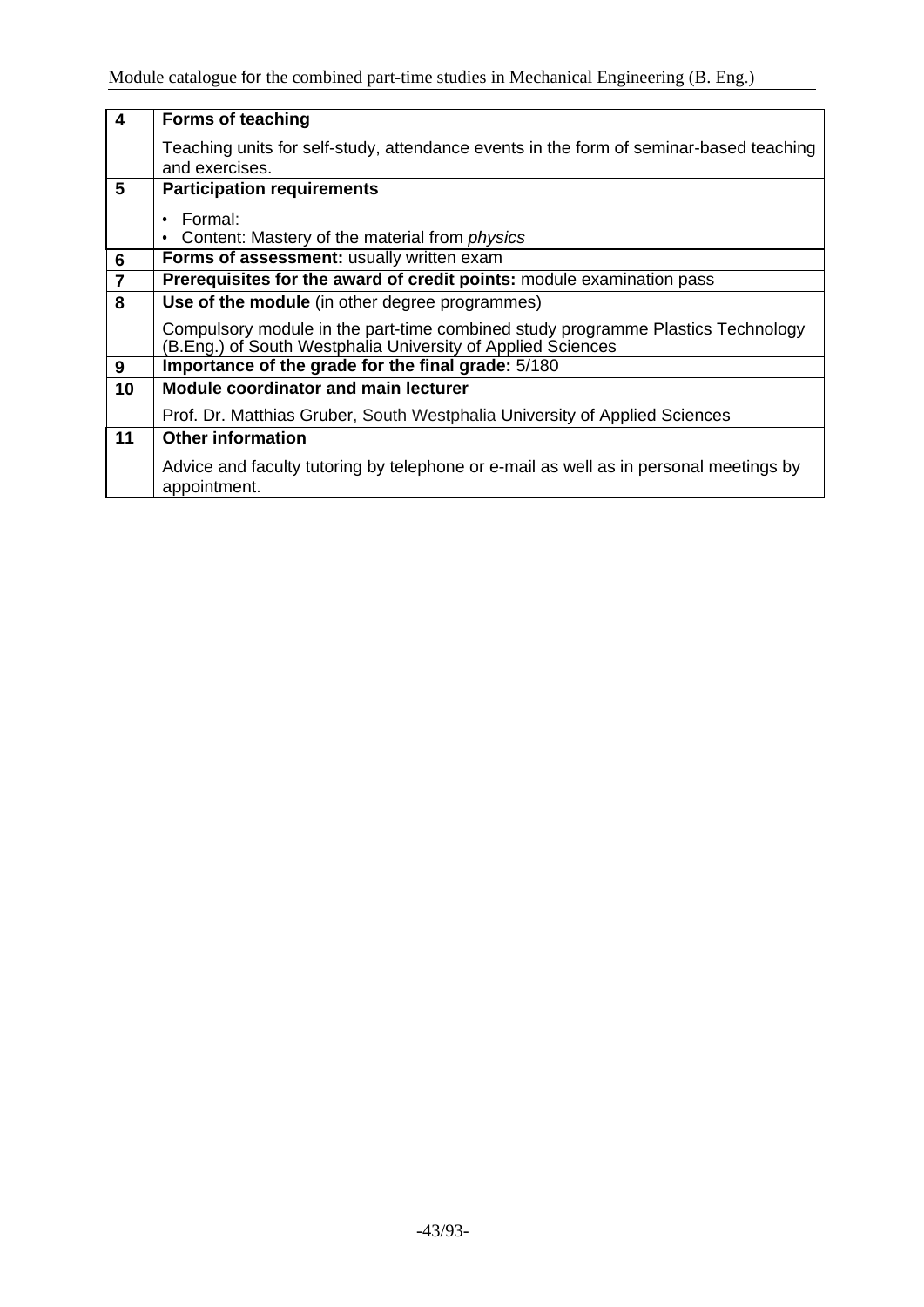| | |
|---|---|
| **4** | **Forms of teaching**<br><br>Teaching units for self-study, attendance events in the form of seminar-based teaching and exercises. |
| **5** | **Participation requirements**<br><br>• Formal:<br>• Content: Mastery of the material from *physics* |
| **6** | **Forms of assessment:** usually written exam |
| **7** | **Prerequisites for the award of credit points:** module examination pass |
| **8** | **Use of the module** (in other degree programmes)<br><br>Compulsory module in the part-time combined study programme Plastics Technology (B.Eng.) of South Westphalia University of Applied Sciences |
| **9** | **Importance of the grade for the final grade:** 5/180 |
| **10** | **Module coordinator and main lecturer**<br><br>Prof. Dr. Matthias Gruber, South Westphalia University of Applied Sciences |
| **11** | **Other information**<br><br>Advice and faculty tutoring by telephone or e-mail as well as in personal meetings by appointment. |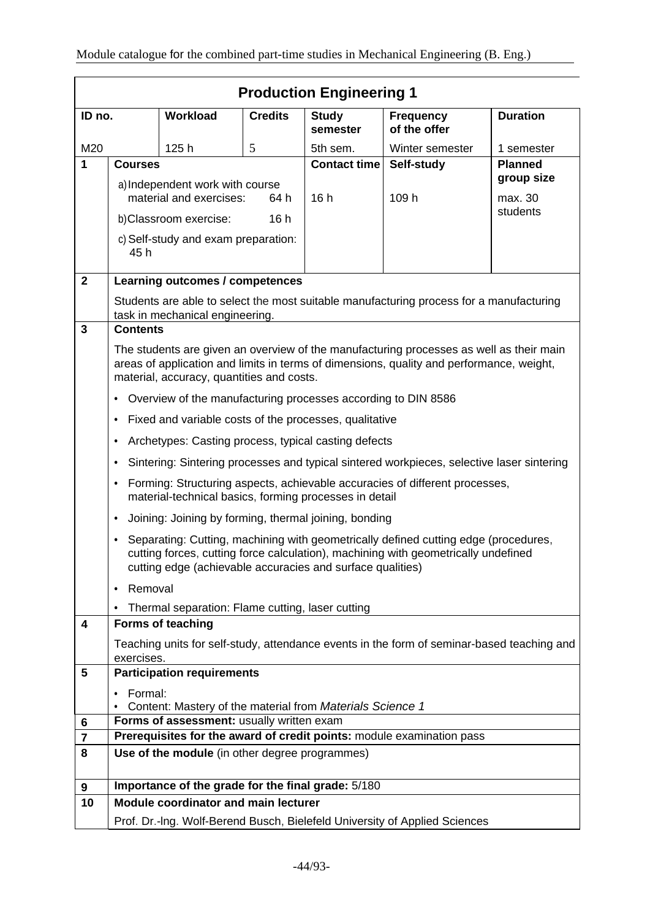## Production Engineering 1

| ID no. | Workload | Credits | Study semester | Frequency of the offer | Duration |
|---|---|---|---|---|---|
| M20 | 125 h | 5 | 5th sem. | Winter semester | 1 semester |

| | Courses | Contact time | Self-study | Planned group size |
|---|---|---|---|---|
| **1** | a) Independent work with course material and exercises: 64 h<br>b) Classroom exercise: 16 h<br>c) Self-study and exam preparation: 45 h | 16 h | 109 h | max. 30 students |

**2 Learning outcomes / competences**

Students are able to select the most suitable manufacturing process for a manufacturing task in mechanical engineering.

**3 Contents**

The students are given an overview of the manufacturing processes as well as their main areas of application and limits in terms of dimensions, quality and performance, weight, material, accuracy, quantities and costs.

- Overview of the manufacturing processes according to DIN 8586
- Fixed and variable costs of the processes, qualitative
- Archetypes: Casting process, typical casting defects
- Sintering: Sintering processes and typical sintered workpieces, selective laser sintering
- Forming: Structuring aspects, achievable accuracies of different processes, material-technical basics, forming processes in detail
- Joining: Joining by forming, thermal joining, bonding
- Separating: Cutting, machining with geometrically defined cutting edge (procedures, cutting forces, cutting force calculation), machining with geometrically undefined cutting edge (achievable accuracies and surface qualities)
- Removal
- Thermal separation: Flame cutting, laser cutting

**4 Forms of teaching**

Teaching units for self-study, attendance events in the form of seminar-based teaching and exercises.

**5 Participation requirements**

- Formal:
- Content: Mastery of the material from *Materials Science 1*

**6 Forms of assessment:** usually written exam

**7 Prerequisites for the award of credit points:** module examination pass

**8 Use of the module** (in other degree programmes)

**9 Importance of the grade for the final grade:** 5/180

**10 Module coordinator and main lecturer**

Prof. Dr.-Ing. Wolf-Berend Busch, Bielefeld University of Applied Sciences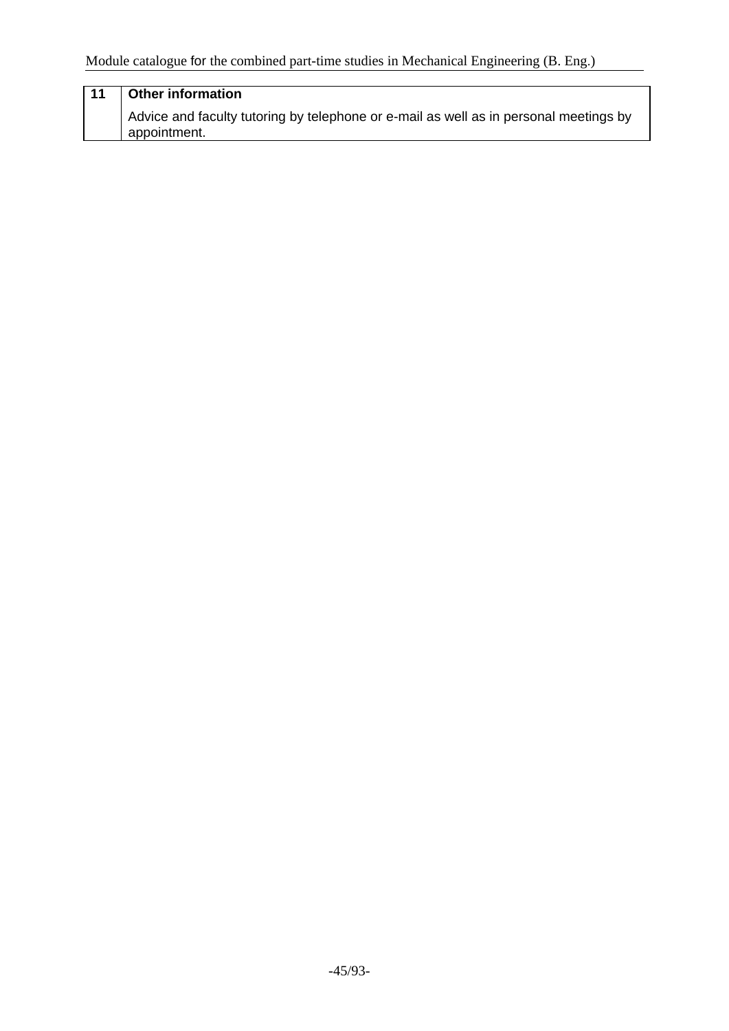| 11 | **Other information** |
|---|---|
| | Advice and faculty tutoring by telephone or e-mail as well as in personal meetings by appointment. |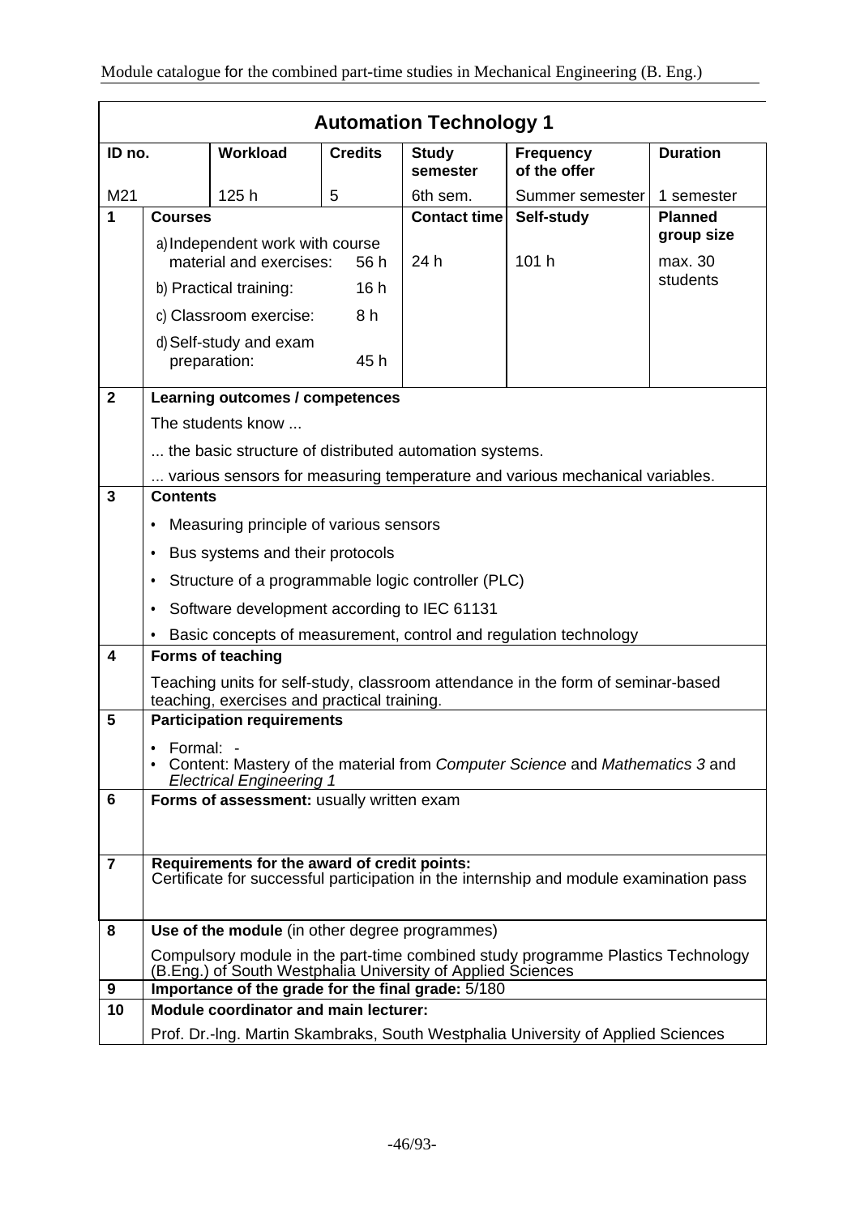## Automation Technology 1

| ID no. | Workload | Credits | Study semester | Frequency of the offer | Duration |
|---|---|---|---|---|---|
| M21 | 125 h | 5 | 6th sem. | Summer semester | 1 semester |

| | | | | |
|---|---|---|---|---|
| **1** | **Courses**<br>a) Independent work with course material and exercises: 56 h<br>b) Practical training: 16 h<br>c) Classroom exercise: 8 h<br>d) Self-study and exam preparation: 45 h | **Contact time**<br>24 h | **Self-study**<br>101 h | **Planned group size**<br>max. 30 students |

**2 Learning outcomes / competences**

The students know ...

... the basic structure of distributed automation systems.

... various sensors for measuring temperature and various mechanical variables.

**3 Contents**

- Measuring principle of various sensors
- Bus systems and their protocols
- Structure of a programmable logic controller (PLC)
- Software development according to IEC 61131
- Basic concepts of measurement, control and regulation technology

**4 Forms of teaching**

Teaching units for self-study, classroom attendance in the form of seminar-based teaching, exercises and practical training.

**5 Participation requirements**

- Formal: -
- Content: Mastery of the material from *Computer Science* and *Mathematics 3* and *Electrical Engineering 1*

**6 Forms of assessment:** usually written exam

**7 Requirements for the award of credit points:**
Certificate for successful participation in the internship and module examination pass

**8 Use of the module** (in other degree programmes)

Compulsory module in the part-time combined study programme Plastics Technology (B.Eng.) of South Westphalia University of Applied Sciences

**9 Importance of the grade for the final grade:** 5/180

**10 Module coordinator and main lecturer:**

Prof. Dr.-Ing. Martin Skambraks, South Westphalia University of Applied Sciences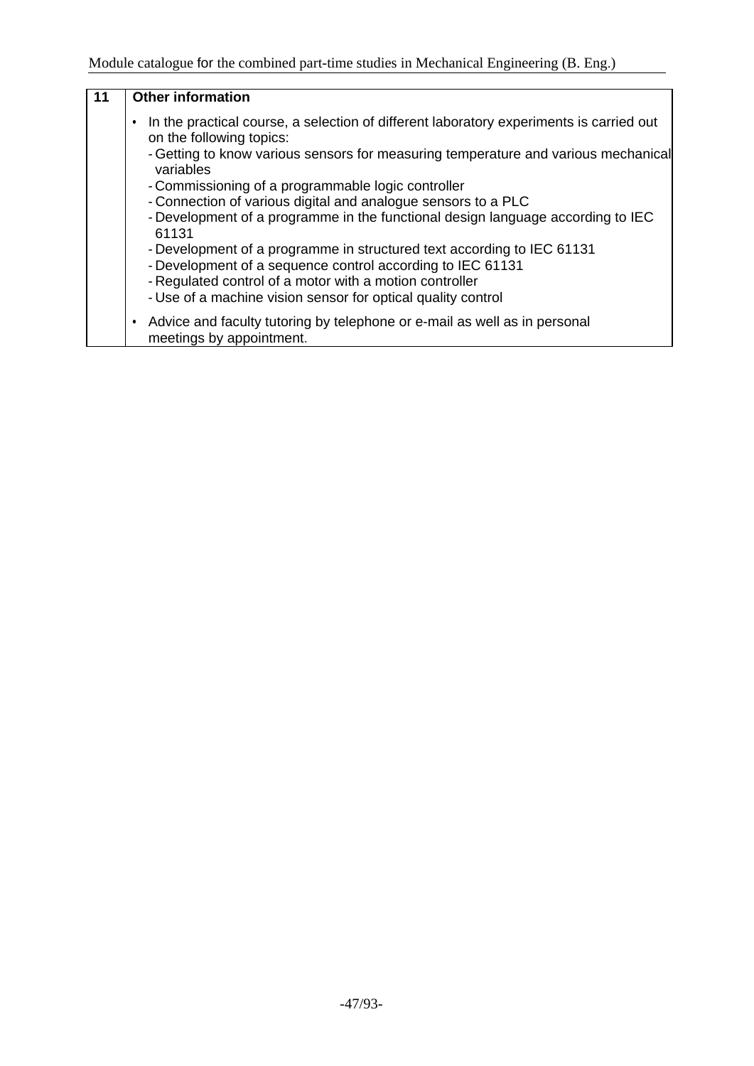| 11 | **Other information** |
|---|---|
| | • In the practical course, a selection of different laboratory experiments is carried out on the following topics:<br>- Getting to know various sensors for measuring temperature and various mechanical variables<br>- Commissioning of a programmable logic controller<br>- Connection of various digital and analogue sensors to a PLC<br>- Development of a programme in the functional design language according to IEC 61131<br>- Development of a programme in structured text according to IEC 61131<br>- Development of a sequence control according to IEC 61131<br>- Regulated control of a motor with a motion controller<br>- Use of a machine vision sensor for optical quality control<br><br>• Advice and faculty tutoring by telephone or e-mail as well as in personal meetings by appointment. |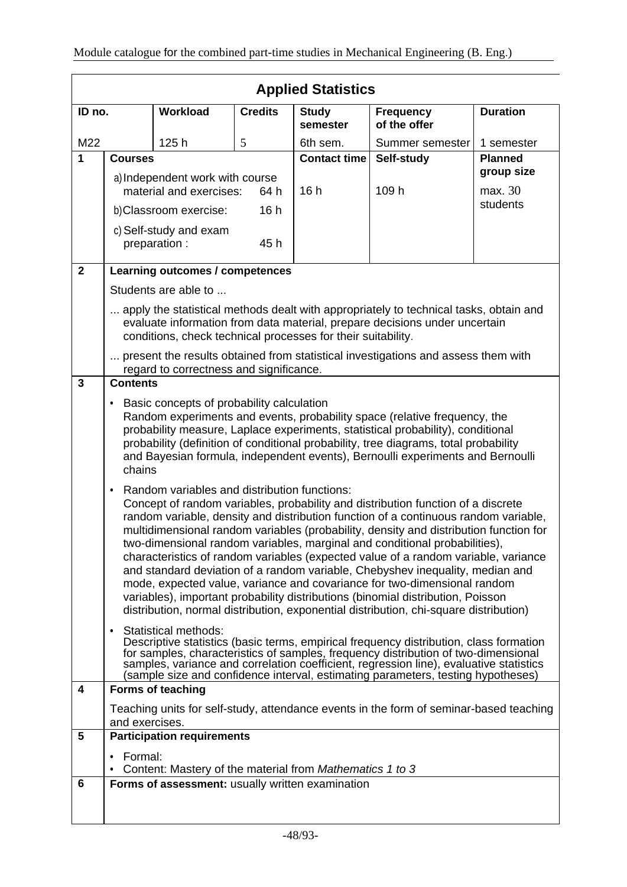## Applied Statistics

| ID no. | Workload | Credits | Study semester | Frequency of the offer | Duration |
|---|---|---|---|---|---|
| M22 | 125 h | 5 | 6th sem. | Summer semester | 1 semester |

**1**

| Courses | Contact time | Self-study | Planned group size |
|---|---|---|---|
| a) Independent work with course material and exercises: 64 h<br>b) Classroom exercise: 16 h<br>c) Self-study and exam preparation : 45 h | 16 h | 109 h | max. 30 students |

**2 Learning outcomes / competences**

Students are able to ...

... apply the statistical methods dealt with appropriately to technical tasks, obtain and evaluate information from data material, prepare decisions under uncertain conditions, check technical processes for their suitability.

... present the results obtained from statistical investigations and assess them with regard to correctness and significance.

**3 Contents**

- Basic concepts of probability calculation
  Random experiments and events, probability space (relative frequency, the probability measure, Laplace experiments, statistical probability), conditional probability (definition of conditional probability, tree diagrams, total probability and Bayesian formula, independent events), Bernoulli experiments and Bernoulli chains
- Random variables and distribution functions:
  Concept of random variables, probability and distribution function of a discrete random variable, density and distribution function of a continuous random variable, multidimensional random variables (probability, density and distribution function for two-dimensional random variables, marginal and conditional probabilities), characteristics of random variables (expected value of a random variable, variance and standard deviation of a random variable, Chebyshev inequality, median and mode, expected value, variance and covariance for two-dimensional random variables), important probability distributions (binomial distribution, Poisson distribution, normal distribution, exponential distribution, chi-square distribution)
- Statistical methods:
  Descriptive statistics (basic terms, empirical frequency distribution, class formation for samples, characteristics of samples, frequency distribution of two-dimensional samples, variance and correlation coefficient, regression line), evaluative statistics (sample size and confidence interval, estimating parameters, testing hypotheses)

**4 Forms of teaching**

Teaching units for self-study, attendance events in the form of seminar-based teaching and exercises.

**5 Participation requirements**

- Formal:
- Content: Mastery of the material from *Mathematics 1 to 3*

**6 Forms of assessment:** usually written examination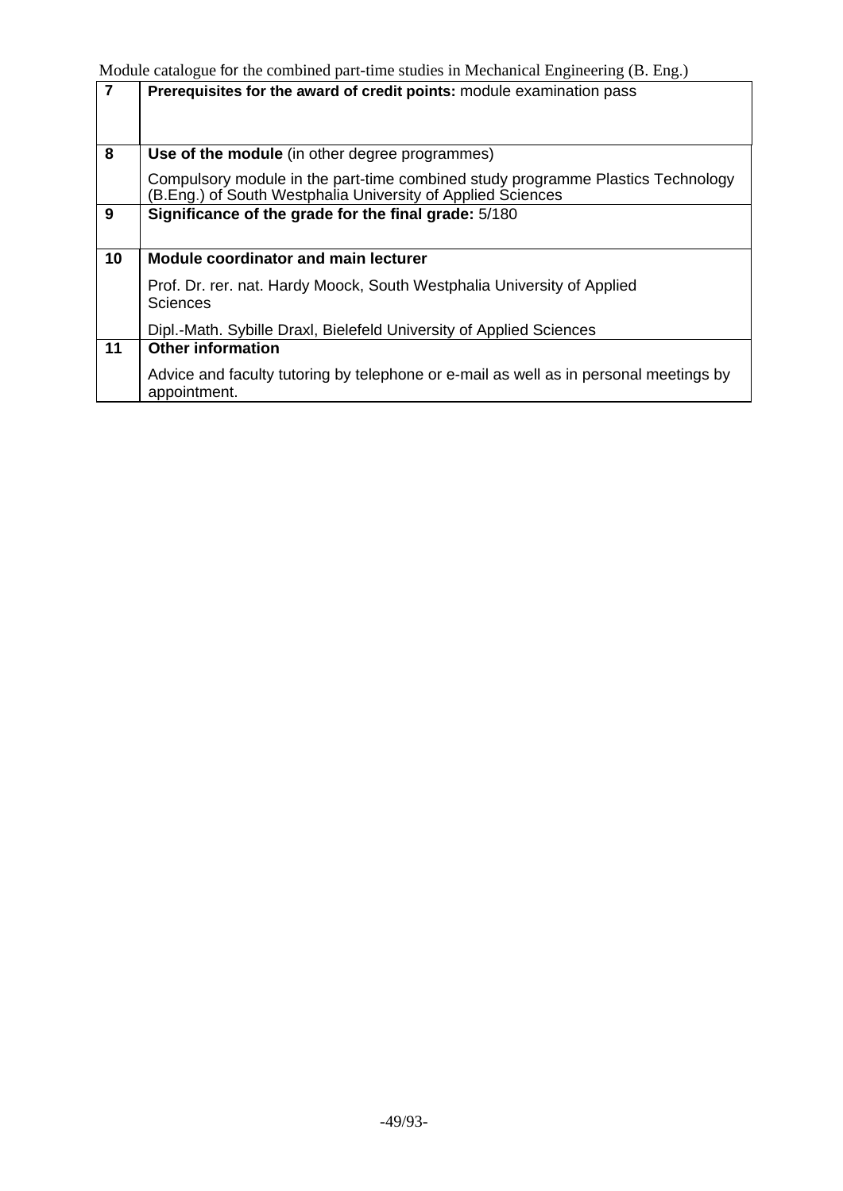| | |
|---|---|
| **7** | **Prerequisites for the award of credit points:** module examination pass |
| **8** | **Use of the module** (in other degree programmes)<br><br>Compulsory module in the part-time combined study programme Plastics Technology (B.Eng.) of South Westphalia University of Applied Sciences |
| **9** | **Significance of the grade for the final grade:** 5/180 |
| **10** | **Module coordinator and main lecturer**<br><br>Prof. Dr. rer. nat. Hardy Moock, South Westphalia University of Applied Sciences<br><br>Dipl.-Math. Sybille Draxl, Bielefeld University of Applied Sciences |
| **11** | **Other information**<br><br>Advice and faculty tutoring by telephone or e-mail as well as in personal meetings by appointment. |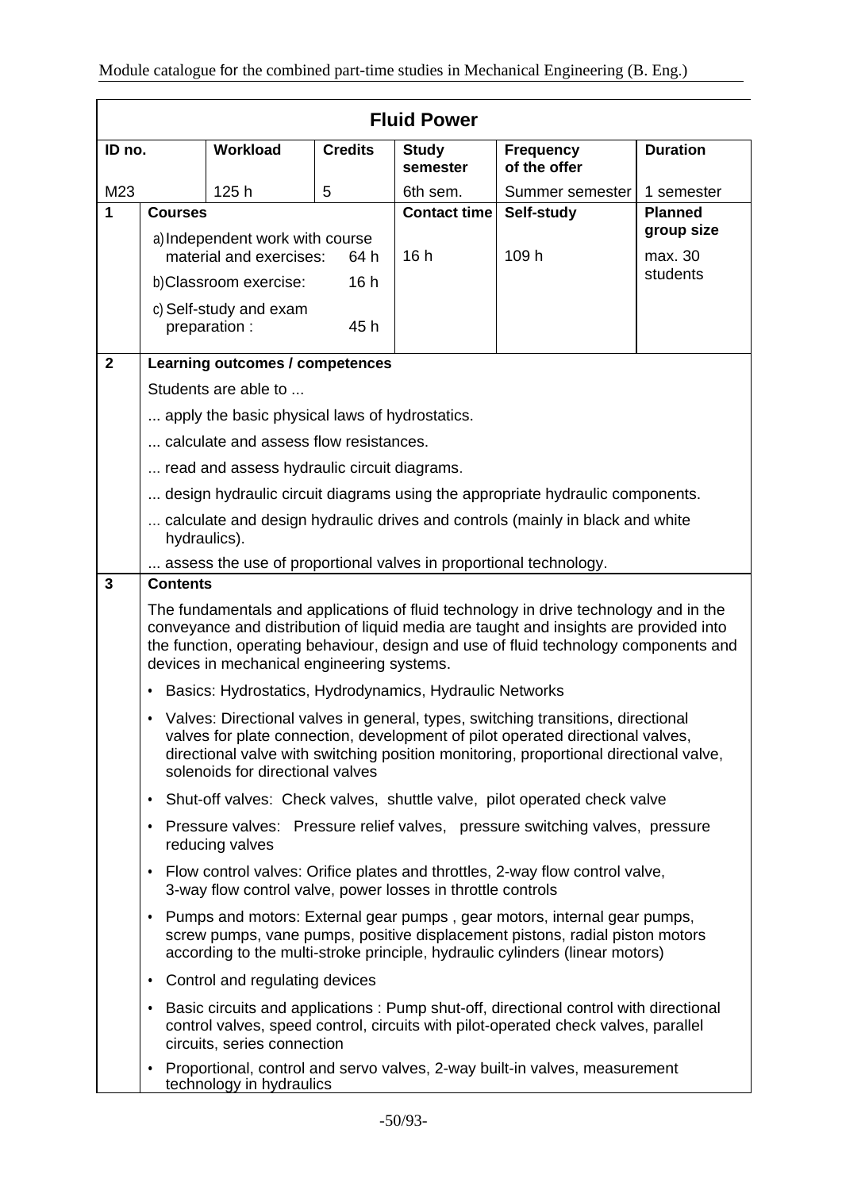## Fluid Power

| ID no. | Workload | Credits | Study semester | Frequency of the offer | Duration |
|---|---|---|---|---|---|
| M23 | 125 h | 5 | 6th sem. | Summer semester | 1 semester |

| 1 | Courses | Contact time | Self-study | Planned group size |
|---|---|---|---|---|
| | a) Independent work with course material and exercises: 64 h<br>b) Classroom exercise: 16 h<br>c) Self-study and exam preparation : 45 h | 16 h | 109 h | max. 30 students |

**2 Learning outcomes / competences**

Students are able to ...

... apply the basic physical laws of hydrostatics.

... calculate and assess flow resistances.

... read and assess hydraulic circuit diagrams.

... design hydraulic circuit diagrams using the appropriate hydraulic components.

... calculate and design hydraulic drives and controls (mainly in black and white hydraulics).

... assess the use of proportional valves in proportional technology.

**3 Contents**

The fundamentals and applications of fluid technology in drive technology and in the conveyance and distribution of liquid media are taught and insights are provided into the function, operating behaviour, design and use of fluid technology components and devices in mechanical engineering systems.

- Basics: Hydrostatics, Hydrodynamics, Hydraulic Networks
- Valves: Directional valves in general, types, switching transitions, directional valves for plate connection, development of pilot operated directional valves, directional valve with switching position monitoring, proportional directional valve, solenoids for directional valves
- Shut-off valves: Check valves, shuttle valve, pilot operated check valve
- Pressure valves: Pressure relief valves, pressure switching valves, pressure reducing valves
- Flow control valves: Orifice plates and throttles, 2-way flow control valve, 3-way flow control valve, power losses in throttle controls
- Pumps and motors: External gear pumps , gear motors, internal gear pumps, screw pumps, vane pumps, positive displacement pistons, radial piston motors according to the multi-stroke principle, hydraulic cylinders (linear motors)
- Control and regulating devices
- Basic circuits and applications : Pump shut-off, directional control with directional control valves, speed control, circuits with pilot-operated check valves, parallel circuits, series connection
- Proportional, control and servo valves, 2-way built-in valves, measurement technology in hydraulics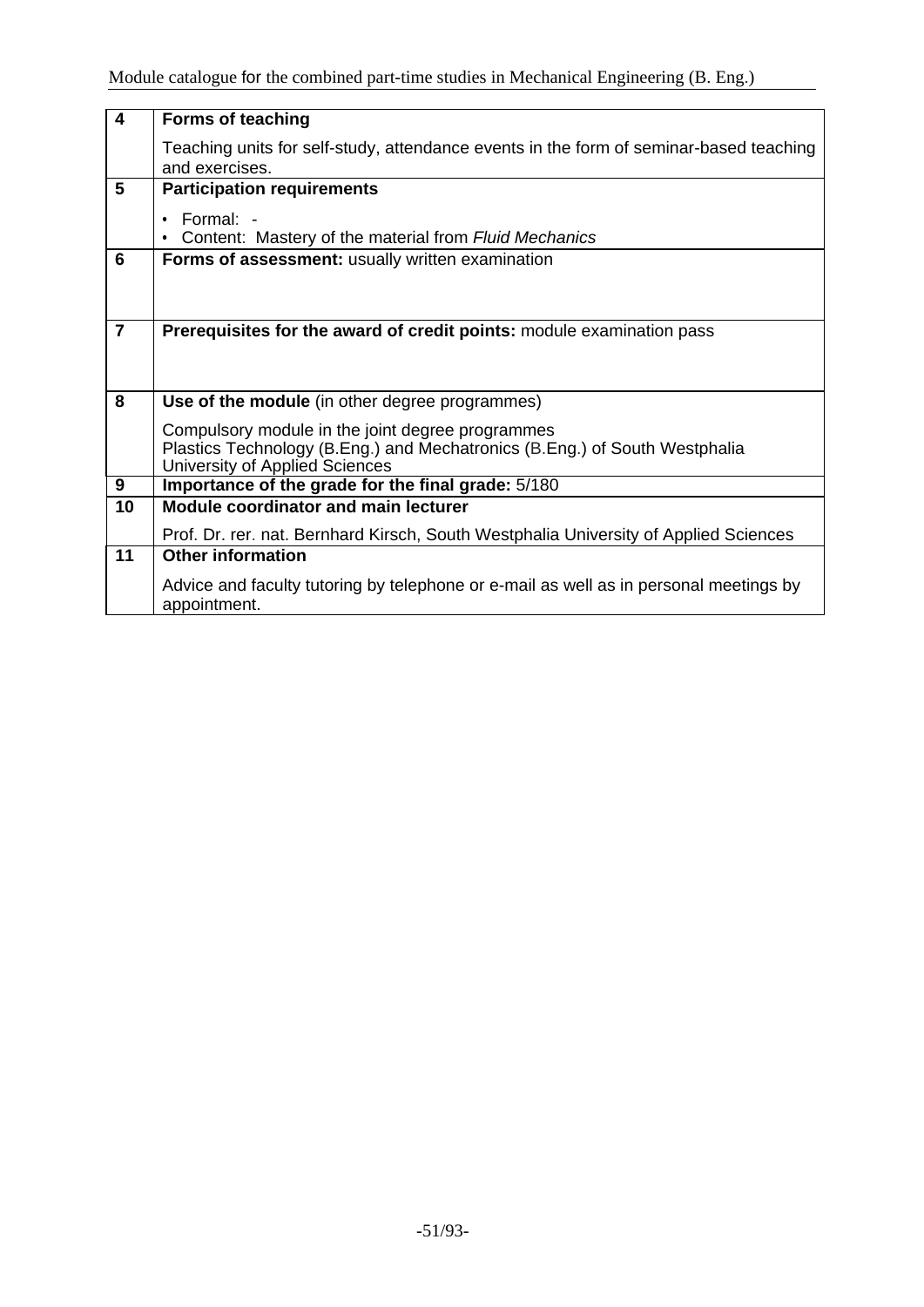| | |
|---|---|
| **4** | **Forms of teaching**<br><br>Teaching units for self-study, attendance events in the form of seminar-based teaching and exercises. |
| **5** | **Participation requirements**<br><br>• Formal: -<br>• Content: Mastery of the material from *Fluid Mechanics* |
| **6** | **Forms of assessment:** usually written examination |
| **7** | **Prerequisites for the award of credit points:** module examination pass |
| **8** | **Use of the module** (in other degree programmes)<br><br>Compulsory module in the joint degree programmes<br>Plastics Technology (B.Eng.) and Mechatronics (B.Eng.) of South Westphalia University of Applied Sciences |
| **9** | **Importance of the grade for the final grade:** 5/180 |
| **10** | **Module coordinator and main lecturer**<br><br>Prof. Dr. rer. nat. Bernhard Kirsch, South Westphalia University of Applied Sciences |
| **11** | **Other information**<br><br>Advice and faculty tutoring by telephone or e-mail as well as in personal meetings by appointment. |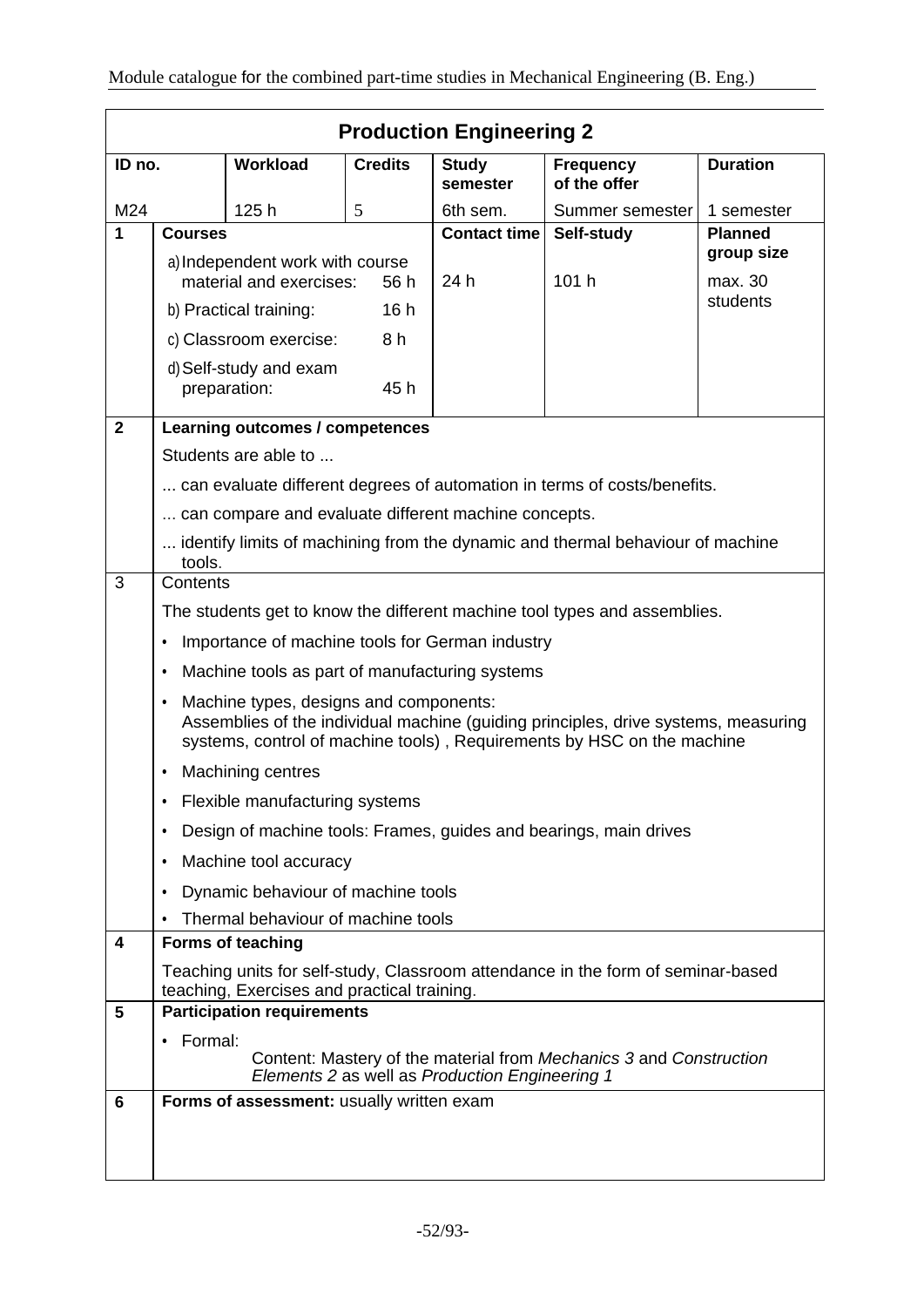## Production Engineering 2

| ID no. | Workload | Credits | Study semester | Frequency of the offer | Duration |
|---|---|---|---|---|---|
| M24 | 125 h | 5 | 6th sem. | Summer semester | 1 semester |

**1 Courses**

| Courses | | Contact time | Self-study | Planned group size |
|---|---|---|---|---|
| a) Independent work with course material and exercises: | 56 h | 24 h | 101 h | max. 30 students |
| b) Practical training: | 16 h | | | |
| c) Classroom exercise: | 8 h | | | |
| d) Self-study and exam preparation: | 45 h | | | |

**2 Learning outcomes / competences**

Students are able to ...

... can evaluate different degrees of automation in terms of costs/benefits.

... can compare and evaluate different machine concepts.

... identify limits of machining from the dynamic and thermal behaviour of machine tools.

**3 Contents**

The students get to know the different machine tool types and assemblies.

- Importance of machine tools for German industry
- Machine tools as part of manufacturing systems
- Machine types, designs and components:
  Assemblies of the individual machine (guiding principles, drive systems, measuring systems, control of machine tools) , Requirements by HSC on the machine
- Machining centres
- Flexible manufacturing systems
- Design of machine tools: Frames, guides and bearings, main drives
- Machine tool accuracy
- Dynamic behaviour of machine tools
- Thermal behaviour of machine tools

**4 Forms of teaching**

Teaching units for self-study, Classroom attendance in the form of seminar-based teaching, Exercises and practical training.

**5 Participation requirements**

- Formal:
  Content: Mastery of the material from *Mechanics 3* and *Construction Elements 2* as well as *Production Engineering 1*

**6 Forms of assessment:** usually written exam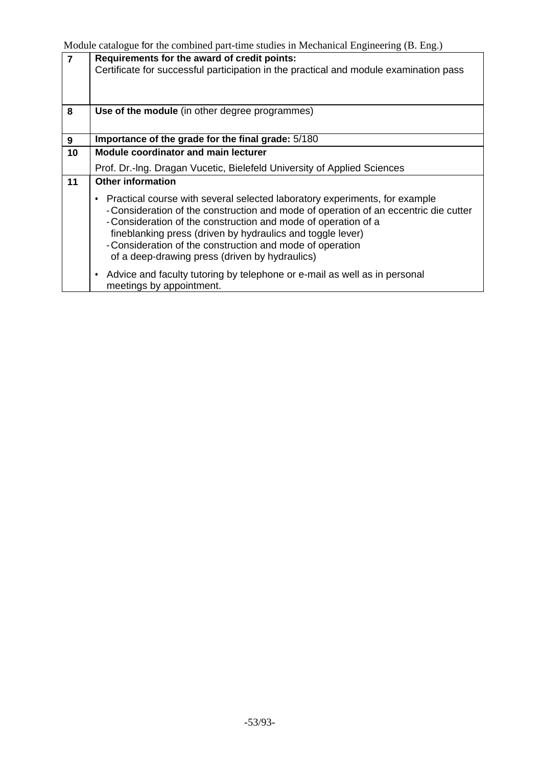| | |
|---|---|
| 7 | **Requirements for the award of credit points:**<br>Certificate for successful participation in the practical and module examination pass |
| 8 | **Use of the module** (in other degree programmes) |
| 9 | **Importance of the grade for the final grade:** 5/180 |
| 10 | **Module coordinator and main lecturer**<br>Prof. Dr.-Ing. Dragan Vucetic, Bielefeld University of Applied Sciences |
| 11 | **Other information**<br>• Practical course with several selected laboratory experiments, for example<br>- Consideration of the construction and mode of operation of an eccentric die cutter<br>- Consideration of the construction and mode of operation of a fineblanking press (driven by hydraulics and toggle lever)<br>- Consideration of the construction and mode of operation of a deep-drawing press (driven by hydraulics)<br>• Advice and faculty tutoring by telephone or e-mail as well as in personal meetings by appointment. |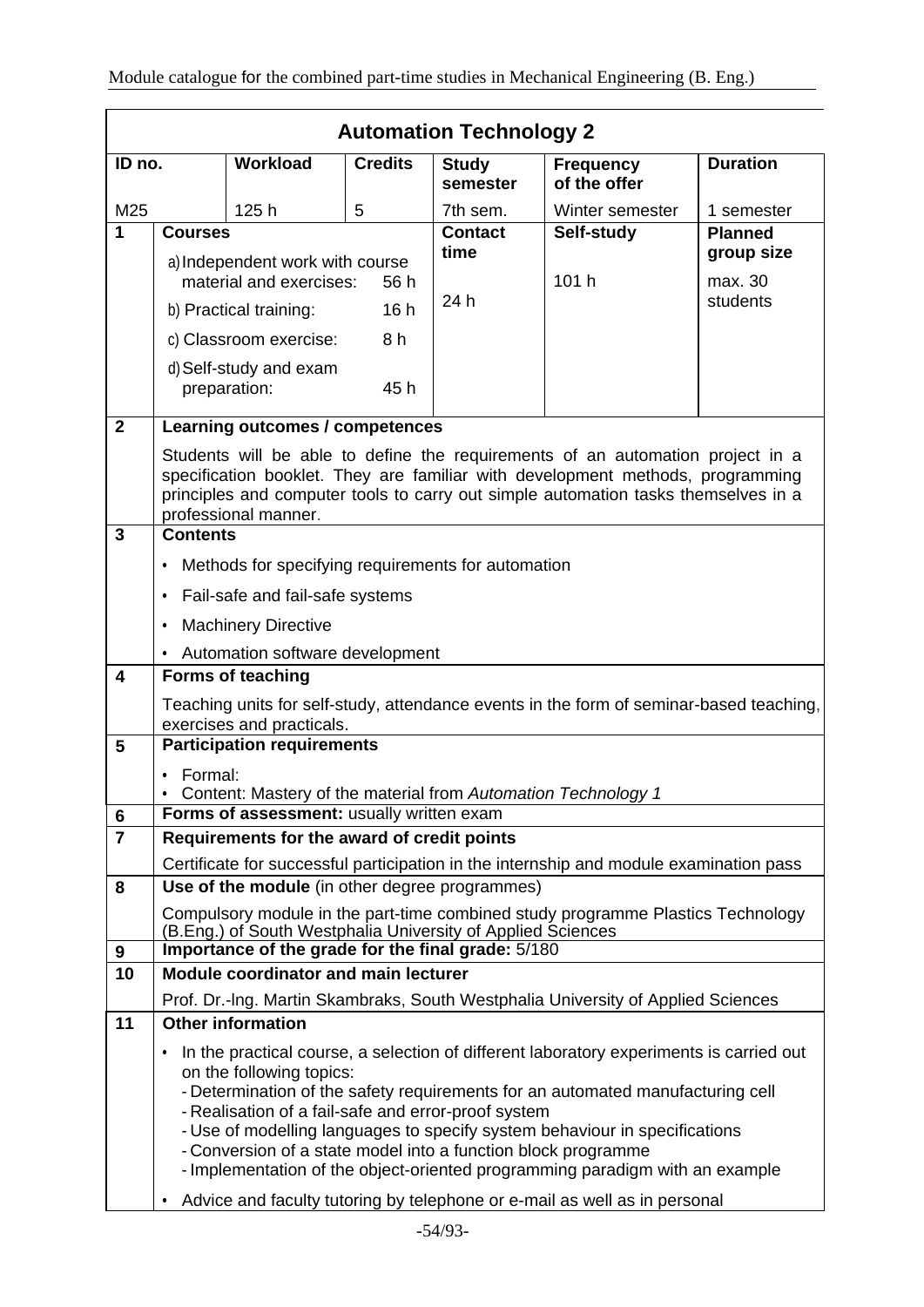## Automation Technology 2

| ID no. | Workload | Credits | Study semester | Frequency of the offer | Duration |
|---|---|---|---|---|---|
| M25 | 125 h | 5 | 7th sem. | Winter semester | 1 semester |

| 1 | Courses | Contact time | Self-study | Planned group size |
|---|---|---|---|---|
| | a) Independent work with course material and exercises: 56 h<br>b) Practical training: 16 h<br>c) Classroom exercise: 8 h<br>d) Self-study and exam preparation: 45 h | 24 h | 101 h | max. 30 students |

**2 Learning outcomes / competences**

Students will be able to define the requirements of an automation project in a specification booklet. They are familiar with development methods, programming principles and computer tools to carry out simple automation tasks themselves in a professional manner.

**3 Contents**

- Methods for specifying requirements for automation
- Fail-safe and fail-safe systems
- Machinery Directive
- Automation software development

**4 Forms of teaching**

Teaching units for self-study, attendance events in the form of seminar-based teaching, exercises and practicals.

**5 Participation requirements**

- Formal:
- Content: Mastery of the material from *Automation Technology 1*

**6 Forms of assessment:** usually written exam

**7 Requirements for the award of credit points**

Certificate for successful participation in the internship and module examination pass

**8 Use of the module** (in other degree programmes)

Compulsory module in the part-time combined study programme Plastics Technology (B.Eng.) of South Westphalia University of Applied Sciences

**9 Importance of the grade for the final grade:** 5/180

**10 Module coordinator and main lecturer**

Prof. Dr.-Ing. Martin Skambraks, South Westphalia University of Applied Sciences

**11 Other information**

- In the practical course, a selection of different laboratory experiments is carried out on the following topics:
  - Determination of the safety requirements for an automated manufacturing cell
  - Realisation of a fail-safe and error-proof system
  - Use of modelling languages to specify system behaviour in specifications
  - Conversion of a state model into a function block programme
  - Implementation of the object-oriented programming paradigm with an example
- Advice and faculty tutoring by telephone or e-mail as well as in personal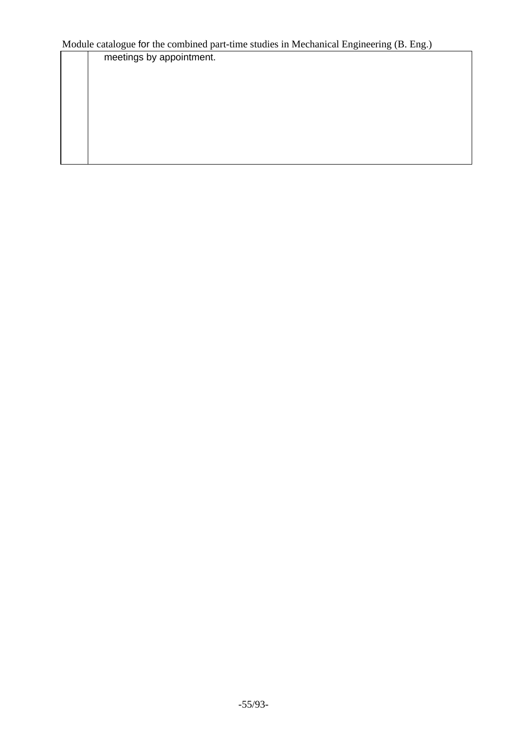| | |
|---|---|
| | meetings by appointment. |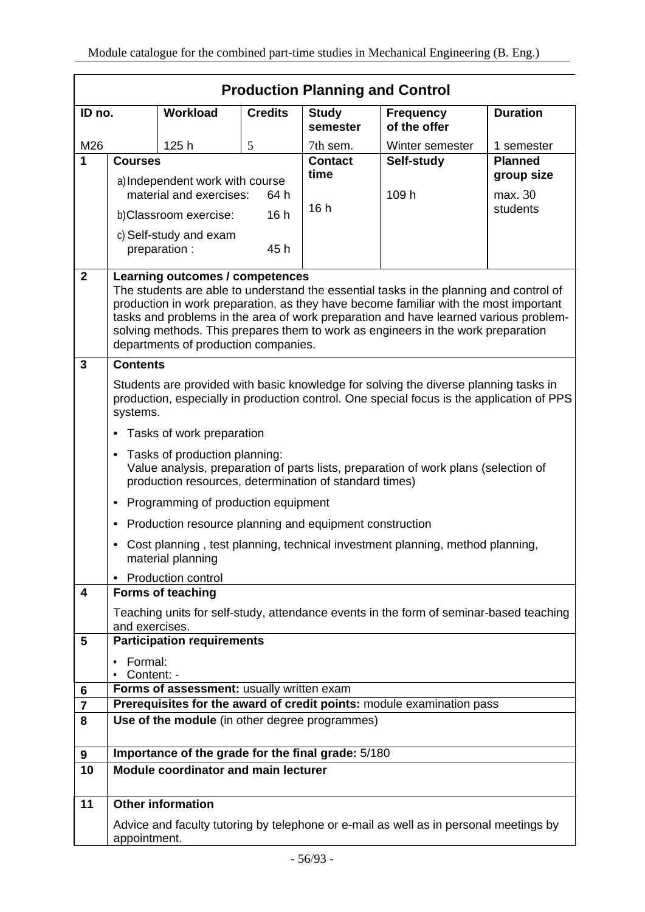# Production Planning and Control

| ID no. | Workload | Credits | Study semester | Frequency of the offer | Duration |
|---|---|---|---|---|---|
| M26 | 125 h | 5 | 7th sem. | Winter semester | 1 semester |

| | Courses | Contact time | Self-study | Planned group size |
|---|---|---|---|---|
| **1** | a) Independent work with course material and exercises: 64 h<br>b) Classroom exercise: 16 h<br>c) Self-study and exam preparation : 45 h | 16 h | 109 h | max. 30 students |

## 2 Learning outcomes / competences

The students are able to understand the essential tasks in the planning and control of production in work preparation, as they have become familiar with the most important tasks and problems in the area of work preparation and have learned various problem-solving methods. This prepares them to work as engineers in the work preparation departments of production companies.

## 3 Contents

Students are provided with basic knowledge for solving the diverse planning tasks in production, especially in production control. One special focus is the application of PPS systems.

- Tasks of work preparation
- Tasks of production planning:
  Value analysis, preparation of parts lists, preparation of work plans (selection of production resources, determination of standard times)
- Programming of production equipment
- Production resource planning and equipment construction
- Cost planning , test planning, technical investment planning, method planning, material planning
- Production control

## 4 Forms of teaching

Teaching units for self-study, attendance events in the form of seminar-based teaching and exercises.

## 5 Participation requirements

- Formal:
- Content: -

## 6 Forms of assessment: usually written exam

## 7 Prerequisites for the award of credit points: module examination pass

## 8 Use of the module (in other degree programmes)

## 9 Importance of the grade for the final grade: 5/180

## 10 Module coordinator and main lecturer

## 11 Other information

Advice and faculty tutoring by telephone or e-mail as well as in personal meetings by appointment.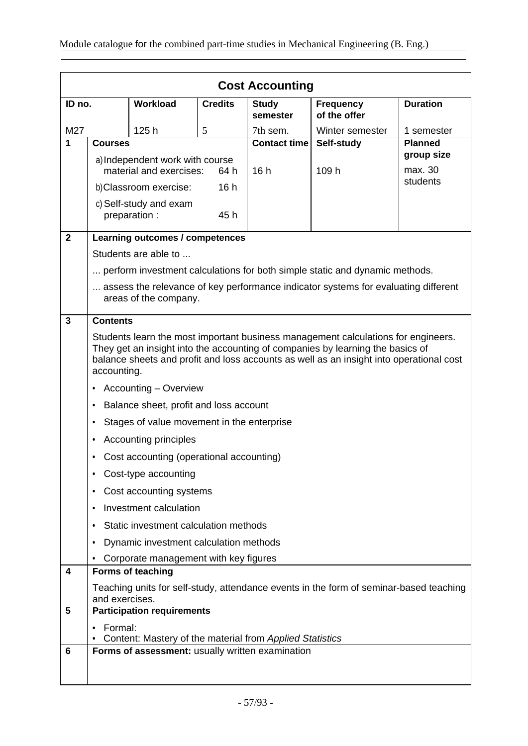## Cost Accounting

| ID no. | Workload | Credits | Study semester | Frequency of the offer | Duration |
|---|---|---|---|---|---|
| M27 | 125 h | 5 | 7th sem. | Winter semester | 1 semester |

**1 Courses**

| Courses | Contact time | Self-study | Planned group size |
|---|---|---|---|
| a) Independent work with course material and exercises: 64 h<br>b) Classroom exercise: 16 h<br>c) Self-study and exam preparation : 45 h | 16 h | 109 h | max. 30 students |

**2 Learning outcomes / competences**

Students are able to ...

... perform investment calculations for both simple static and dynamic methods.

... assess the relevance of key performance indicator systems for evaluating different areas of the company.

**3 Contents**

Students learn the most important business management calculations for engineers. They get an insight into the accounting of companies by learning the basics of balance sheets and profit and loss accounts as well as an insight into operational cost accounting.

- Accounting – Overview
- Balance sheet, profit and loss account
- Stages of value movement in the enterprise
- Accounting principles
- Cost accounting (operational accounting)
- Cost-type accounting
- Cost accounting systems
- Investment calculation
- Static investment calculation methods
- Dynamic investment calculation methods
- Corporate management with key figures

**4 Forms of teaching**

Teaching units for self-study, attendance events in the form of seminar-based teaching and exercises.

**5 Participation requirements**

- Formal:
- Content: Mastery of the material from *Applied Statistics*

**6 Forms of assessment:** usually written examination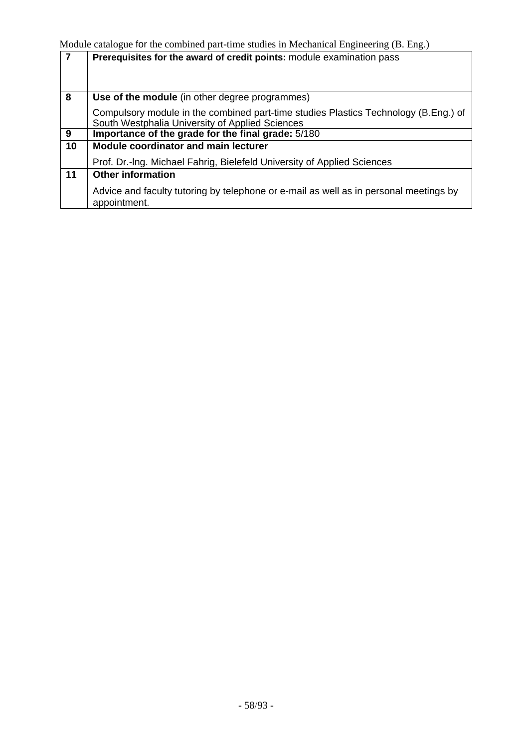| | |
|---|---|
| 7 | **Prerequisites for the award of credit points:** module examination pass |
| 8 | **Use of the module** (in other degree programmes)<br><br>Compulsory module in the combined part-time studies Plastics Technology (B.Eng.) of South Westphalia University of Applied Sciences |
| 9 | **Importance of the grade for the final grade:** 5/180 |
| 10 | **Module coordinator and main lecturer**<br><br>Prof. Dr.-Ing. Michael Fahrig, Bielefeld University of Applied Sciences |
| 11 | **Other information**<br><br>Advice and faculty tutoring by telephone or e-mail as well as in personal meetings by appointment. |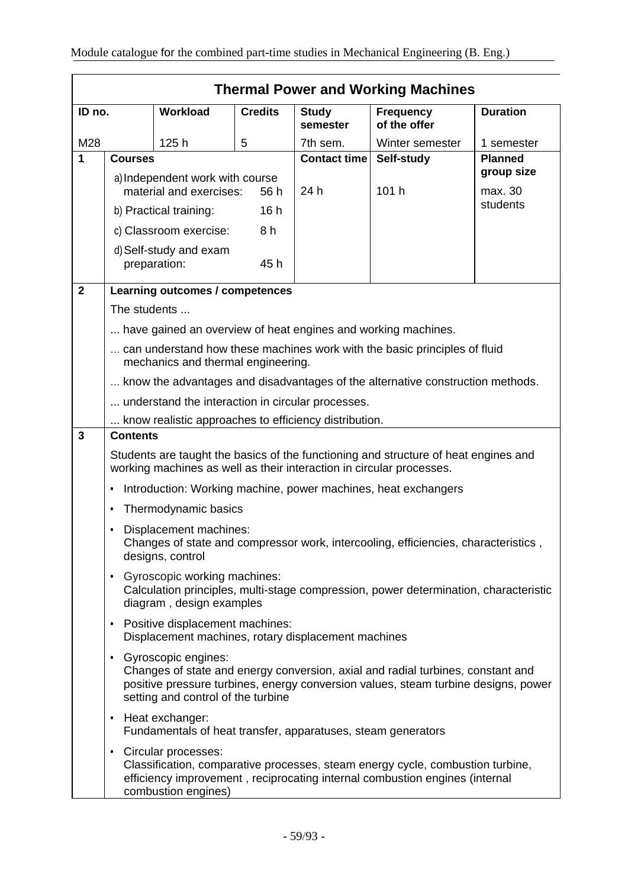## Thermal Power and Working Machines

| ID no. | Workload | Credits | Study semester | Frequency of the offer | Duration |
|---|---|---|---|---|---|
| M28 | 125 h | 5 | 7th sem. | Winter semester | 1 semester |

| | Courses | Contact time | Self-study | Planned group size |
|---|---|---|---|---|
| 1 | a) Independent work with course material and exercises: 56 h<br>b) Practical training: 16 h<br>c) Classroom exercise: 8 h<br>d) Self-study and exam preparation: 45 h | 24 h | 101 h | max. 30 students |

**2 Learning outcomes / competences**

The students ...

... have gained an overview of heat engines and working machines.

... can understand how these machines work with the basic principles of fluid mechanics and thermal engineering.

... know the advantages and disadvantages of the alternative construction methods.

... understand the interaction in circular processes.

... know realistic approaches to efficiency distribution.

**3 Contents**

Students are taught the basics of the functioning and structure of heat engines and working machines as well as their interaction in circular processes.

- Introduction: Working machine, power machines, heat exchangers
- Thermodynamic basics
- Displacement machines:
  Changes of state and compressor work, intercooling, efficiencies, characteristics , designs, control
- Gyroscopic working machines:
  Calculation principles, multi-stage compression, power determination, characteristic diagram , design examples
- Positive displacement machines:
  Displacement machines, rotary displacement machines
- Gyroscopic engines:
  Changes of state and energy conversion, axial and radial turbines, constant and positive pressure turbines, energy conversion values, steam turbine designs, power setting and control of the turbine
- Heat exchanger:
  Fundamentals of heat transfer, apparatuses, steam generators
- Circular processes:
  Classification, comparative processes, steam energy cycle, combustion turbine, efficiency improvement , reciprocating internal combustion engines (internal combustion engines)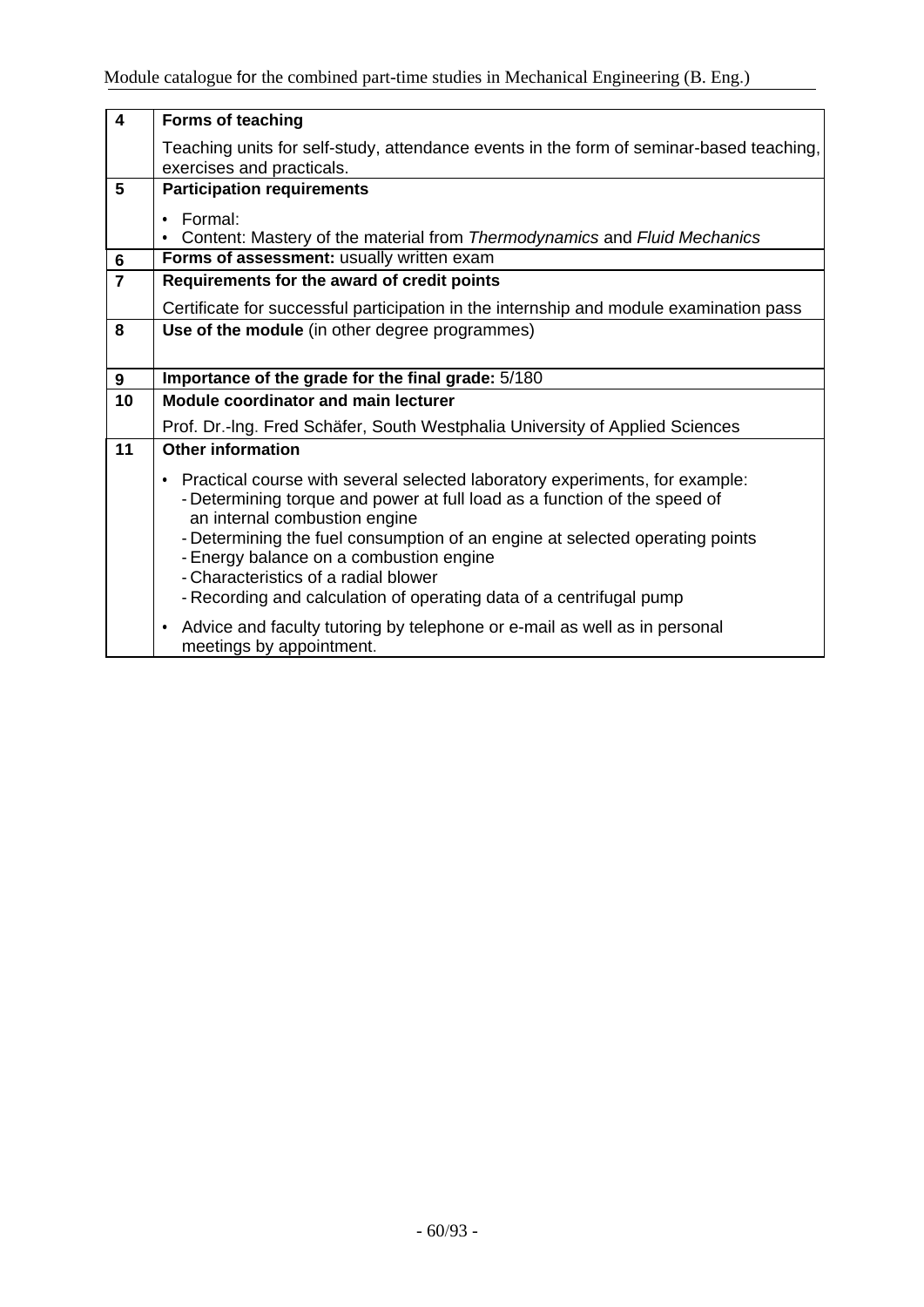| | |
|---|---|
| **4** | **Forms of teaching**<br><br>Teaching units for self-study, attendance events in the form of seminar-based teaching, exercises and practicals. |
| **5** | **Participation requirements**<br><br>• Formal:<br>• Content: Mastery of the material from *Thermodynamics* and *Fluid Mechanics* |
| **6** | **Forms of assessment:** usually written exam |
| **7** | **Requirements for the award of credit points**<br><br>Certificate for successful participation in the internship and module examination pass |
| **8** | **Use of the module** (in other degree programmes) |
| **9** | **Importance of the grade for the final grade:** 5/180 |
| **10** | **Module coordinator and main lecturer**<br><br>Prof. Dr.-Ing. Fred Schäfer, South Westphalia University of Applied Sciences |
| **11** | **Other information**<br><br>• Practical course with several selected laboratory experiments, for example:<br>- Determining torque and power at full load as a function of the speed of an internal combustion engine<br>- Determining the fuel consumption of an engine at selected operating points<br>- Energy balance on a combustion engine<br>- Characteristics of a radial blower<br>- Recording and calculation of operating data of a centrifugal pump<br><br>• Advice and faculty tutoring by telephone or e-mail as well as in personal meetings by appointment. |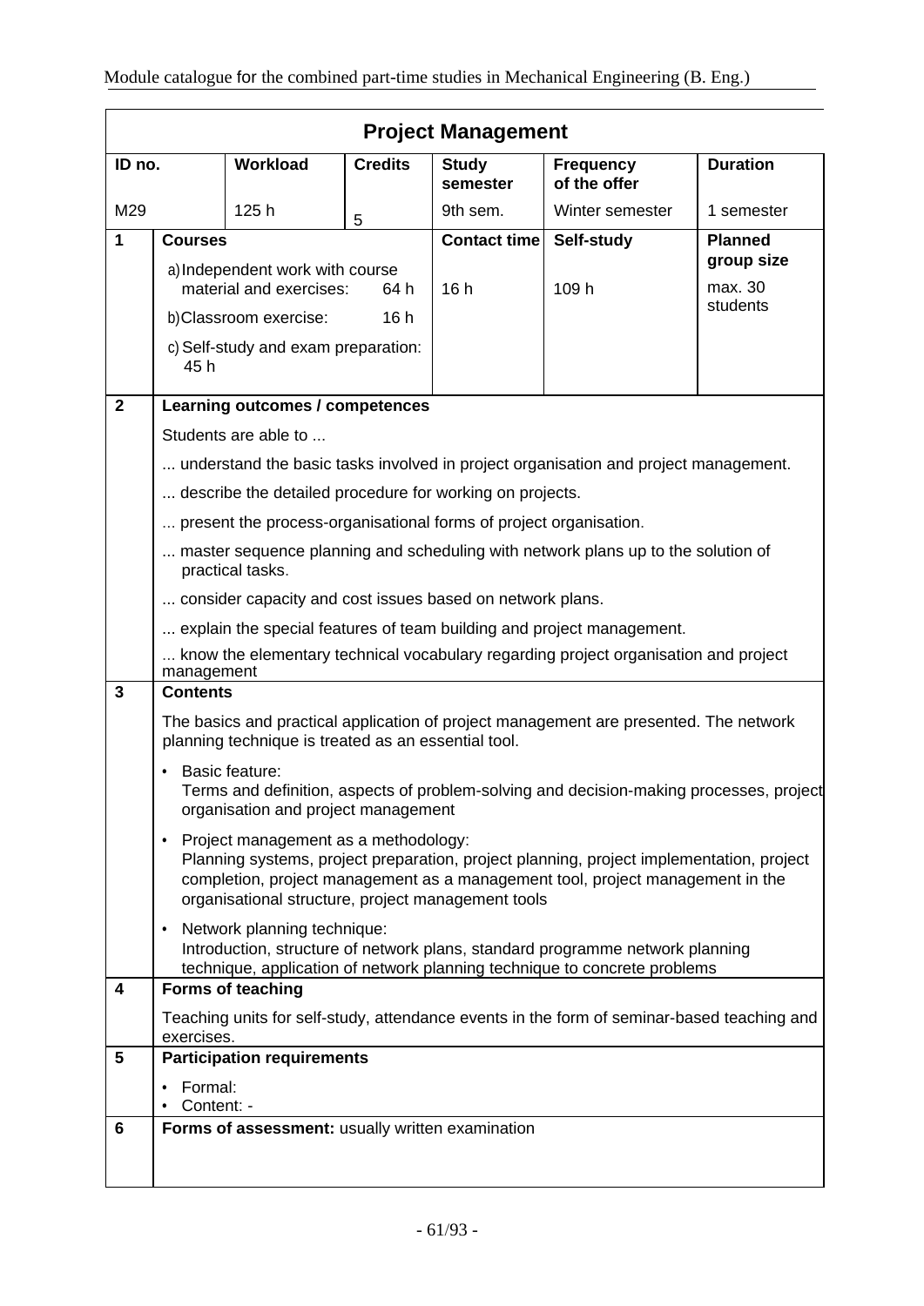## Project Management

| ID no. | Workload | Credits | Study semester | Frequency of the offer | Duration |
|---|---|---|---|---|---|
| M29 | 125 h | 5 | 9th sem. | Winter semester | 1 semester |

**1 Courses**

| Courses | Contact time | Self-study | Planned group size |
|---|---|---|---|
| a) Independent work with course material and exercises: 64 h<br>b) Classroom exercise: 16 h<br>c) Self-study and exam preparation: 45 h | 16 h | 109 h | max. 30 students |

**2 Learning outcomes / competences**

Students are able to ...

... understand the basic tasks involved in project organisation and project management.

... describe the detailed procedure for working on projects.

... present the process-organisational forms of project organisation.

... master sequence planning and scheduling with network plans up to the solution of practical tasks.

... consider capacity and cost issues based on network plans.

... explain the special features of team building and project management.

... know the elementary technical vocabulary regarding project organisation and project management

**3 Contents**

The basics and practical application of project management are presented. The network planning technique is treated as an essential tool.

- Basic feature:
  Terms and definition, aspects of problem-solving and decision-making processes, project organisation and project management
- Project management as a methodology:
  Planning systems, project preparation, project planning, project implementation, project completion, project management as a management tool, project management in the organisational structure, project management tools
- Network planning technique:
  Introduction, structure of network plans, standard programme network planning technique, application of network planning technique to concrete problems

**4 Forms of teaching**

Teaching units for self-study, attendance events in the form of seminar-based teaching and exercises.

**5 Participation requirements**

- Formal:
- Content: -

**6 Forms of assessment:** usually written examination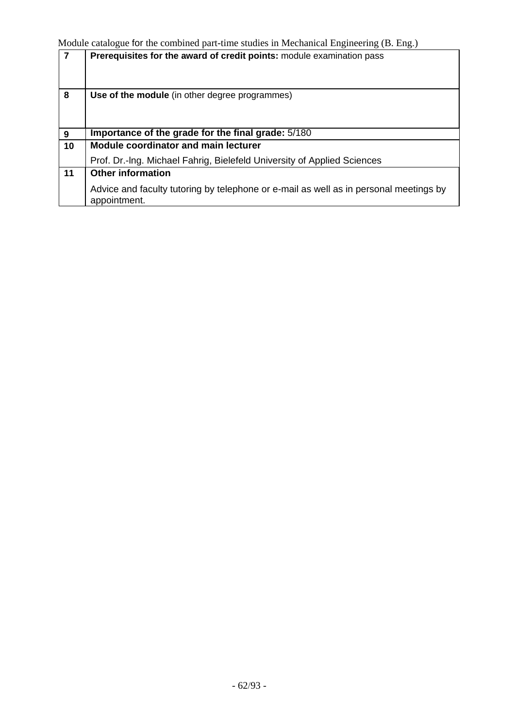| | |
|---|---|
| 7 | **Prerequisites for the award of credit points:** module examination pass |
| 8 | **Use of the module** (in other degree programmes) |
| 9 | **Importance of the grade for the final grade:** 5/180 |
| 10 | **Module coordinator and main lecturer**<br>Prof. Dr.-lng. Michael Fahrig, Bielefeld University of Applied Sciences |
| 11 | **Other information**<br>Advice and faculty tutoring by telephone or e-mail as well as in personal meetings by appointment. |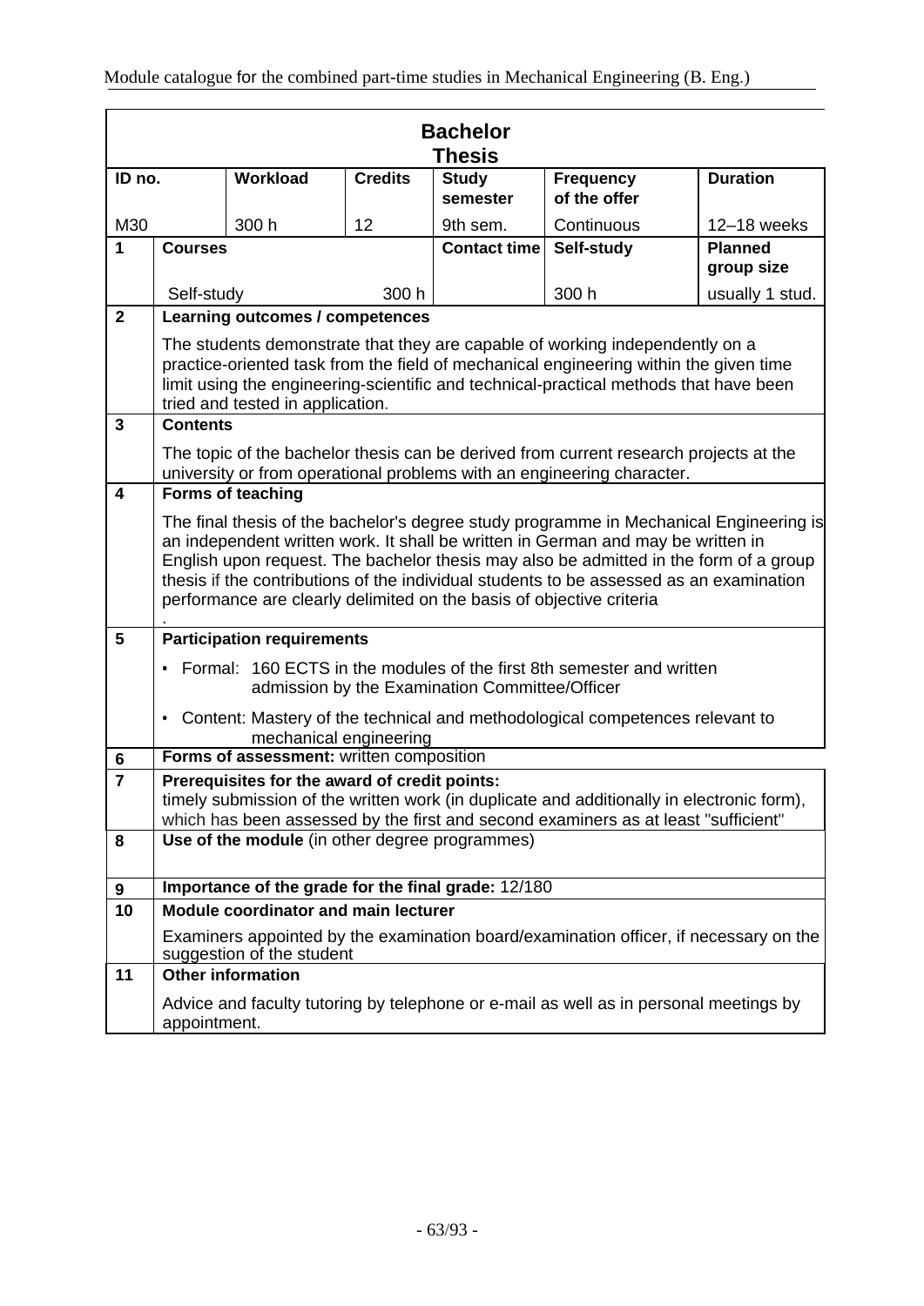# Bachelor Thesis

| ID no. | Workload | Credits | Study semester | Frequency of the offer | Duration |
|---|---|---|---|---|---|
| M30 | 300 h | 12 | 9th sem. | Continuous | 12–18 weeks |

| 1 | Courses | Contact time | Self-study | Planned group size |
|---|---|---|---|---|
| | Self-study 300 h | | 300 h | usually 1 stud. |

**2 Learning outcomes / competences**

The students demonstrate that they are capable of working independently on a practice-oriented task from the field of mechanical engineering within the given time limit using the engineering-scientific and technical-practical methods that have been tried and tested in application.

**3 Contents**

The topic of the bachelor thesis can be derived from current research projects at the university or from operational problems with an engineering character.

**4 Forms of teaching**

The final thesis of the bachelor's degree study programme in Mechanical Engineering is an independent written work. It shall be written in German and may be written in English upon request. The bachelor thesis may also be admitted in the form of a group thesis if the contributions of the individual students to be assessed as an examination performance are clearly delimited on the basis of objective criteria
.

**5 Participation requirements**

- Formal: 160 ECTS in the modules of the first 8th semester and written admission by the Examination Committee/Officer
- Content: Mastery of the technical and methodological competences relevant to mechanical engineering

**6 Forms of assessment:** written composition

**7 Prerequisites for the award of credit points:**
timely submission of the written work (in duplicate and additionally in electronic form), which has been assessed by the first and second examiners as at least "sufficient"

**8 Use of the module** (in other degree programmes)

**9 Importance of the grade for the final grade:** 12/180

**10 Module coordinator and main lecturer**

Examiners appointed by the examination board/examination officer, if necessary on the suggestion of the student

**11 Other information**

Advice and faculty tutoring by telephone or e-mail as well as in personal meetings by appointment.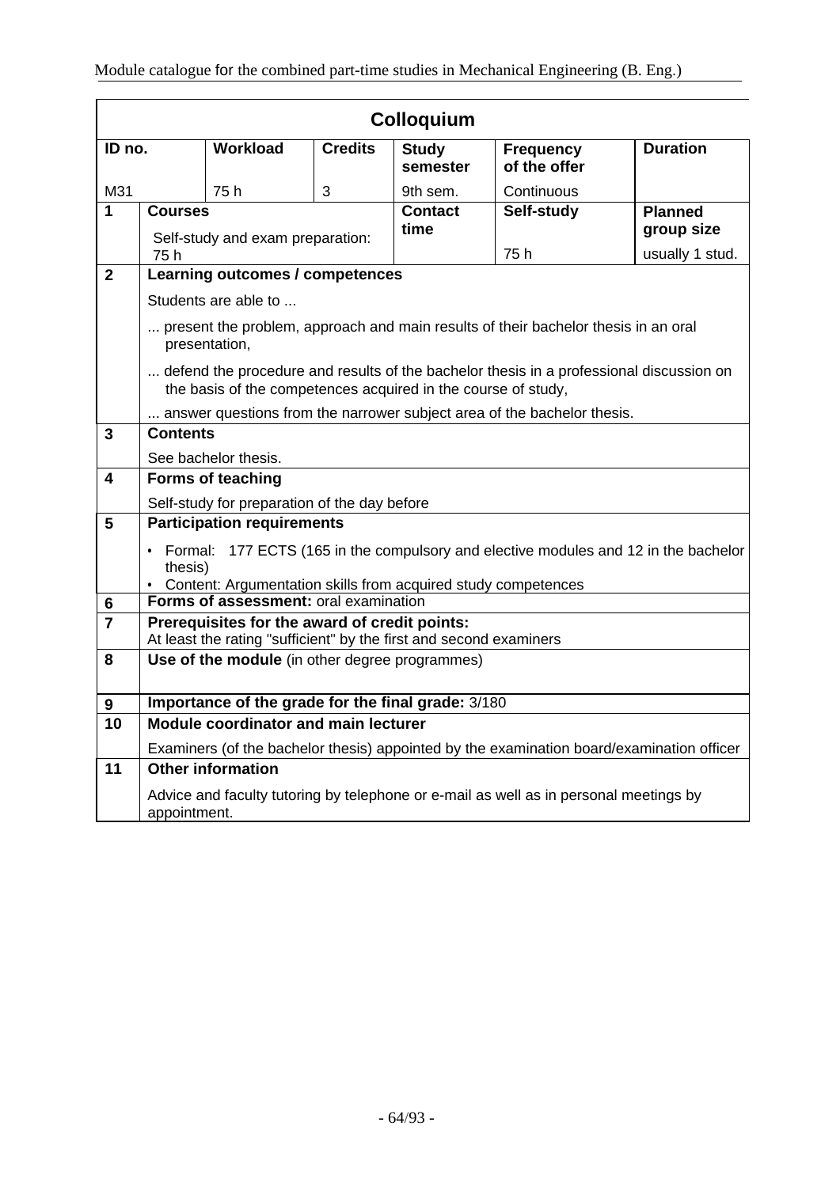## Colloquium

| ID no. | Workload | Credits | Study semester | Frequency of the offer | Duration |
|---|---|---|---|---|---|
| M31 | 75 h | 3 | 9th sem. | Continuous | |

| | | | | |
|---|---|---|---|---|
| **1** | **Courses**<br>Self-study and exam preparation: 75 h | **Contact time** | **Self-study**<br>75 h | **Planned group size**<br>usually 1 stud. |

| No. | Content |
|---|---|
| **2** | **Learning outcomes / competences**<br>Students are able to ...<br>... present the problem, approach and main results of their bachelor thesis in an oral presentation,<br>... defend the procedure and results of the bachelor thesis in a professional discussion on the basis of the competences acquired in the course of study,<br>... answer questions from the narrower subject area of the bachelor thesis. |
| **3** | **Contents**<br>See bachelor thesis. |
| **4** | **Forms of teaching**<br>Self-study for preparation of the day before |
| **5** | **Participation requirements**<br>• Formal: 177 ECTS (165 in the compulsory and elective modules and 12 in the bachelor thesis)<br>• Content: Argumentation skills from acquired study competences |
| **6** | **Forms of assessment:** oral examination |
| **7** | **Prerequisites for the award of credit points:**<br>At least the rating "sufficient" by the first and second examiners |
| **8** | **Use of the module** (in other degree programmes) |
| **9** | **Importance of the grade for the final grade:** 3/180 |
| **10** | **Module coordinator and main lecturer**<br>Examiners (of the bachelor thesis) appointed by the examination board/examination officer |
| **11** | **Other information**<br>Advice and faculty tutoring by telephone or e-mail as well as in personal meetings by appointment. |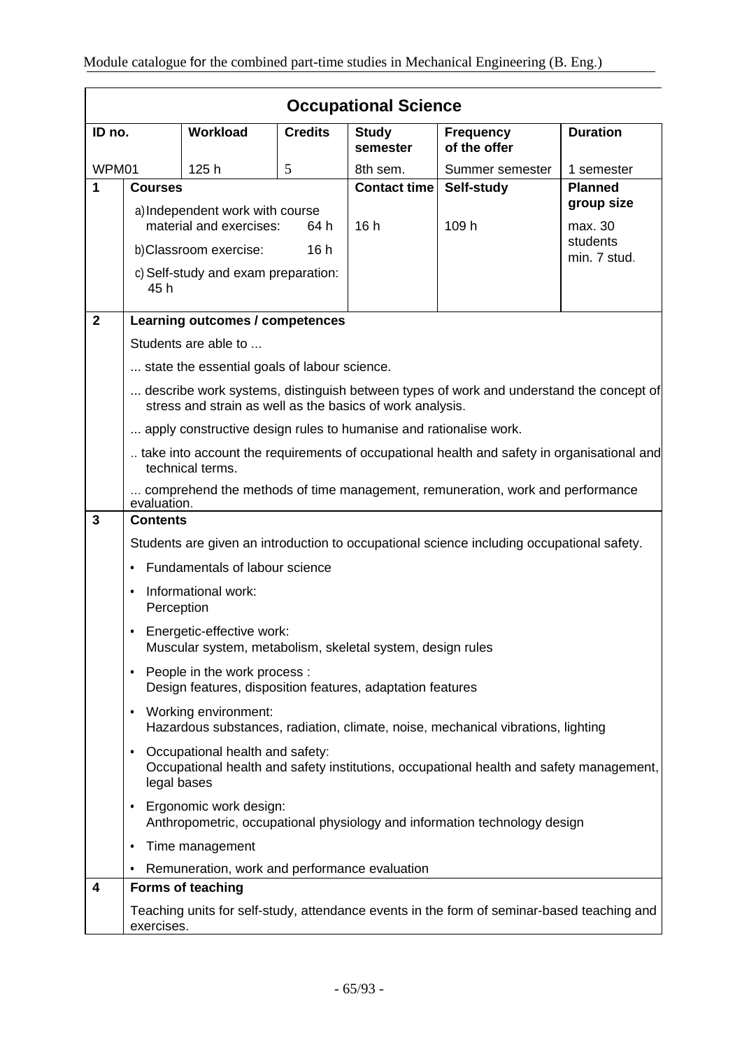## Occupational Science

| ID no. | Workload | Credits | Study semester | Frequency of the offer | Duration |
|---|---|---|---|---|---|
| WPM01 | 125 h | 5 | 8th sem. | Summer semester | 1 semester |

| 1 | Courses | Contact time | Self-study | Planned group size |
|---|---|---|---|---|
| | a) Independent work with course material and exercises: 64 h<br>b) Classroom exercise: 16 h<br>c) Self-study and exam preparation: 45 h | 16 h | 109 h | max. 30 students<br>min. 7 stud. |

**2 Learning outcomes / competences**

Students are able to ...

... state the essential goals of labour science.

... describe work systems, distinguish between types of work and understand the concept of stress and strain as well as the basics of work analysis.

... apply constructive design rules to humanise and rationalise work.

.. take into account the requirements of occupational health and safety in organisational and technical terms.

... comprehend the methods of time management, remuneration, work and performance evaluation.

**3 Contents**

Students are given an introduction to occupational science including occupational safety.

- Fundamentals of labour science
- Informational work:
  Perception
- Energetic-effective work:
  Muscular system, metabolism, skeletal system, design rules
- People in the work process :
  Design features, disposition features, adaptation features
- Working environment:
  Hazardous substances, radiation, climate, noise, mechanical vibrations, lighting
- Occupational health and safety:
  Occupational health and safety institutions, occupational health and safety management, legal bases
- Ergonomic work design:
  Anthropometric, occupational physiology and information technology design
- Time management
- Remuneration, work and performance evaluation

**4 Forms of teaching**

Teaching units for self-study, attendance events in the form of seminar-based teaching and exercises.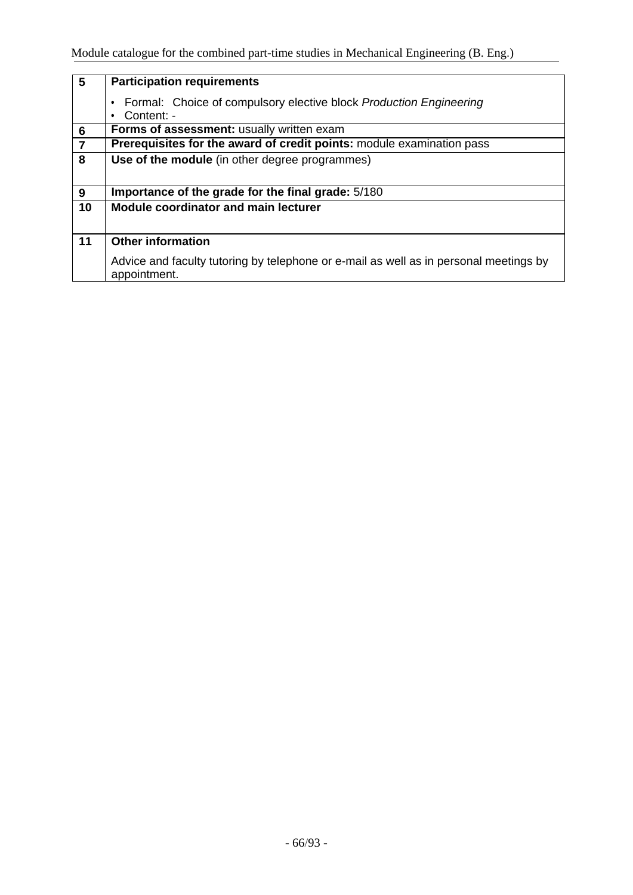| | |
|---|---|
| **5** | **Participation requirements**<br><br>• Formal: Choice of compulsory elective block *Production Engineering*<br>• Content: - |
| **6** | **Forms of assessment:** usually written exam |
| **7** | **Prerequisites for the award of credit points:** module examination pass |
| **8** | **Use of the module** (in other degree programmes) |
| **9** | **Importance of the grade for the final grade:** 5/180 |
| **10** | **Module coordinator and main lecturer** |
| **11** | **Other information**<br><br>Advice and faculty tutoring by telephone or e-mail as well as in personal meetings by appointment. |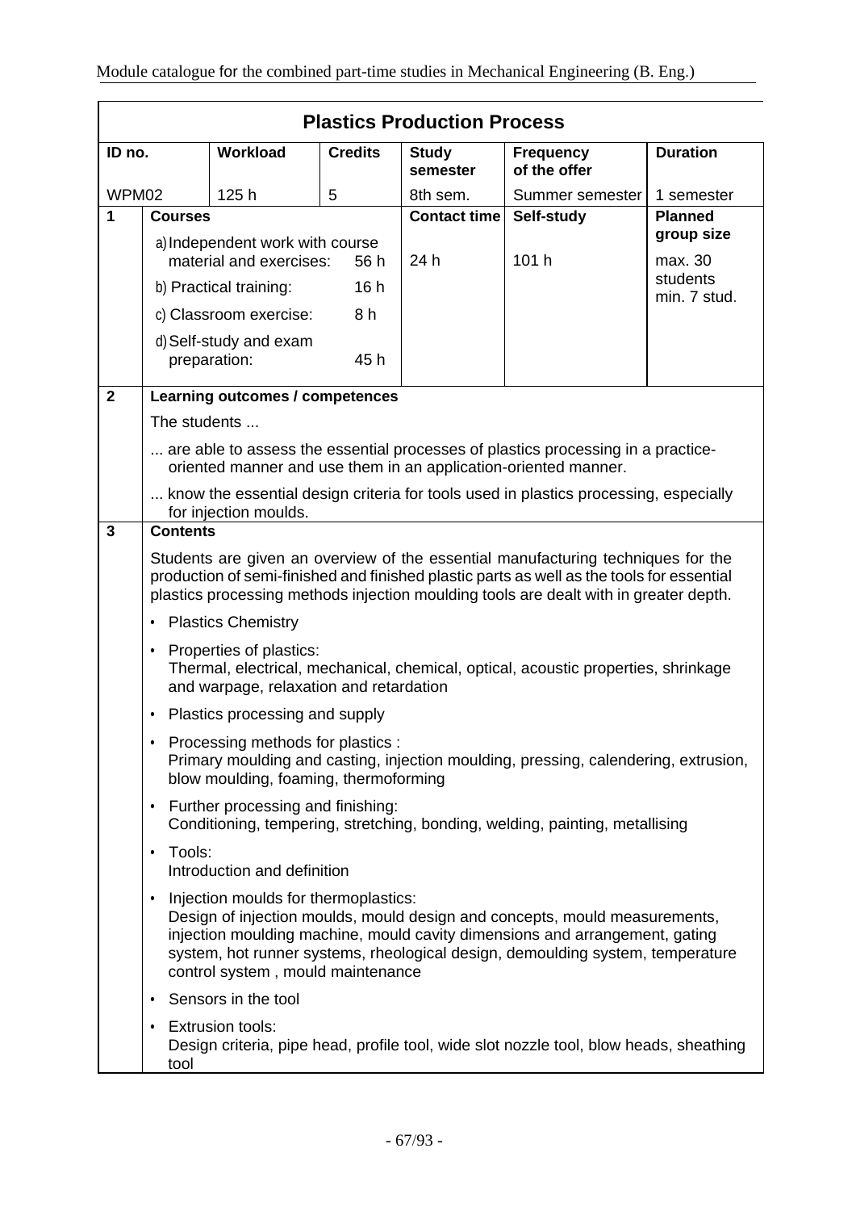## Plastics Production Process

| ID no. | Workload | Credits | Study semester | Frequency of the offer | Duration |
|---|---|---|---|---|---|
| WPM02 | 125 h | 5 | 8th sem. | Summer semester | 1 semester |

| 1 | Courses | Contact time | Self-study | Planned group size |
|---|---|---|---|---|
| | a) Independent work with course material and exercises: 56 h<br>b) Practical training: 16 h<br>c) Classroom exercise: 8 h<br>d) Self-study and exam preparation: 45 h | 24 h | 101 h | max. 30 students<br>min. 7 stud. |

**2 Learning outcomes / competences**

The students ...

... are able to assess the essential processes of plastics processing in a practice-oriented manner and use them in an application-oriented manner.

... know the essential design criteria for tools used in plastics processing, especially for injection moulds.

**3 Contents**

Students are given an overview of the essential manufacturing techniques for the production of semi-finished and finished plastic parts as well as the tools for essential plastics processing methods injection moulding tools are dealt with in greater depth.

- Plastics Chemistry
- Properties of plastics:
  Thermal, electrical, mechanical, chemical, optical, acoustic properties, shrinkage and warpage, relaxation and retardation
- Plastics processing and supply
- Processing methods for plastics :
  Primary moulding and casting, injection moulding, pressing, calendering, extrusion, blow moulding, foaming, thermoforming
- Further processing and finishing:
  Conditioning, tempering, stretching, bonding, welding, painting, metallising
- Tools:
  Introduction and definition
- Injection moulds for thermoplastics:
  Design of injection moulds, mould design and concepts, mould measurements, injection moulding machine, mould cavity dimensions and arrangement, gating system, hot runner systems, rheological design, demoulding system, temperature control system , mould maintenance
- Sensors in the tool
- Extrusion tools:
  Design criteria, pipe head, profile tool, wide slot nozzle tool, blow heads, sheathing tool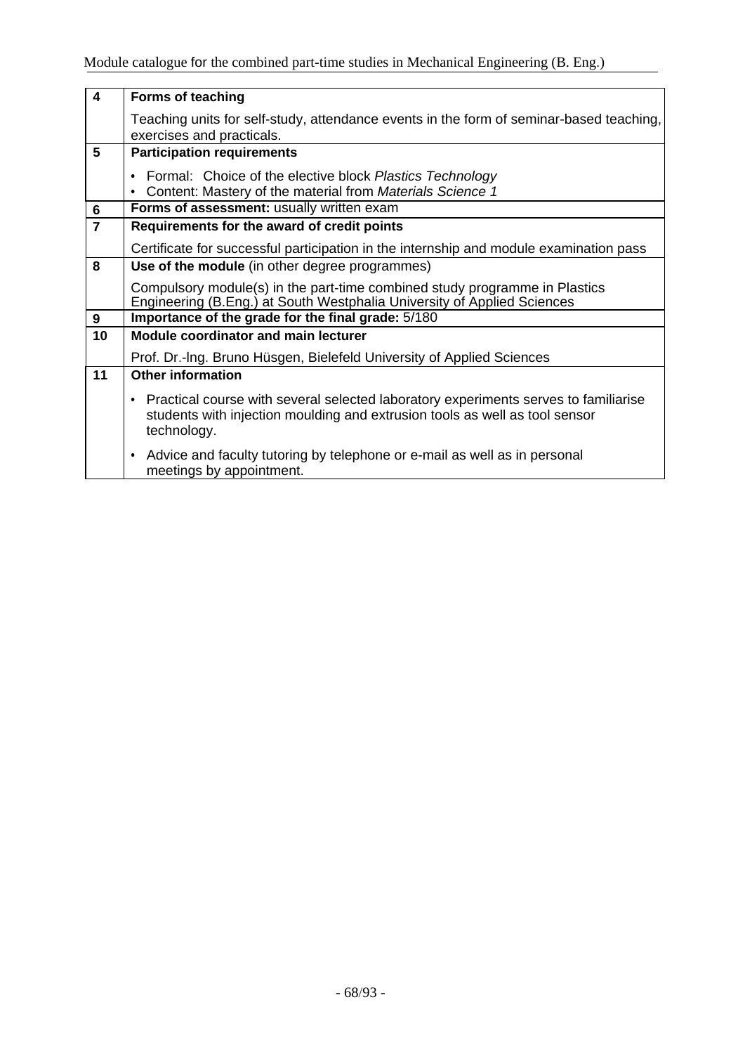| | |
|---|---|
| **4** | **Forms of teaching**<br><br>Teaching units for self-study, attendance events in the form of seminar-based teaching, exercises and practicals. |
| **5** | **Participation requirements**<br><br>• Formal: Choice of the elective block *Plastics Technology*<br>• Content: Mastery of the material from *Materials Science 1* |
| **6** | **Forms of assessment:** usually written exam |
| **7** | **Requirements for the award of credit points**<br><br>Certificate for successful participation in the internship and module examination pass |
| **8** | **Use of the module** (in other degree programmes)<br><br>Compulsory module(s) in the part-time combined study programme in Plastics Engineering (B.Eng.) at South Westphalia University of Applied Sciences |
| **9** | **Importance of the grade for the final grade:** 5/180 |
| **10** | **Module coordinator and main lecturer**<br><br>Prof. Dr.-Ing. Bruno Hüsgen, Bielefeld University of Applied Sciences |
| **11** | **Other information**<br><br>• Practical course with several selected laboratory experiments serves to familiarise students with injection moulding and extrusion tools as well as tool sensor technology.<br><br>• Advice and faculty tutoring by telephone or e-mail as well as in personal meetings by appointment. |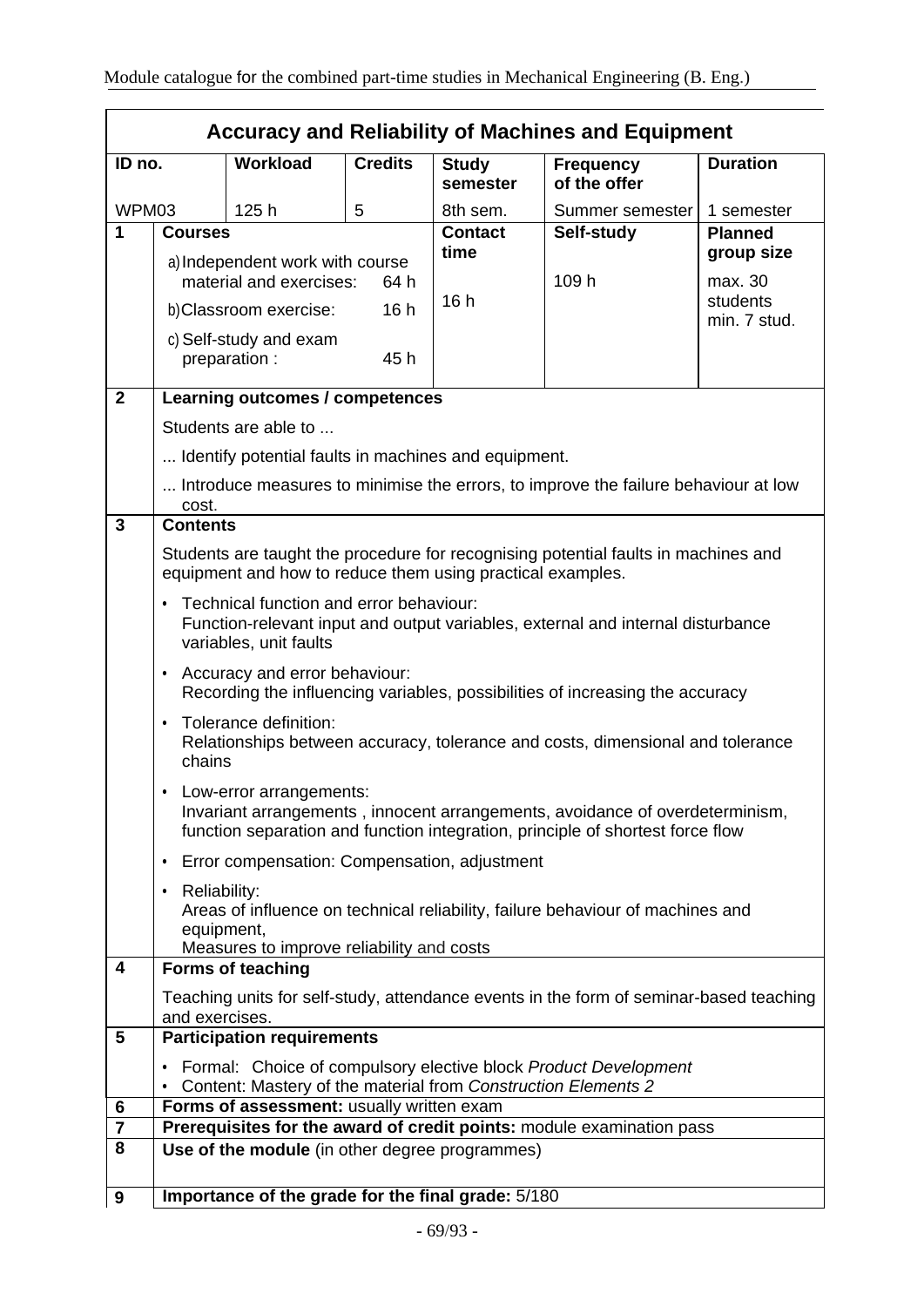## Accuracy and Reliability of Machines and Equipment

| ID no. | Workload | Credits | Study semester | Frequency of the offer | Duration |
|---|---|---|---|---|---|
| WPM03 | 125 h | 5 | 8th sem. | Summer semester | 1 semester |

**1 Courses**

| Courses | Contact time | Self-study | Planned group size |
|---|---|---|---|
| a) Independent work with course material and exercises: 64 h<br>b) Classroom exercise: 16 h<br>c) Self-study and exam preparation : 45 h | 16 h | 109 h | max. 30 students<br>min. 7 stud. |

**2 Learning outcomes / competences**

Students are able to ...

... Identify potential faults in machines and equipment.

... Introduce measures to minimise the errors, to improve the failure behaviour at low cost.

**3 Contents**

Students are taught the procedure for recognising potential faults in machines and equipment and how to reduce them using practical examples.

- Technical function and error behaviour:
  Function-relevant input and output variables, external and internal disturbance variables, unit faults
- Accuracy and error behaviour:
  Recording the influencing variables, possibilities of increasing the accuracy
- Tolerance definition:
  Relationships between accuracy, tolerance and costs, dimensional and tolerance chains
- Low-error arrangements:
  Invariant arrangements , innocent arrangements, avoidance of overdeterminism, function separation and function integration, principle of shortest force flow
- Error compensation: Compensation, adjustment
- Reliability:
  Areas of influence on technical reliability, failure behaviour of machines and equipment,
  Measures to improve reliability and costs

**4 Forms of teaching**

Teaching units for self-study, attendance events in the form of seminar-based teaching and exercises.

**5 Participation requirements**

- Formal: Choice of compulsory elective block *Product Development*
- Content: Mastery of the material from *Construction Elements 2*

**6 Forms of assessment:** usually written exam

**7 Prerequisites for the award of credit points:** module examination pass

**8 Use of the module** (in other degree programmes)

**9 Importance of the grade for the final grade:** 5/180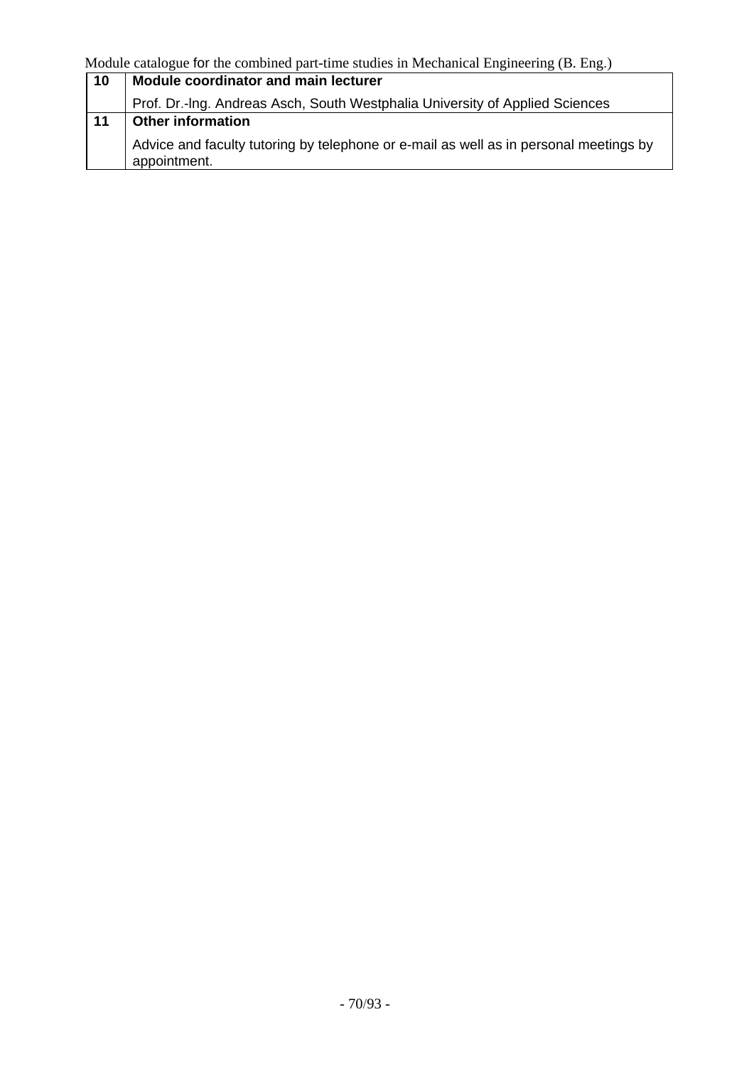| 10 | **Module coordinator and main lecturer** |
|---|---|
| | Prof. Dr.-lng. Andreas Asch, South Westphalia University of Applied Sciences |
| 11 | **Other information** |
| | Advice and faculty tutoring by telephone or e-mail as well as in personal meetings by appointment. |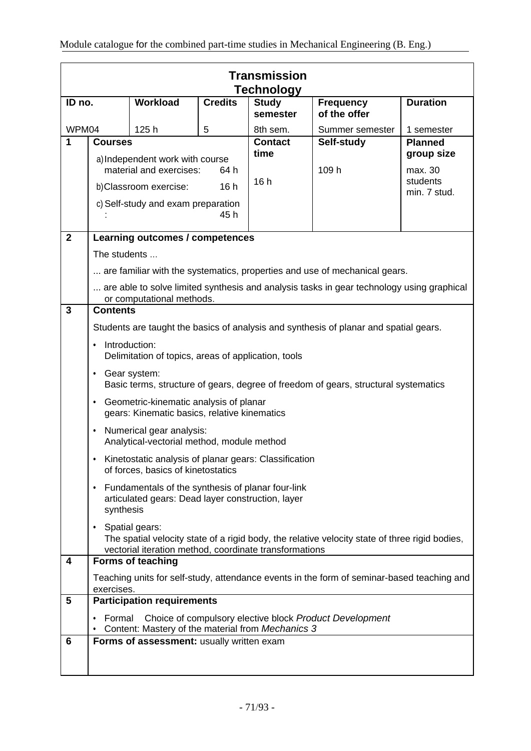| Transmission Technology | | | | | | |
|---|---|---|---|---|---|---|
| **ID no.** | | **Workload** | **Credits** | **Study semester** | **Frequency of the offer** | **Duration** |
| WPM04 | | 125 h | 5 | 8th sem. | Summer semester | 1 semester |
| **1** | **Courses** | | | **Contact time** | **Self-study** | **Planned group size** |
| | a) Independent work with course material and exercises: 64 h<br>b) Classroom exercise: 16 h<br>c) Self-study and exam preparation: 45 h | | | 16 h | 109 h | max. 30 students<br>min. 7 stud. |

**2 Learning outcomes / competences**

The students ...

... are familiar with the systematics, properties and use of mechanical gears.

... are able to solve limited synthesis and analysis tasks in gear technology using graphical or computational methods.

**3 Contents**

Students are taught the basics of analysis and synthesis of planar and spatial gears.

- Introduction:
  Delimitation of topics, areas of application, tools
- Gear system:
  Basic terms, structure of gears, degree of freedom of gears, structural systematics
- Geometric-kinematic analysis of planar gears: Kinematic basics, relative kinematics
- Numerical gear analysis:
  Analytical-vectorial method, module method
- Kinetostatic analysis of planar gears: Classification of forces, basics of kinetostatics
- Fundamentals of the synthesis of planar four-link articulated gears: Dead layer construction, layer synthesis
- Spatial gears:
  The spatial velocity state of a rigid body, the relative velocity state of three rigid bodies, vectorial iteration method, coordinate transformations

**4 Forms of teaching**

Teaching units for self-study, attendance events in the form of seminar-based teaching and exercises.

**5 Participation requirements**

- Formal Choice of compulsory elective block *Product Development*
- Content: Mastery of the material from *Mechanics 3*

**6 Forms of assessment:** usually written exam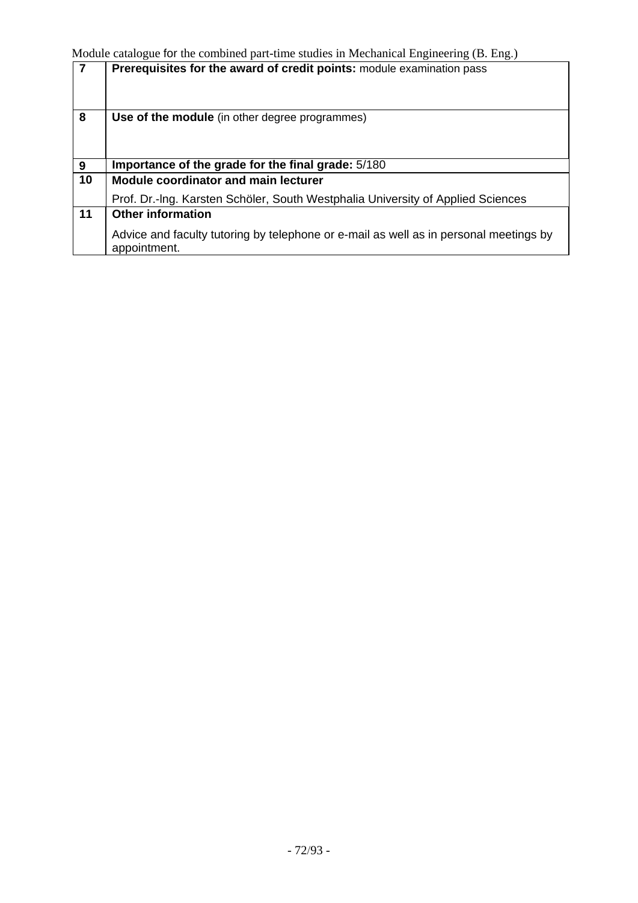| 7 | **Prerequisites for the award of credit points:** module examination pass |
|---|---|
| 8 | **Use of the module** (in other degree programmes) |
| 9 | **Importance of the grade for the final grade:** 5/180 |
| 10 | **Module coordinator and main lecturer**<br><br>Prof. Dr.-lng. Karsten Schöler, South Westphalia University of Applied Sciences |
| 11 | **Other information**<br><br>Advice and faculty tutoring by telephone or e-mail as well as in personal meetings by appointment. |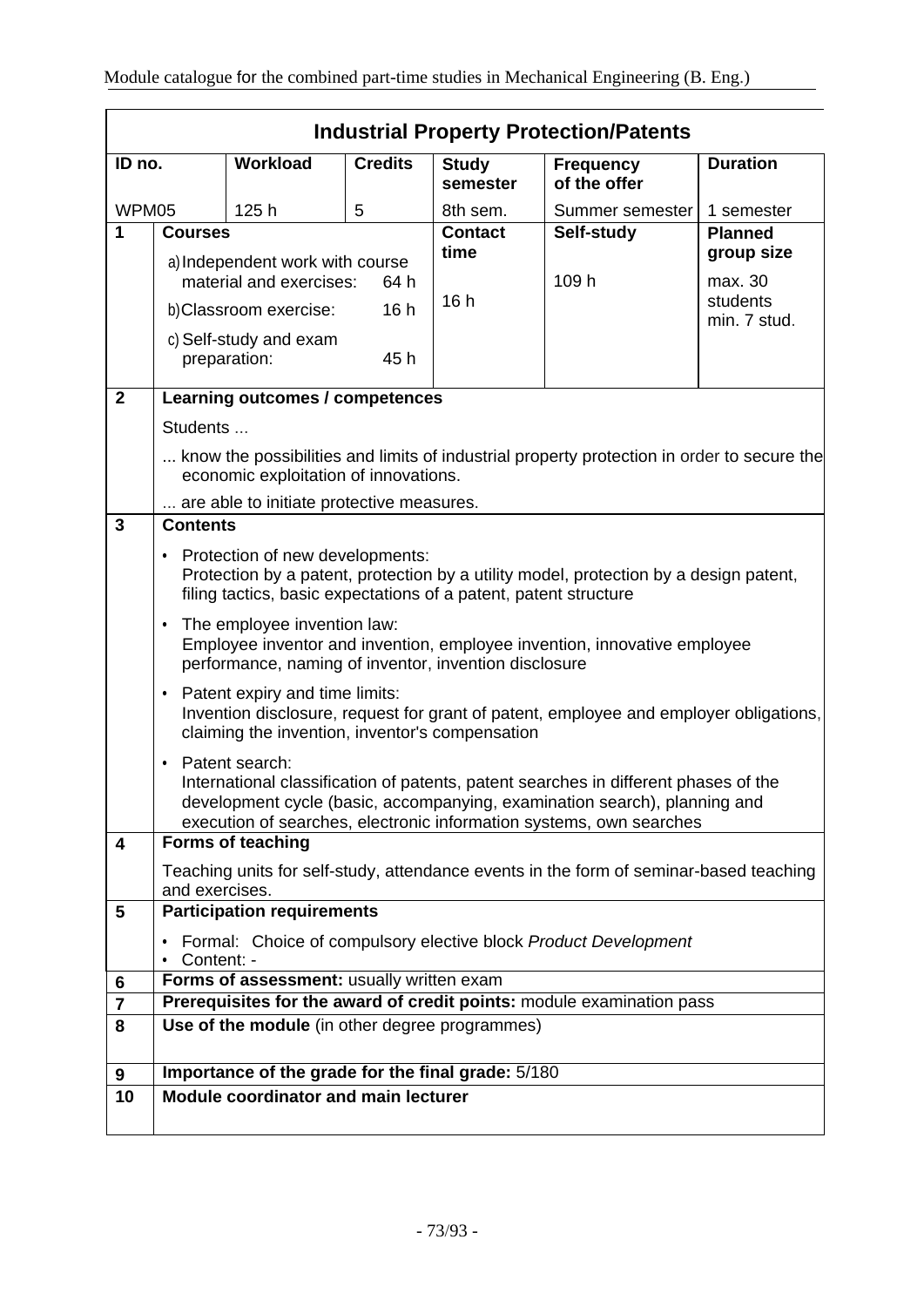## Industrial Property Protection/Patents

| ID no. | Workload | Credits | Study semester | Frequency of the offer | Duration |
|---|---|---|---|---|---|
| WPM05 | 125 h | 5 | 8th sem. | Summer semester | 1 semester |

| 1 | Courses | Contact time | Self-study | Planned group size |
|---|---|---|---|---|
| | a) Independent work with course material and exercises: 64 h<br>b) Classroom exercise: 16 h<br>c) Self-study and exam preparation: 45 h | 16 h | 109 h | max. 30 students<br>min. 7 stud. |

**2 Learning outcomes / competences**

Students ...

... know the possibilities and limits of industrial property protection in order to secure the economic exploitation of innovations.

... are able to initiate protective measures.

**3 Contents**

- Protection of new developments:
  Protection by a patent, protection by a utility model, protection by a design patent, filing tactics, basic expectations of a patent, patent structure
- The employee invention law:
  Employee inventor and invention, employee invention, innovative employee performance, naming of inventor, invention disclosure
- Patent expiry and time limits:
  Invention disclosure, request for grant of patent, employee and employer obligations, claiming the invention, inventor's compensation
- Patent search:
  International classification of patents, patent searches in different phases of the development cycle (basic, accompanying, examination search), planning and execution of searches, electronic information systems, own searches

**4 Forms of teaching**

Teaching units for self-study, attendance events in the form of seminar-based teaching and exercises.

**5 Participation requirements**

- Formal: Choice of compulsory elective block *Product Development*
- Content: -

**6 Forms of assessment:** usually written exam

**7 Prerequisites for the award of credit points:** module examination pass

**8 Use of the module** (in other degree programmes)

**9 Importance of the grade for the final grade:** 5/180

**10 Module coordinator and main lecturer**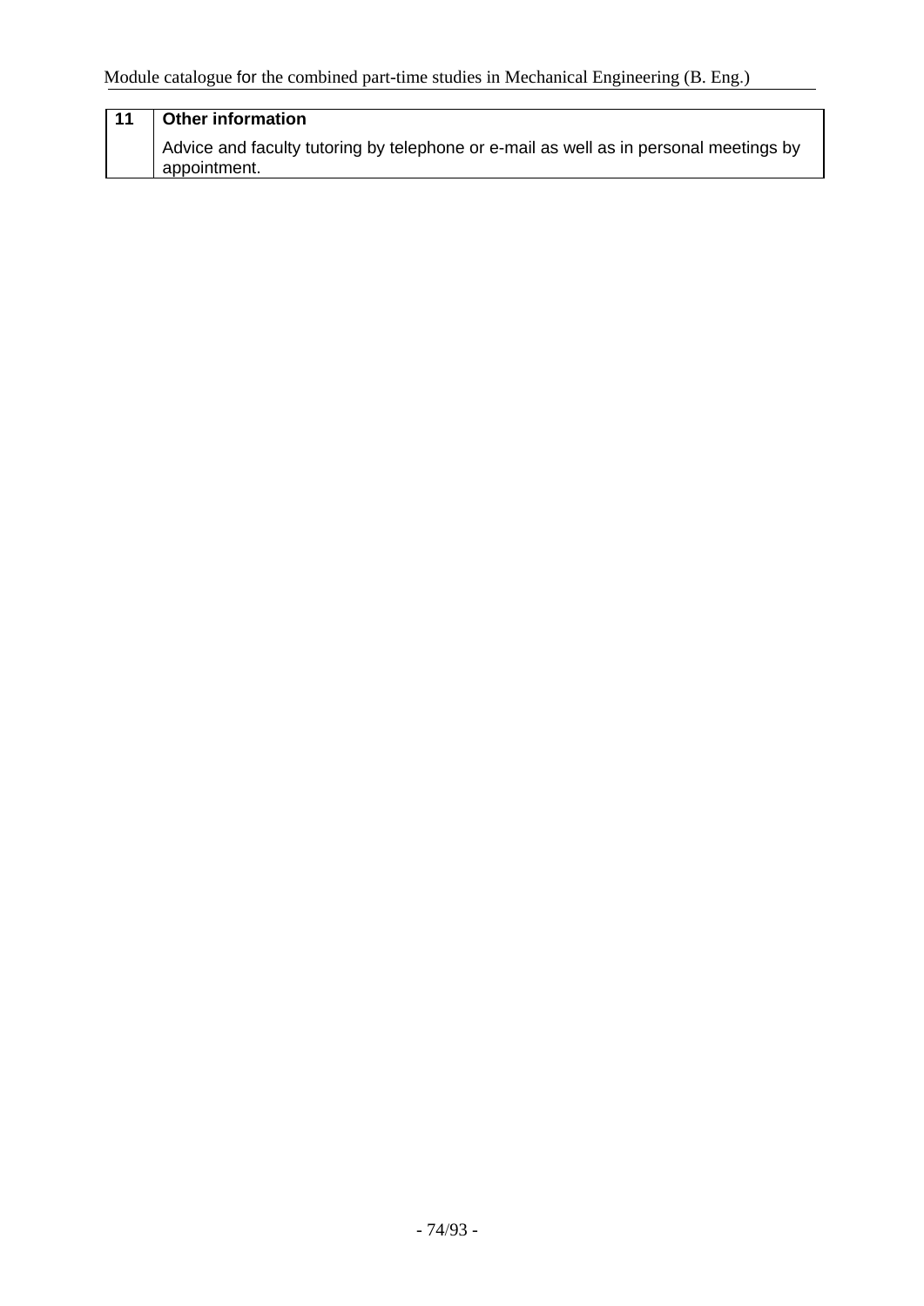| 11 | **Other information** |
|---|---|
| | Advice and faculty tutoring by telephone or e-mail as well as in personal meetings by appointment. |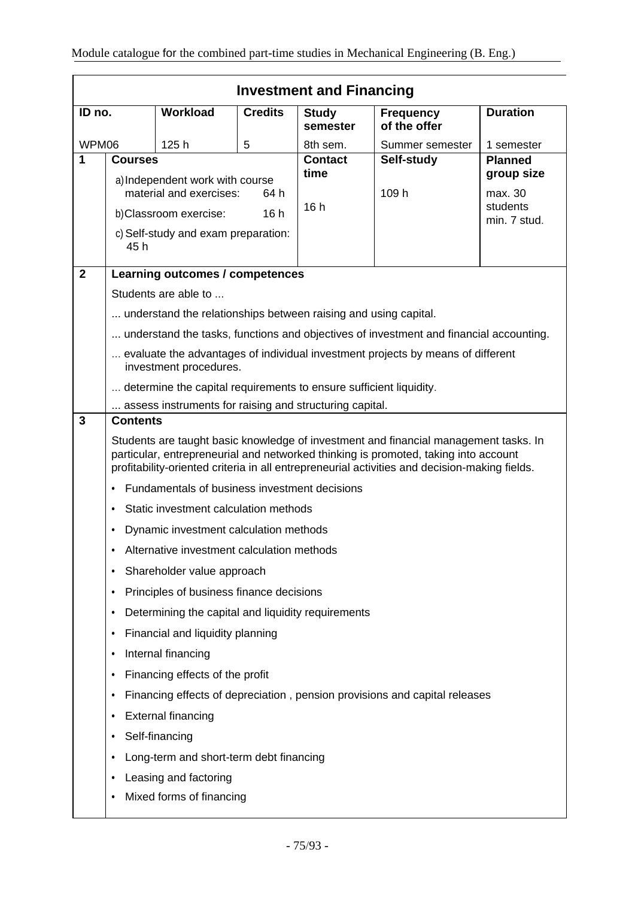## Investment and Financing

| ID no. | Workload | Credits | Study semester | Frequency of the offer | Duration |
|---|---|---|---|---|---|
| WPM06 | 125 h | 5 | 8th sem. | Summer semester | 1 semester |

| | Courses | Contact time | Self-study | Planned group size |
|---|---|---|---|---|
| 1 | a) Independent work with course material and exercises: 64 h<br>b) Classroom exercise: 16 h<br>c) Self-study and exam preparation: 45 h | 16 h | 109 h | max. 30 students<br>min. 7 stud. |

**2 Learning outcomes / competences**

Students are able to ...

... understand the relationships between raising and using capital.

... understand the tasks, functions and objectives of investment and financial accounting.

... evaluate the advantages of individual investment projects by means of different investment procedures.

... determine the capital requirements to ensure sufficient liquidity.

... assess instruments for raising and structuring capital.

**3 Contents**

Students are taught basic knowledge of investment and financial management tasks. In particular, entrepreneurial and networked thinking is promoted, taking into account profitability-oriented criteria in all entrepreneurial activities and decision-making fields.

- Fundamentals of business investment decisions
- Static investment calculation methods
- Dynamic investment calculation methods
- Alternative investment calculation methods
- Shareholder value approach
- Principles of business finance decisions
- Determining the capital and liquidity requirements
- Financial and liquidity planning
- Internal financing
- Financing effects of the profit
- Financing effects of depreciation , pension provisions and capital releases
- External financing
- Self-financing
- Long-term and short-term debt financing
- Leasing and factoring
- Mixed forms of financing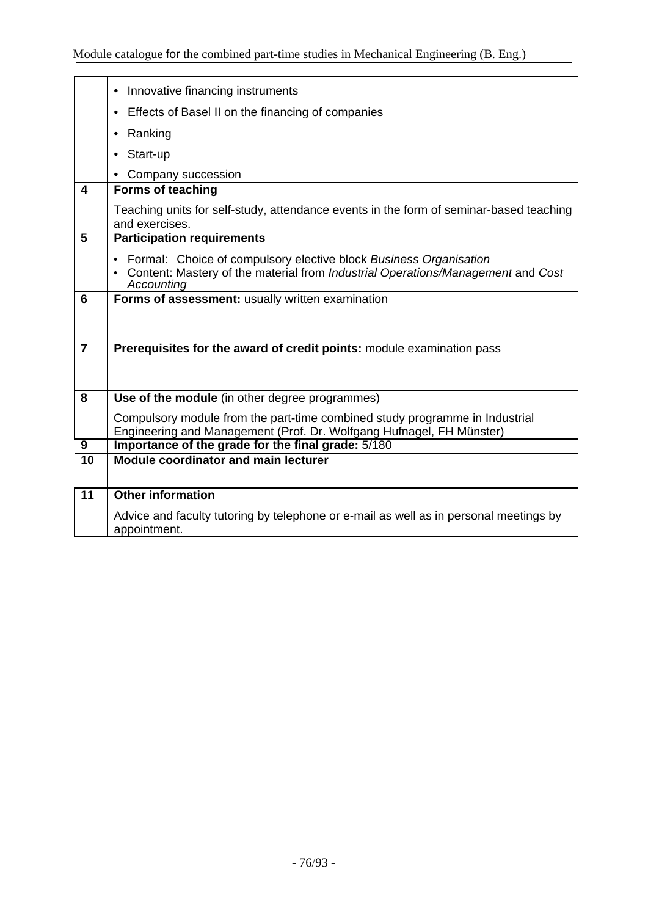| | |
|---|---|
| | • Innovative financing instruments<br>• Effects of Basel II on the financing of companies<br>• Ranking<br>• Start-up<br>• Company succession |
| **4** | **Forms of teaching**<br>Teaching units for self-study, attendance events in the form of seminar-based teaching and exercises. |
| **5** | **Participation requirements**<br>• Formal: Choice of compulsory elective block *Business Organisation*<br>• Content: Mastery of the material from *Industrial Operations/Management* and *Cost Accounting* |
| **6** | **Forms of assessment:** usually written examination |
| **7** | **Prerequisites for the award of credit points:** module examination pass |
| **8** | **Use of the module** (in other degree programmes)<br>Compulsory module from the part-time combined study programme in Industrial Engineering and Management (Prof. Dr. Wolfgang Hufnagel, FH Münster) |
| **9** | **Importance of the grade for the final grade:** 5/180 |
| **10** | **Module coordinator and main lecturer** |
| **11** | **Other information**<br>Advice and faculty tutoring by telephone or e-mail as well as in personal meetings by appointment. |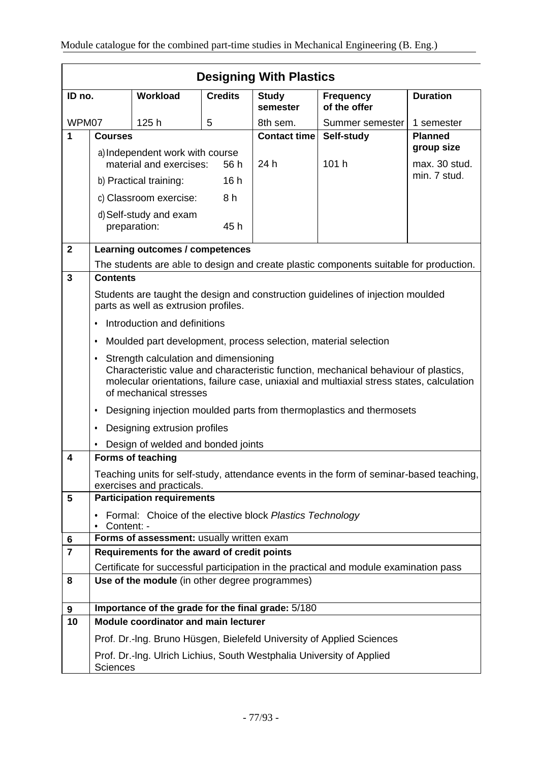## Designing With Plastics

| ID no. | Workload | Credits | Study semester | Frequency of the offer | Duration |
|---|---|---|---|---|---|
| WPM07 | 125 h | 5 | 8th sem. | Summer semester | 1 semester |

| | Courses | Contact time | Self-study | Planned group size |
|---|---|---|---|---|
| **1** | a) Independent work with course material and exercises: 56 h<br>b) Practical training: 16 h<br>c) Classroom exercise: 8 h<br>d) Self-study and exam preparation: 45 h | 24 h | 101 h | max. 30 stud.<br>min. 7 stud. |

**2 Learning outcomes / competences**

The students are able to design and create plastic components suitable for production.

**3 Contents**

Students are taught the design and construction guidelines of injection moulded parts as well as extrusion profiles.

- Introduction and definitions
- Moulded part development, process selection, material selection
- Strength calculation and dimensioning
  Characteristic value and characteristic function, mechanical behaviour of plastics, molecular orientations, failure case, uniaxial and multiaxial stress states, calculation of mechanical stresses
- Designing injection moulded parts from thermoplastics and thermosets
- Designing extrusion profiles
- Design of welded and bonded joints

**4 Forms of teaching**

Teaching units for self-study, attendance events in the form of seminar-based teaching, exercises and practicals.

**5 Participation requirements**

- Formal: Choice of the elective block *Plastics Technology*
- Content: -

**6 Forms of assessment:** usually written exam

**7 Requirements for the award of credit points**

Certificate for successful participation in the practical and module examination pass

**8 Use of the module** (in other degree programmes)

**9 Importance of the grade for the final grade:** 5/180

**10 Module coordinator and main lecturer**

Prof. Dr.-Ing. Bruno Hüsgen, Bielefeld University of Applied Sciences

Prof. Dr.-Ing. Ulrich Lichius, South Westphalia University of Applied Sciences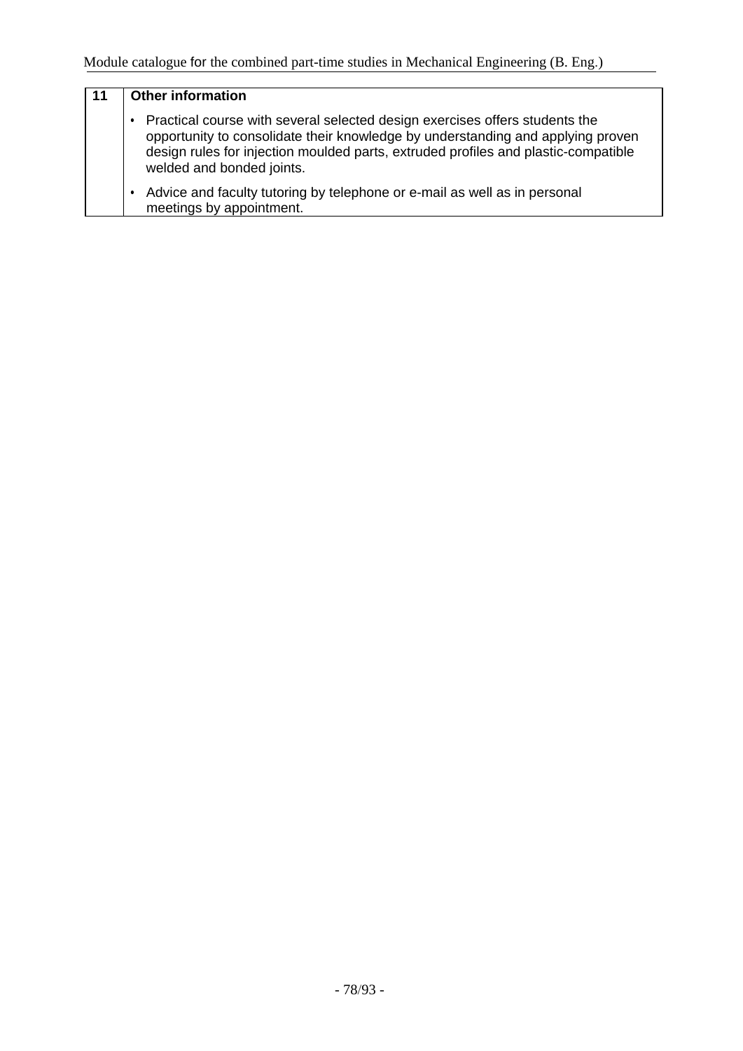| 11 | **Other information** |
|---|---|
| | • Practical course with several selected design exercises offers students the opportunity to consolidate their knowledge by understanding and applying proven design rules for injection moulded parts, extruded profiles and plastic-compatible welded and bonded joints.<br>• Advice and faculty tutoring by telephone or e-mail as well as in personal meetings by appointment. |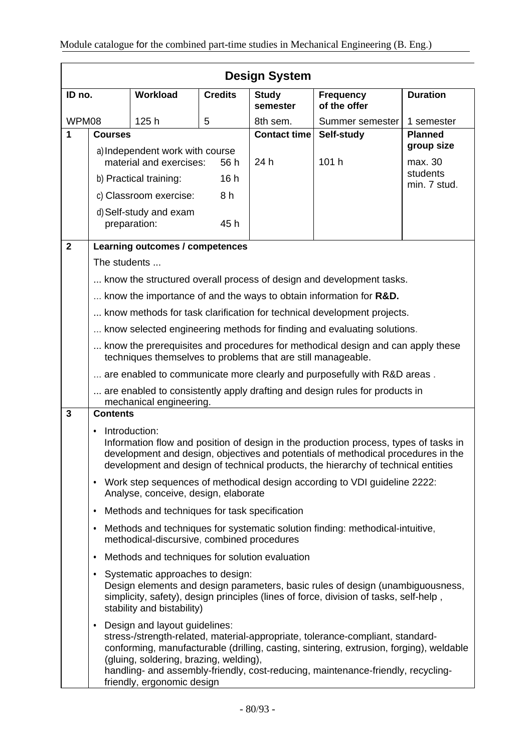## Design System

| ID no. | Workload | Credits | Study semester | Frequency of the offer | Duration |
|---|---|---|---|---|---|
| WPM08 | 125 h | 5 | 8th sem. | Summer semester | 1 semester |

| 1 | Courses | Contact time | Self-study | Planned group size |
|---|---|---|---|---|
| | a) Independent work with course material and exercises: 56 h<br>b) Practical training: 16 h<br>c) Classroom exercise: 8 h<br>d) Self-study and exam preparation: 45 h | 24 h | 101 h | max. 30 students<br>min. 7 stud. |

### 2 Learning outcomes / competences

The students ...

... know the structured overall process of design and development tasks.

... know the importance of and the ways to obtain information for **R&D.**

... know methods for task clarification for technical development projects.

... know selected engineering methods for finding and evaluating solutions.

... know the prerequisites and procedures for methodical design and can apply these techniques themselves to problems that are still manageable.

... are enabled to communicate more clearly and purposefully with R&D areas .

... are enabled to consistently apply drafting and design rules for products in mechanical engineering.

### 3 Contents

- Introduction:
  Information flow and position of design in the production process, types of tasks in development and design, objectives and potentials of methodical procedures in the development and design of technical products, the hierarchy of technical entities
- Work step sequences of methodical design according to VDI guideline 2222: Analyse, conceive, design, elaborate
- Methods and techniques for task specification
- Methods and techniques for systematic solution finding: methodical-intuitive, methodical-discursive, combined procedures
- Methods and techniques for solution evaluation
- Systematic approaches to design:
  Design elements and design parameters, basic rules of design (unambiguousness, simplicity, safety), design principles (lines of force, division of tasks, self-help , stability and bistability)
- Design and layout guidelines:
  stress-/strength-related, material-appropriate, tolerance-compliant, standard-conforming, manufacturable (drilling, casting, sintering, extrusion, forging), weldable (gluing, soldering, brazing, welding),
  handling- and assembly-friendly, cost-reducing, maintenance-friendly, recycling-friendly, ergonomic design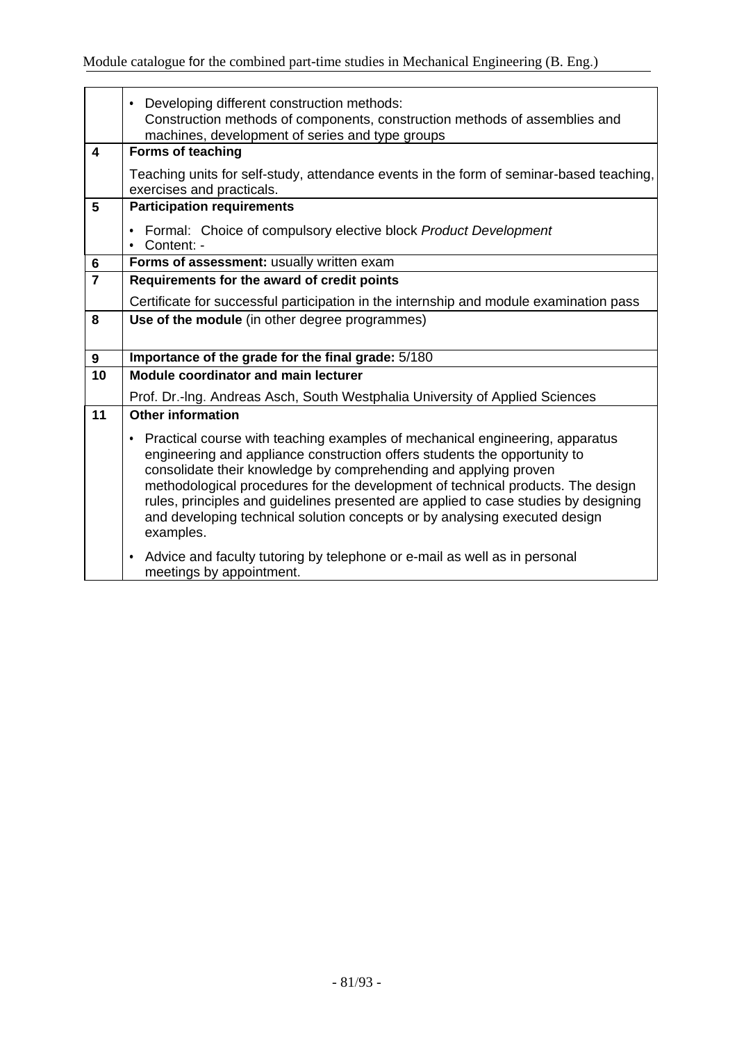| | |
|---|---|
| | • Developing different construction methods: Construction methods of components, construction methods of assemblies and machines, development of series and type groups |
| **4** | **Forms of teaching** |
| | Teaching units for self-study, attendance events in the form of seminar-based teaching, exercises and practicals. |
| **5** | **Participation requirements** |
| | • Formal: Choice of compulsory elective block *Product Development*<br>• Content: - |
| **6** | **Forms of assessment:** usually written exam |
| **7** | **Requirements for the award of credit points** |
| | Certificate for successful participation in the internship and module examination pass |
| **8** | **Use of the module** (in other degree programmes) |
| **9** | **Importance of the grade for the final grade:** 5/180 |
| **10** | **Module coordinator and main lecturer** |
| | Prof. Dr.-Ing. Andreas Asch, South Westphalia University of Applied Sciences |
| **11** | **Other information** |
| | • Practical course with teaching examples of mechanical engineering, apparatus engineering and appliance construction offers students the opportunity to consolidate their knowledge by comprehending and applying proven methodological procedures for the development of technical products. The design rules, principles and guidelines presented are applied to case studies by designing and developing technical solution concepts or by analysing executed design examples.<br>• Advice and faculty tutoring by telephone or e-mail as well as in personal meetings by appointment. |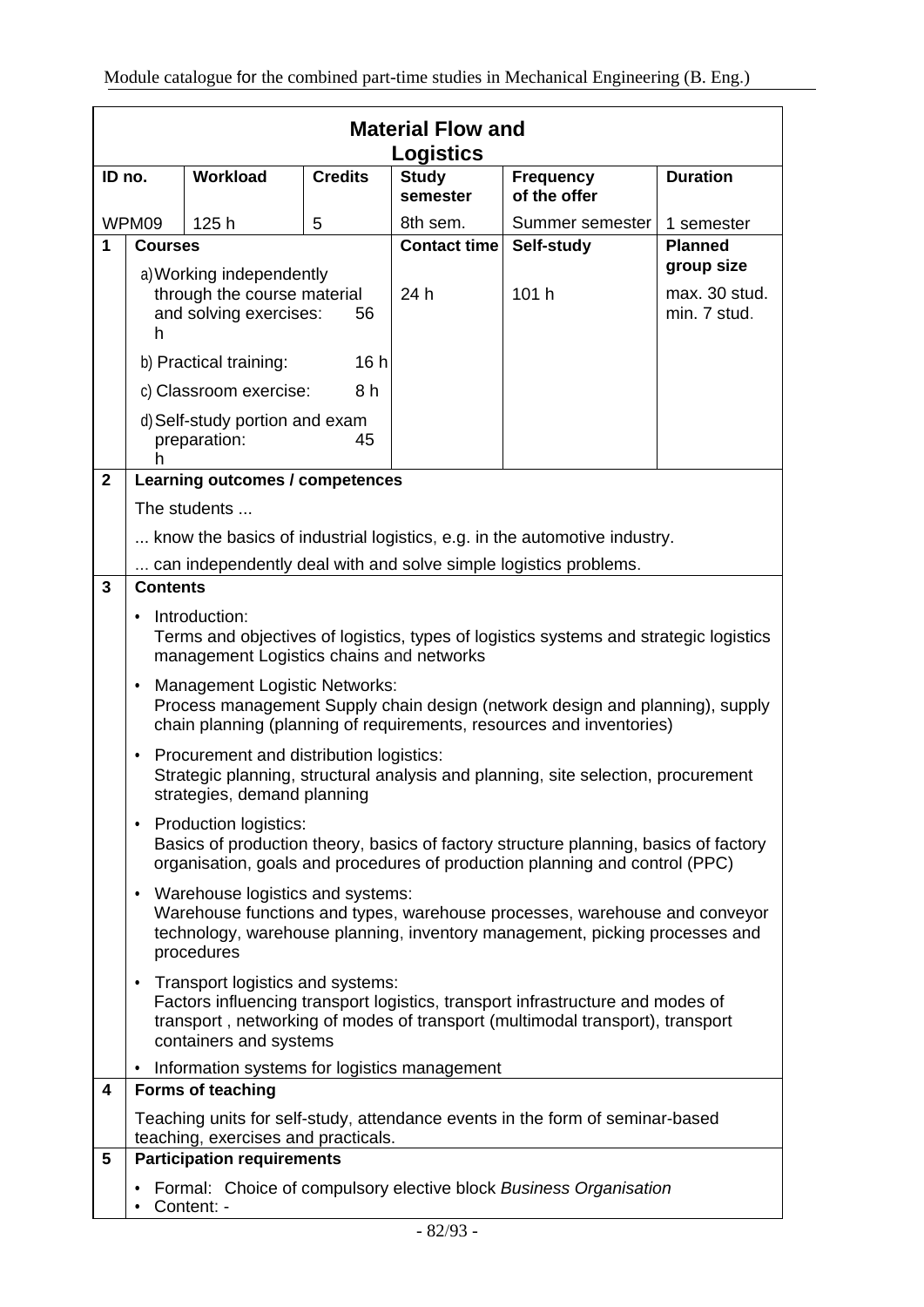# Material Flow and Logistics

| ID no. | Workload | Credits | Study semester | Frequency of the offer | Duration |
|---|---|---|---|---|---|
| WPM09 | 125 h | 5 | 8th sem. | Summer semester | 1 semester |

| | Courses | Contact time | Self-study | Planned group size |
|---|---|---|---|---|
| **1** | a) Working independently through the course material and solving exercises: 56 h<br>b) Practical training: 16 h<br>c) Classroom exercise: 8 h<br>d) Self-study portion and exam preparation: 45 h | 24 h | 101 h | max. 30 stud.<br>min. 7 stud. |

## 2 Learning outcomes / competences

The students ...

... know the basics of industrial logistics, e.g. in the automotive industry.

... can independently deal with and solve simple logistics problems.

## 3 Contents

- Introduction:
  Terms and objectives of logistics, types of logistics systems and strategic logistics management Logistics chains and networks
- Management Logistic Networks:
  Process management Supply chain design (network design and planning), supply chain planning (planning of requirements, resources and inventories)
- Procurement and distribution logistics:
  Strategic planning, structural analysis and planning, site selection, procurement strategies, demand planning
- Production logistics:
  Basics of production theory, basics of factory structure planning, basics of factory organisation, goals and procedures of production planning and control (PPC)
- Warehouse logistics and systems:
  Warehouse functions and types, warehouse processes, warehouse and conveyor technology, warehouse planning, inventory management, picking processes and procedures
- Transport logistics and systems:
  Factors influencing transport logistics, transport infrastructure and modes of transport , networking of modes of transport (multimodal transport), transport containers and systems
- Information systems for logistics management

## 4 Forms of teaching

Teaching units for self-study, attendance events in the form of seminar-based teaching, exercises and practicals.

## 5 Participation requirements

- Formal: Choice of compulsory elective block *Business Organisation*
- Content: -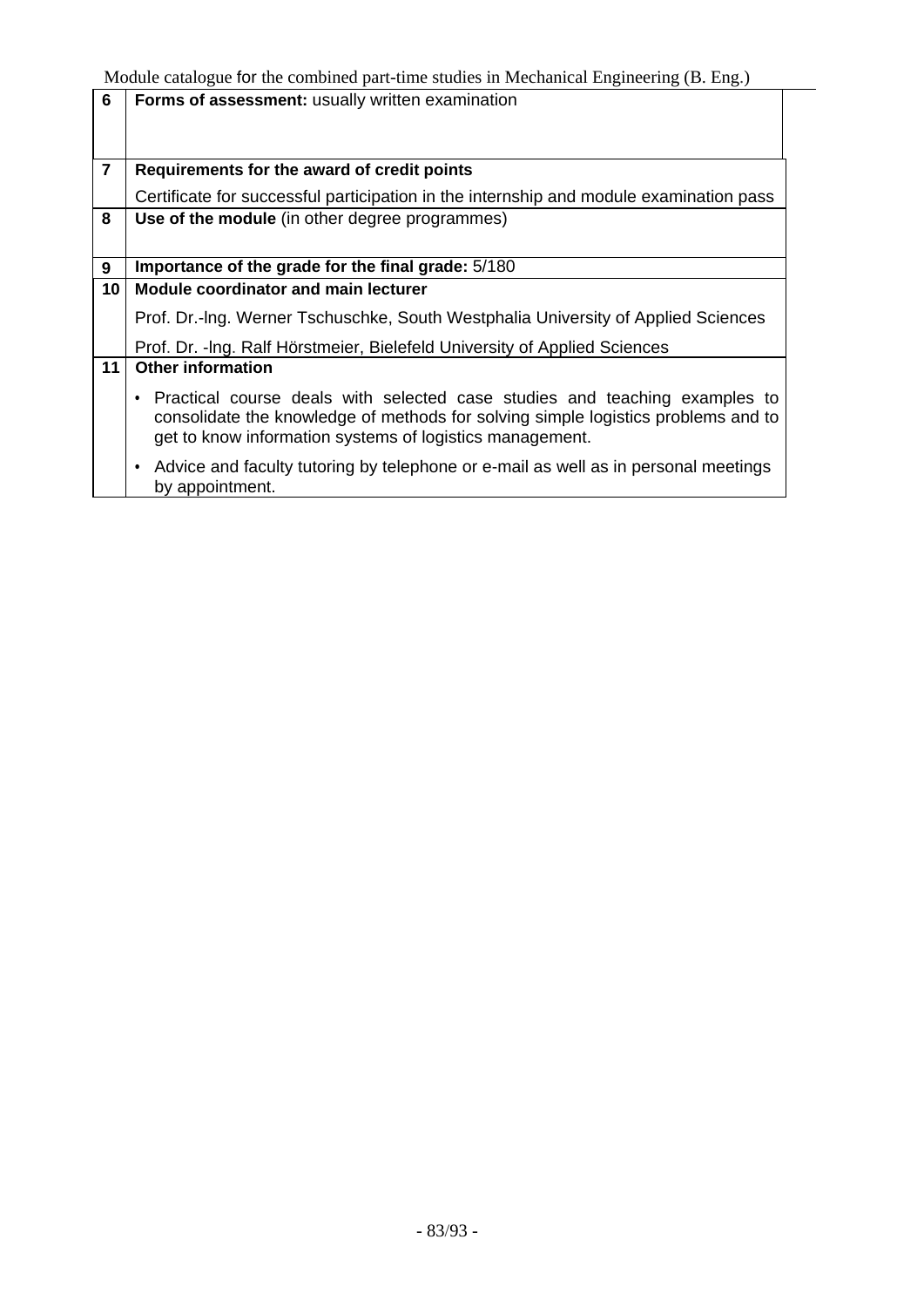| | |
|---|---|
| **6** | **Forms of assessment:** usually written examination |
| **7** | **Requirements for the award of credit points**<br>Certificate for successful participation in the internship and module examination pass |
| **8** | **Use of the module** (in other degree programmes) |
| **9** | **Importance of the grade for the final grade:** 5/180 |
| **10** | **Module coordinator and main lecturer**<br>Prof. Dr.-lng. Werner Tschuschke, South Westphalia University of Applied Sciences<br>Prof. Dr. -lng. Ralf Hörstmeier, Bielefeld University of Applied Sciences |
| **11** | **Other information**<br>• Practical course deals with selected case studies and teaching examples to consolidate the knowledge of methods for solving simple logistics problems and to get to know information systems of logistics management.<br>• Advice and faculty tutoring by telephone or e-mail as well as in personal meetings by appointment. |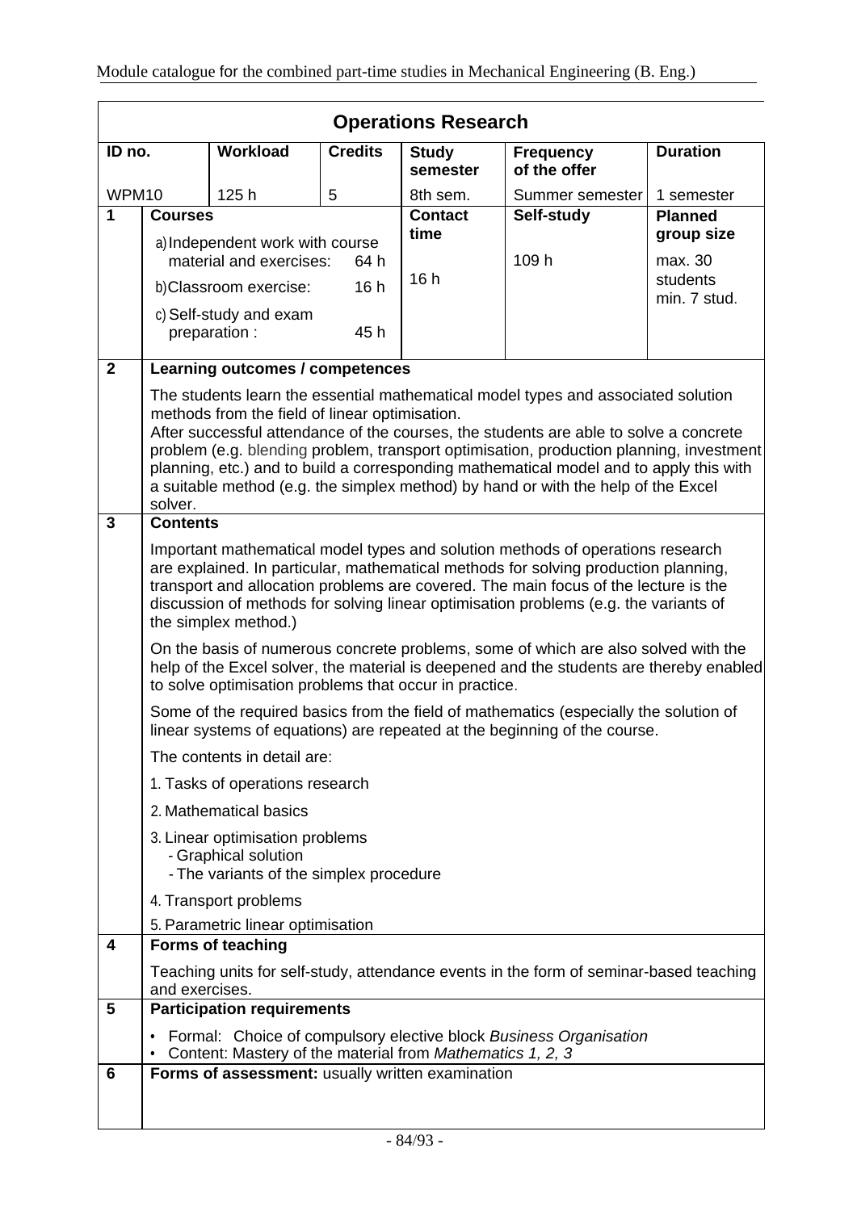# Operations Research

| ID no. | Workload | Credits | Study semester | Frequency of the offer | Duration |
|---|---|---|---|---|---|
| WPM10 | 125 h | 5 | 8th sem. | Summer semester | 1 semester |

| | Courses | Contact time | Self-study | Planned group size |
|---|---|---|---|---|
| **1** | a) Independent work with course material and exercises: 64 h<br>b) Classroom exercise: 16 h<br>c) Self-study and exam preparation : 45 h | 16 h | 109 h | max. 30 students<br>min. 7 stud. |

## 2 Learning outcomes / competences

The students learn the essential mathematical model types and associated solution methods from the field of linear optimisation.
After successful attendance of the courses, the students are able to solve a concrete problem (e.g. blending problem, transport optimisation, production planning, investment planning, etc.) and to build a corresponding mathematical model and to apply this with a suitable method (e.g. the simplex method) by hand or with the help of the Excel solver.

## 3 Contents

Important mathematical model types and solution methods of operations research are explained. In particular, mathematical methods for solving production planning, transport and allocation problems are covered. The main focus of the lecture is the discussion of methods for solving linear optimisation problems (e.g. the variants of the simplex method.)

On the basis of numerous concrete problems, some of which are also solved with the help of the Excel solver, the material is deepened and the students are thereby enabled to solve optimisation problems that occur in practice.

Some of the required basics from the field of mathematics (especially the solution of linear systems of equations) are repeated at the beginning of the course.

The contents in detail are:

1. Tasks of operations research
2. Mathematical basics
3. Linear optimisation problems
   - Graphical solution
   - The variants of the simplex procedure
4. Transport problems
5. Parametric linear optimisation

## 4 Forms of teaching

Teaching units for self-study, attendance events in the form of seminar-based teaching and exercises.

## 5 Participation requirements

- Formal: Choice of compulsory elective block *Business Organisation*
- Content: Mastery of the material from *Mathematics 1, 2, 3*

## 6 Forms of assessment: usually written examination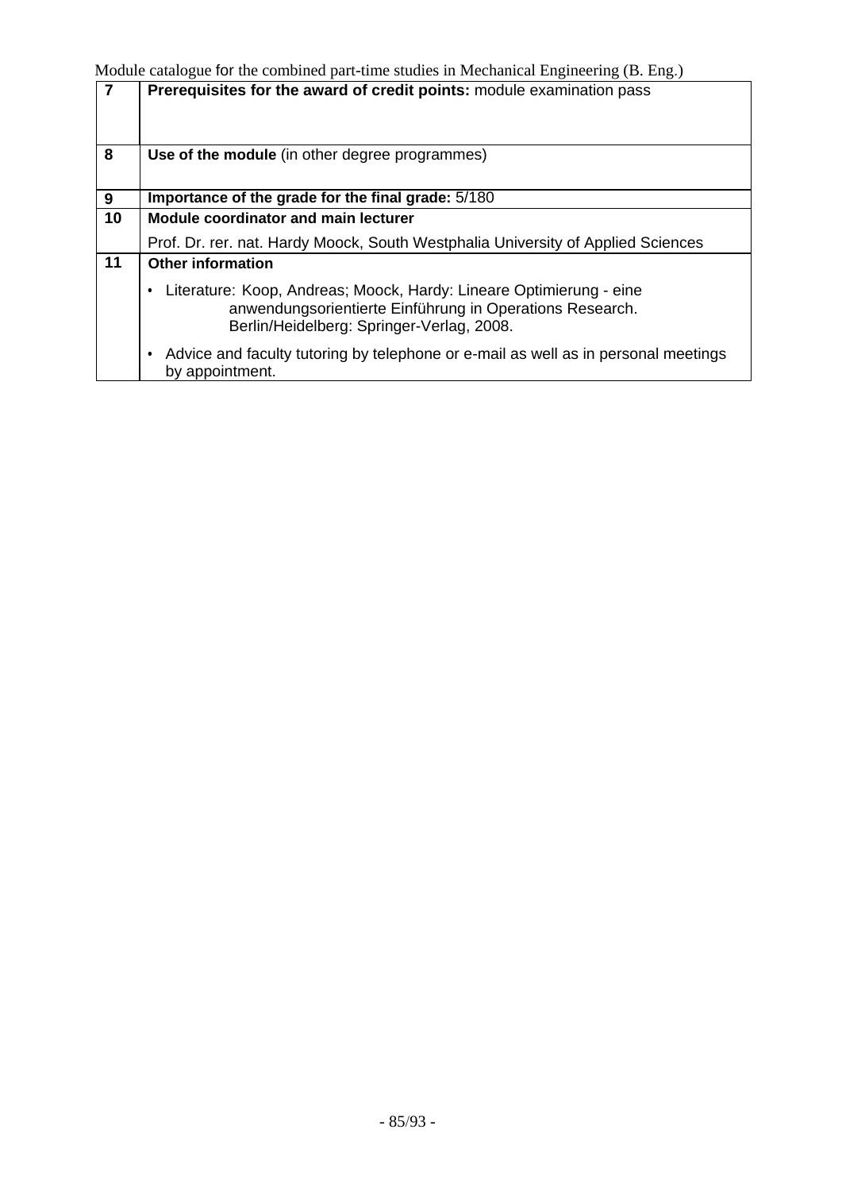| | |
|---|---|
| **7** | **Prerequisites for the award of credit points:** module examination pass |
| **8** | **Use of the module** (in other degree programmes) |
| **9** | **Importance of the grade for the final grade:** 5/180 |
| **10** | **Module coordinator and main lecturer**<br><br>Prof. Dr. rer. nat. Hardy Moock, South Westphalia University of Applied Sciences |
| **11** | **Other information**<br><br>• Literature: Koop, Andreas; Moock, Hardy: Lineare Optimierung - eine anwendungsorientierte Einführung in Operations Research. Berlin/Heidelberg: Springer-Verlag, 2008.<br><br>• Advice and faculty tutoring by telephone or e-mail as well as in personal meetings by appointment. |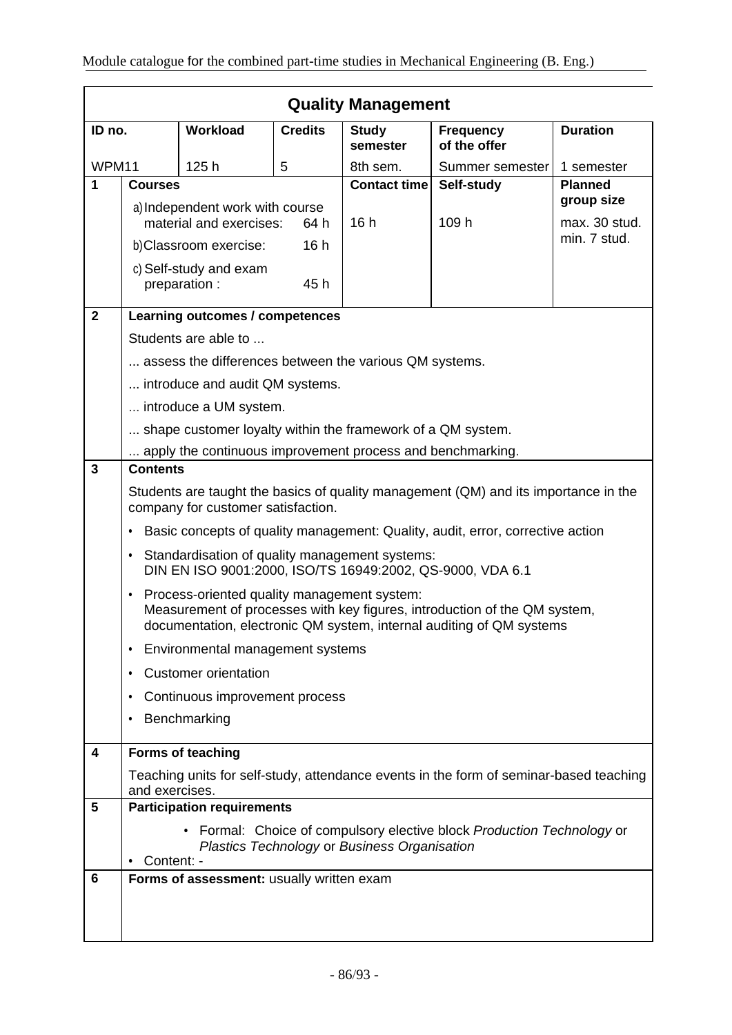## Quality Management

| ID no. | Workload | Credits | Study semester | Frequency of the offer | Duration |
|---|---|---|---|---|---|
| WPM11 | 125 h | 5 | 8th sem. | Summer semester | 1 semester |

| | | | | |
|---|---|---|---|---|
| **1** | **Courses** | **Contact time** | **Self-study** | **Planned group size** |
| | a) Independent work with course material and exercises: 64 h<br>b) Classroom exercise: 16 h<br>c) Self-study and exam preparation : 45 h | 16 h | 109 h | max. 30 stud.<br>min. 7 stud. |

**2 Learning outcomes / competences**

Students are able to ...

... assess the differences between the various QM systems.

... introduce and audit QM systems.

... introduce a UM system.

... shape customer loyalty within the framework of a QM system.

... apply the continuous improvement process and benchmarking.

**3 Contents**

Students are taught the basics of quality management (QM) and its importance in the company for customer satisfaction.

- Basic concepts of quality management: Quality, audit, error, corrective action
- Standardisation of quality management systems: DIN EN ISO 9001:2000, ISO/TS 16949:2002, QS-9000, VDA 6.1
- Process-oriented quality management system: Measurement of processes with key figures, introduction of the QM system, documentation, electronic QM system, internal auditing of QM systems
- Environmental management systems
- Customer orientation
- Continuous improvement process
- Benchmarking

**4 Forms of teaching**

Teaching units for self-study, attendance events in the form of seminar-based teaching and exercises.

**5 Participation requirements**

- Formal: Choice of compulsory elective block *Production Technology* or *Plastics Technology* or *Business Organisation*
- Content: -

**6 Forms of assessment:** usually written exam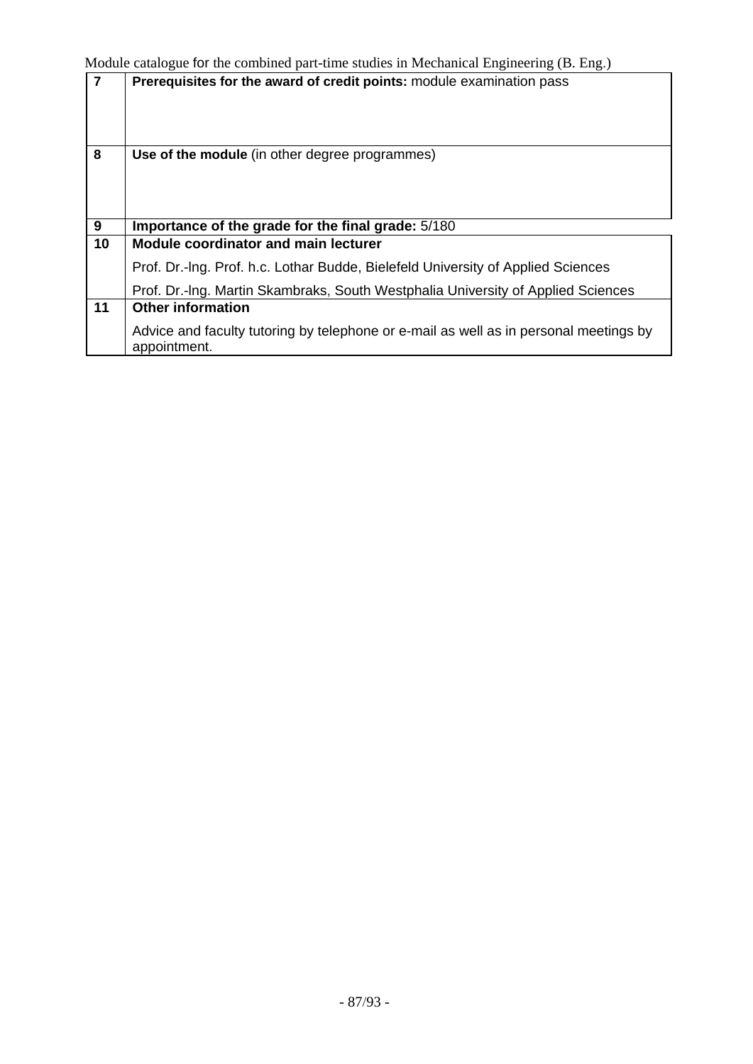| | |
|---|---|
| 7 | **Prerequisites for the award of credit points:** module examination pass |
| 8 | **Use of the module** (in other degree programmes) |
| 9 | **Importance of the grade for the final grade:** 5/180 |
| 10 | **Module coordinator and main lecturer**<br><br>Prof. Dr.-lng. Prof. h.c. Lothar Budde, Bielefeld University of Applied Sciences<br><br>Prof. Dr.-lng. Martin Skambraks, South Westphalia University of Applied Sciences |
| 11 | **Other information**<br><br>Advice and faculty tutoring by telephone or e-mail as well as in personal meetings by appointment. |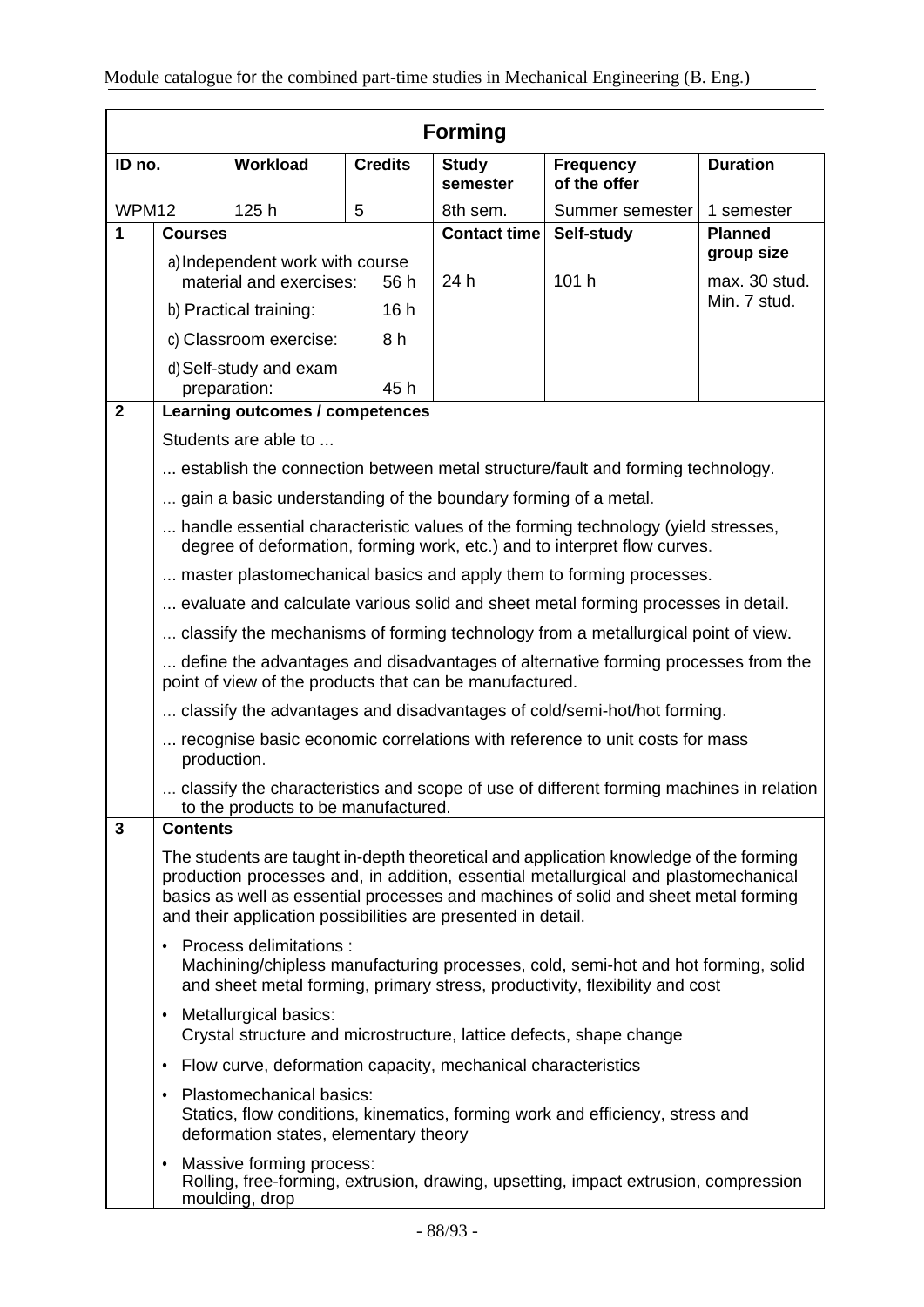# Forming

| ID no. | Workload | Credits | Study semester | Frequency of the offer | Duration |
|---|---|---|---|---|---|
| WPM12 | 125 h | 5 | 8th sem. | Summer semester | 1 semester |

| 1 | Courses | Contact time | Self-study | Planned group size |
|---|---|---|---|---|
| | a) Independent work with course material and exercises: 56 h<br>b) Practical training: 16 h<br>c) Classroom exercise: 8 h<br>d) Self-study and exam preparation: 45 h | 24 h | 101 h | max. 30 stud.<br>Min. 7 stud. |

## 2 Learning outcomes / competences

Students are able to ...

... establish the connection between metal structure/fault and forming technology.

... gain a basic understanding of the boundary forming of a metal.

... handle essential characteristic values of the forming technology (yield stresses, degree of deformation, forming work, etc.) and to interpret flow curves.

... master plastomechanical basics and apply them to forming processes.

... evaluate and calculate various solid and sheet metal forming processes in detail.

... classify the mechanisms of forming technology from a metallurgical point of view.

... define the advantages and disadvantages of alternative forming processes from the point of view of the products that can be manufactured.

... classify the advantages and disadvantages of cold/semi-hot/hot forming.

... recognise basic economic correlations with reference to unit costs for mass production.

... classify the characteristics and scope of use of different forming machines in relation to the products to be manufactured.

## 3 Contents

The students are taught in-depth theoretical and application knowledge of the forming production processes and, in addition, essential metallurgical and plastomechanical basics as well as essential processes and machines of solid and sheet metal forming and their application possibilities are presented in detail.

- Process delimitations :
  Machining/chipless manufacturing processes, cold, semi-hot and hot forming, solid and sheet metal forming, primary stress, productivity, flexibility and cost
- Metallurgical basics:
  Crystal structure and microstructure, lattice defects, shape change
- Flow curve, deformation capacity, mechanical characteristics
- Plastomechanical basics:
  Statics, flow conditions, kinematics, forming work and efficiency, stress and deformation states, elementary theory
- Massive forming process:
  Rolling, free-forming, extrusion, drawing, upsetting, impact extrusion, compression moulding, drop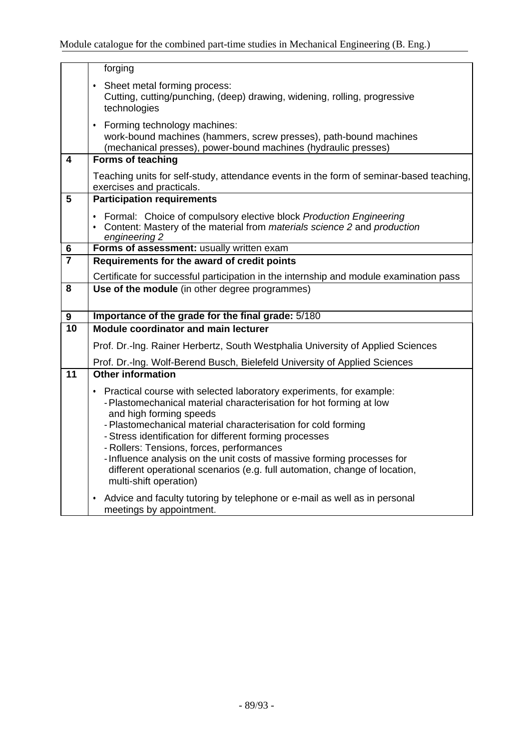| | |
|---|---|
| | forging<br>• Sheet metal forming process:<br>Cutting, cutting/punching, (deep) drawing, widening, rolling, progressive technologies<br>• Forming technology machines:<br>work-bound machines (hammers, screw presses), path-bound machines (mechanical presses), power-bound machines (hydraulic presses) |
| **4** | **Forms of teaching**<br>Teaching units for self-study, attendance events in the form of seminar-based teaching, exercises and practicals. |
| **5** | **Participation requirements**<br>• Formal: Choice of compulsory elective block *Production Engineering*<br>• Content: Mastery of the material from *materials science 2* and *production engineering 2* |
| **6** | **Forms of assessment:** usually written exam |
| **7** | **Requirements for the award of credit points**<br>Certificate for successful participation in the internship and module examination pass |
| **8** | **Use of the module** (in other degree programmes) |
| **9** | **Importance of the grade for the final grade:** 5/180 |
| **10** | **Module coordinator and main lecturer**<br>Prof. Dr.-Ing. Rainer Herbertz, South Westphalia University of Applied Sciences<br>Prof. Dr.-Ing. Wolf-Berend Busch, Bielefeld University of Applied Sciences |
| **11** | **Other information**<br>• Practical course with selected laboratory experiments, for example:<br>- Plastomechanical material characterisation for hot forming at low and high forming speeds<br>- Plastomechanical material characterisation for cold forming<br>- Stress identification for different forming processes<br>- Rollers: Tensions, forces, performances<br>- Influence analysis on the unit costs of massive forming processes for different operational scenarios (e.g. full automation, change of location, multi-shift operation)<br>• Advice and faculty tutoring by telephone or e-mail as well as in personal meetings by appointment. |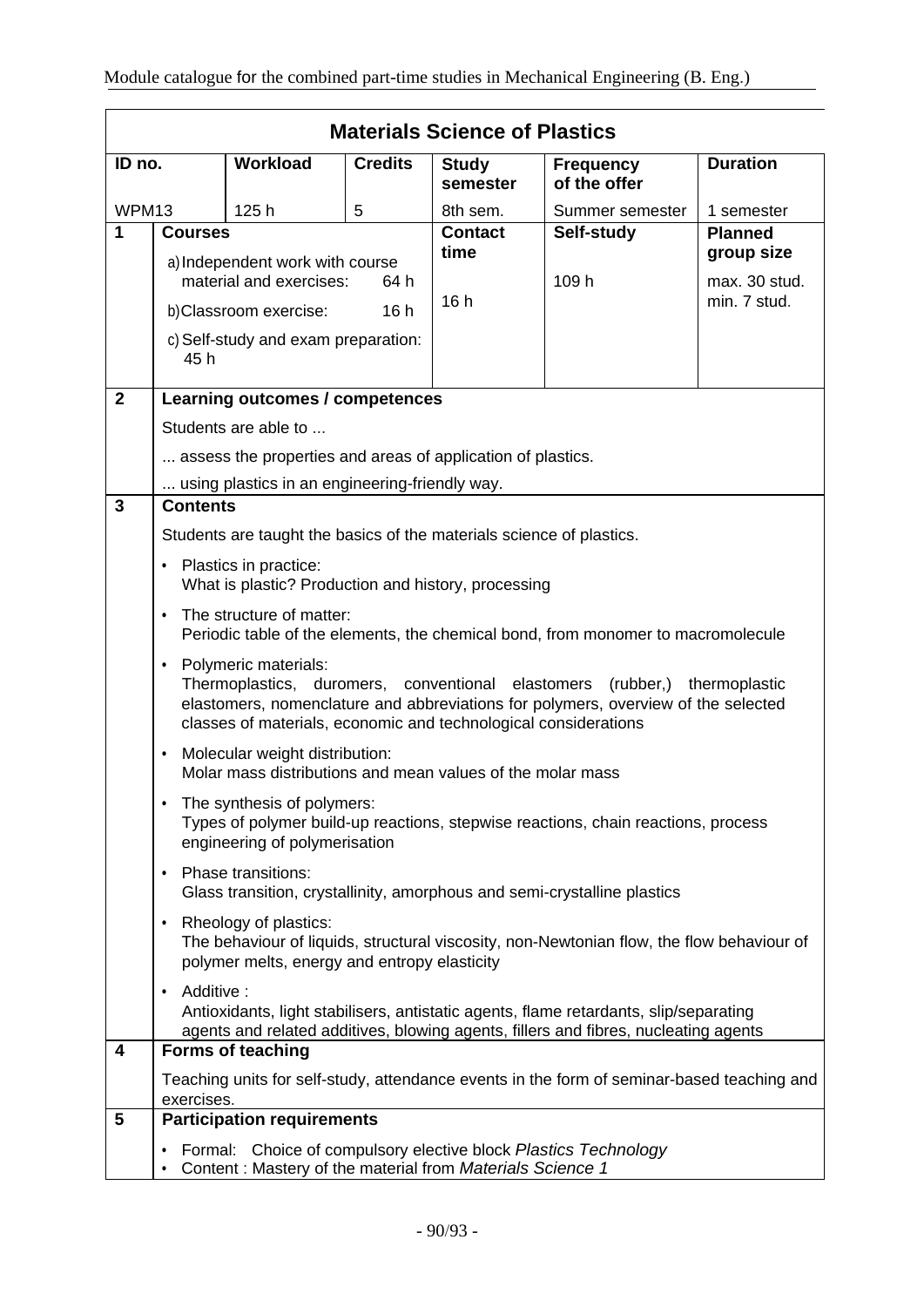## Materials Science of Plastics

| ID no. | Workload | Credits | Study semester | Frequency of the offer | Duration |
|---|---|---|---|---|---|
| WPM13 | 125 h | 5 | 8th sem. | Summer semester | 1 semester |

| | Courses | Contact time | Self-study | Planned group size |
|---|---|---|---|---|
| 1 | a) Independent work with course material and exercises: 64 h<br>b) Classroom exercise: 16 h<br>c) Self-study and exam preparation: 45 h | 16 h | 109 h | max. 30 stud.<br>min. 7 stud. |

**2 Learning outcomes / competences**

Students are able to ...

... assess the properties and areas of application of plastics.

... using plastics in an engineering-friendly way.

**3 Contents**

Students are taught the basics of the materials science of plastics.

- Plastics in practice:
  What is plastic? Production and history, processing
- The structure of matter:
  Periodic table of the elements, the chemical bond, from monomer to macromolecule
- Polymeric materials:
  Thermoplastics, duromers, conventional elastomers (rubber,) thermoplastic elastomers, nomenclature and abbreviations for polymers, overview of the selected classes of materials, economic and technological considerations
- Molecular weight distribution:
  Molar mass distributions and mean values of the molar mass
- The synthesis of polymers:
  Types of polymer build-up reactions, stepwise reactions, chain reactions, process engineering of polymerisation
- Phase transitions:
  Glass transition, crystallinity, amorphous and semi-crystalline plastics
- Rheology of plastics:
  The behaviour of liquids, structural viscosity, non-Newtonian flow, the flow behaviour of polymer melts, energy and entropy elasticity
- Additive :
  Antioxidants, light stabilisers, antistatic agents, flame retardants, slip/separating agents and related additives, blowing agents, fillers and fibres, nucleating agents

**4 Forms of teaching**

Teaching units for self-study, attendance events in the form of seminar-based teaching and exercises.

**5 Participation requirements**

- Formal: Choice of compulsory elective block *Plastics Technology*
- Content : Mastery of the material from *Materials Science 1*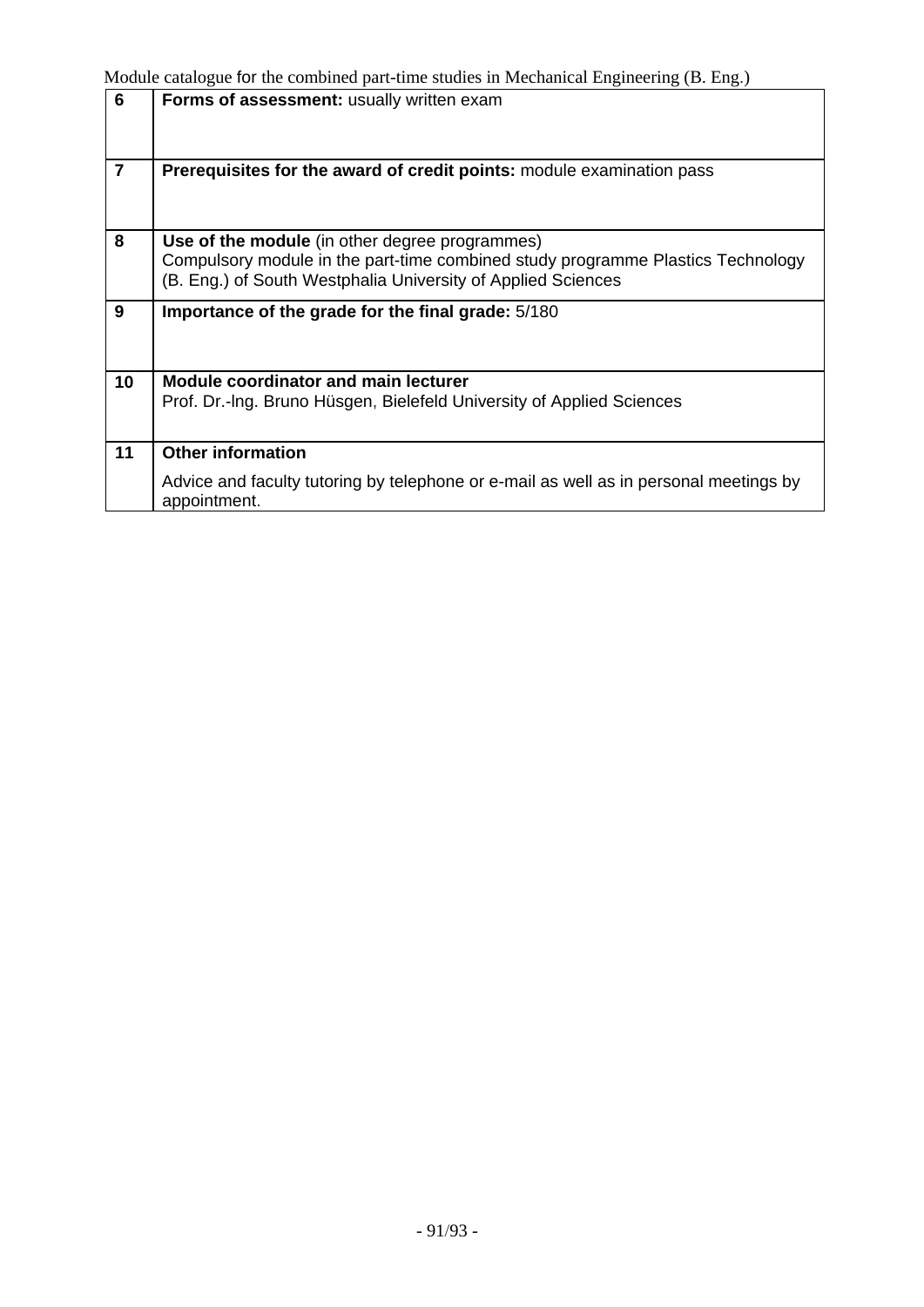| | |
|---|---|
| **6** | **Forms of assessment:** usually written exam |
| **7** | **Prerequisites for the award of credit points:** module examination pass |
| **8** | **Use of the module** (in other degree programmes)<br>Compulsory module in the part-time combined study programme Plastics Technology (B. Eng.) of South Westphalia University of Applied Sciences |
| **9** | **Importance of the grade for the final grade:** 5/180 |
| **10** | **Module coordinator and main lecturer**<br>Prof. Dr.-lng. Bruno Hüsgen, Bielefeld University of Applied Sciences |
| **11** | **Other information**<br>Advice and faculty tutoring by telephone or e-mail as well as in personal meetings by appointment. |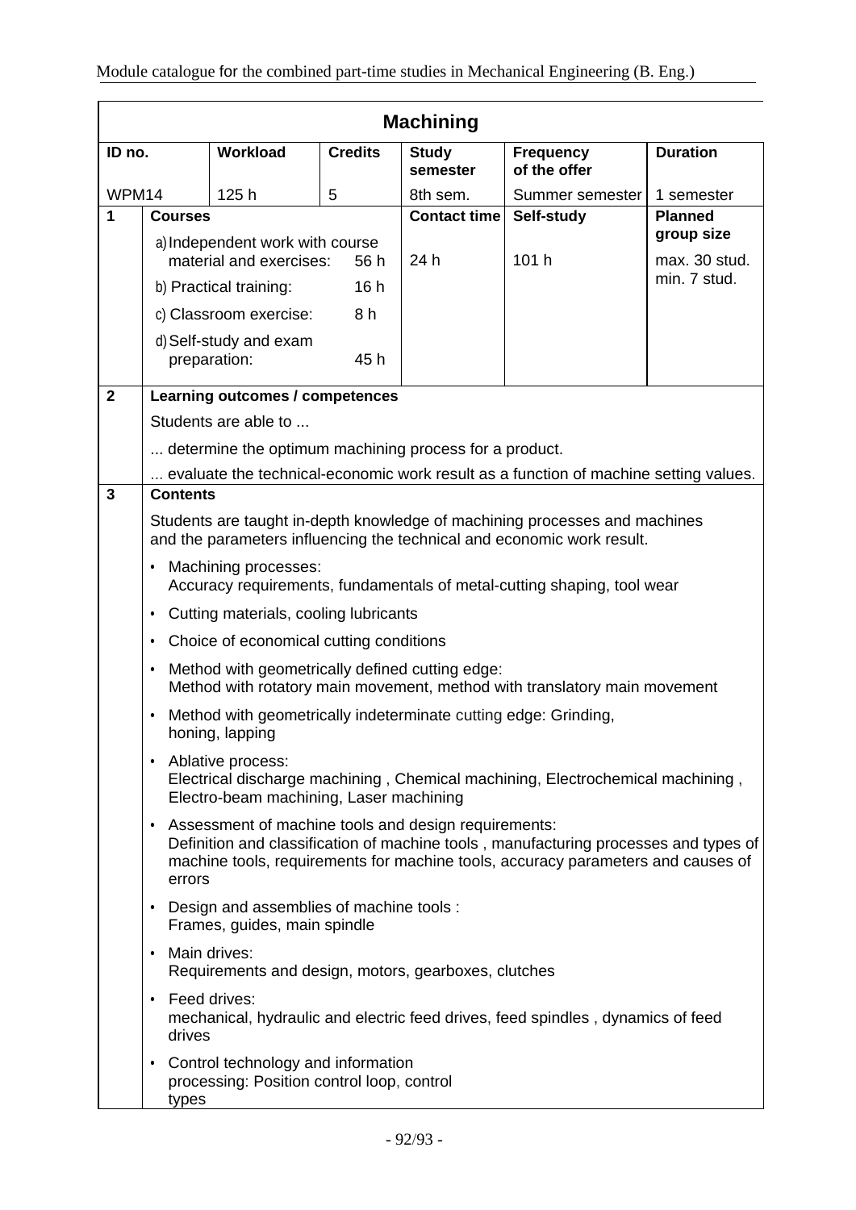# Machining

| ID no. | Workload | Credits | Study semester | Frequency of the offer | Duration |
|---|---|---|---|---|---|
| WPM14 | 125 h | 5 | 8th sem. | Summer semester | 1 semester |

| | Courses | Contact time | Self-study | Planned group size |
|---|---|---|---|---|
| 1 | a) Independent work with course material and exercises: 56 h<br>b) Practical training: 16 h<br>c) Classroom exercise: 8 h<br>d) Self-study and exam preparation: 45 h | 24 h | 101 h | max. 30 stud.<br>min. 7 stud. |

**2 Learning outcomes / competences**

Students are able to ...

... determine the optimum machining process for a product.

... evaluate the technical-economic work result as a function of machine setting values.

**3 Contents**

Students are taught in-depth knowledge of machining processes and machines and the parameters influencing the technical and economic work result.

- Machining processes:
  Accuracy requirements, fundamentals of metal-cutting shaping, tool wear
- Cutting materials, cooling lubricants
- Choice of economical cutting conditions
- Method with geometrically defined cutting edge:
  Method with rotatory main movement, method with translatory main movement
- Method with geometrically indeterminate cutting edge: Grinding, honing, lapping
- Ablative process:
  Electrical discharge machining , Chemical machining, Electrochemical machining , Electro-beam machining, Laser machining
- Assessment of machine tools and design requirements:
  Definition and classification of machine tools , manufacturing processes and types of machine tools, requirements for machine tools, accuracy parameters and causes of errors
- Design and assemblies of machine tools :
  Frames, guides, main spindle
- Main drives:
  Requirements and design, motors, gearboxes, clutches
- Feed drives:
  mechanical, hydraulic and electric feed drives, feed spindles , dynamics of feed drives
- Control technology and information processing: Position control loop, control types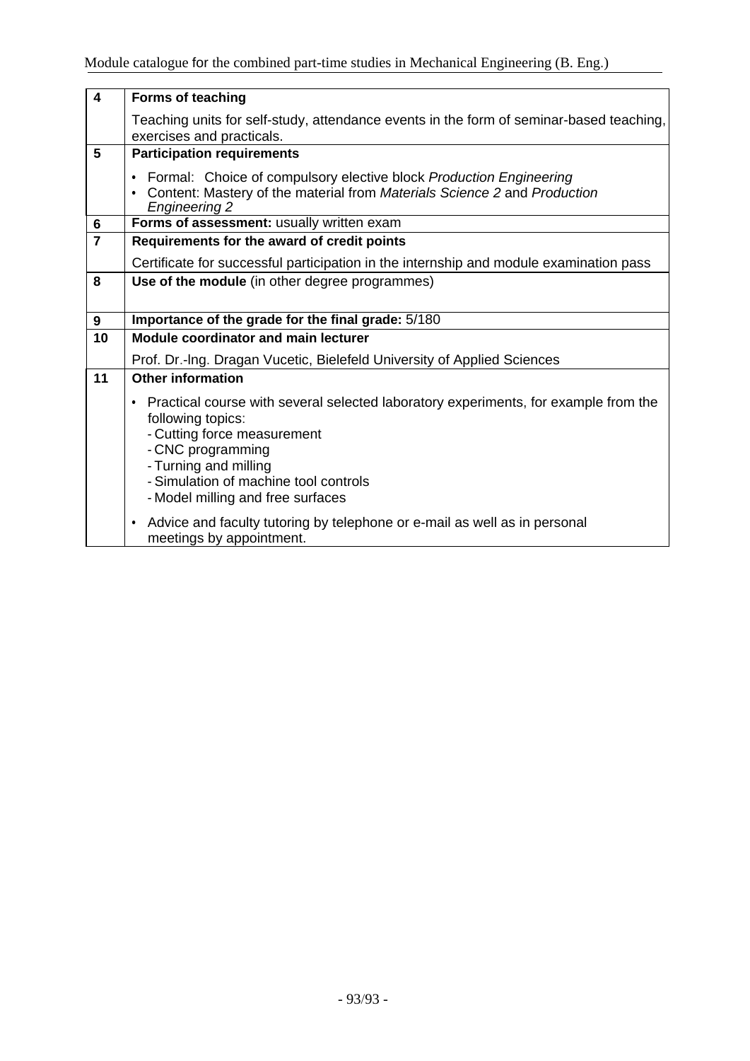| | |
|---|---|
| **4** | **Forms of teaching**<br><br>Teaching units for self-study, attendance events in the form of seminar-based teaching, exercises and practicals. |
| **5** | **Participation requirements**<br><br>• Formal: Choice of compulsory elective block *Production Engineering*<br>• Content: Mastery of the material from *Materials Science 2* and *Production Engineering 2* |
| **6** | **Forms of assessment:** usually written exam |
| **7** | **Requirements for the award of credit points**<br><br>Certificate for successful participation in the internship and module examination pass |
| **8** | **Use of the module** (in other degree programmes) |
| **9** | **Importance of the grade for the final grade:** 5/180 |
| **10** | **Module coordinator and main lecturer**<br><br>Prof. Dr.-Ing. Dragan Vucetic, Bielefeld University of Applied Sciences |
| **11** | **Other information**<br><br>• Practical course with several selected laboratory experiments, for example from the following topics:<br>- Cutting force measurement<br>- CNC programming<br>- Turning and milling<br>- Simulation of machine tool controls<br>- Model milling and free surfaces<br><br>• Advice and faculty tutoring by telephone or e-mail as well as in personal meetings by appointment. |